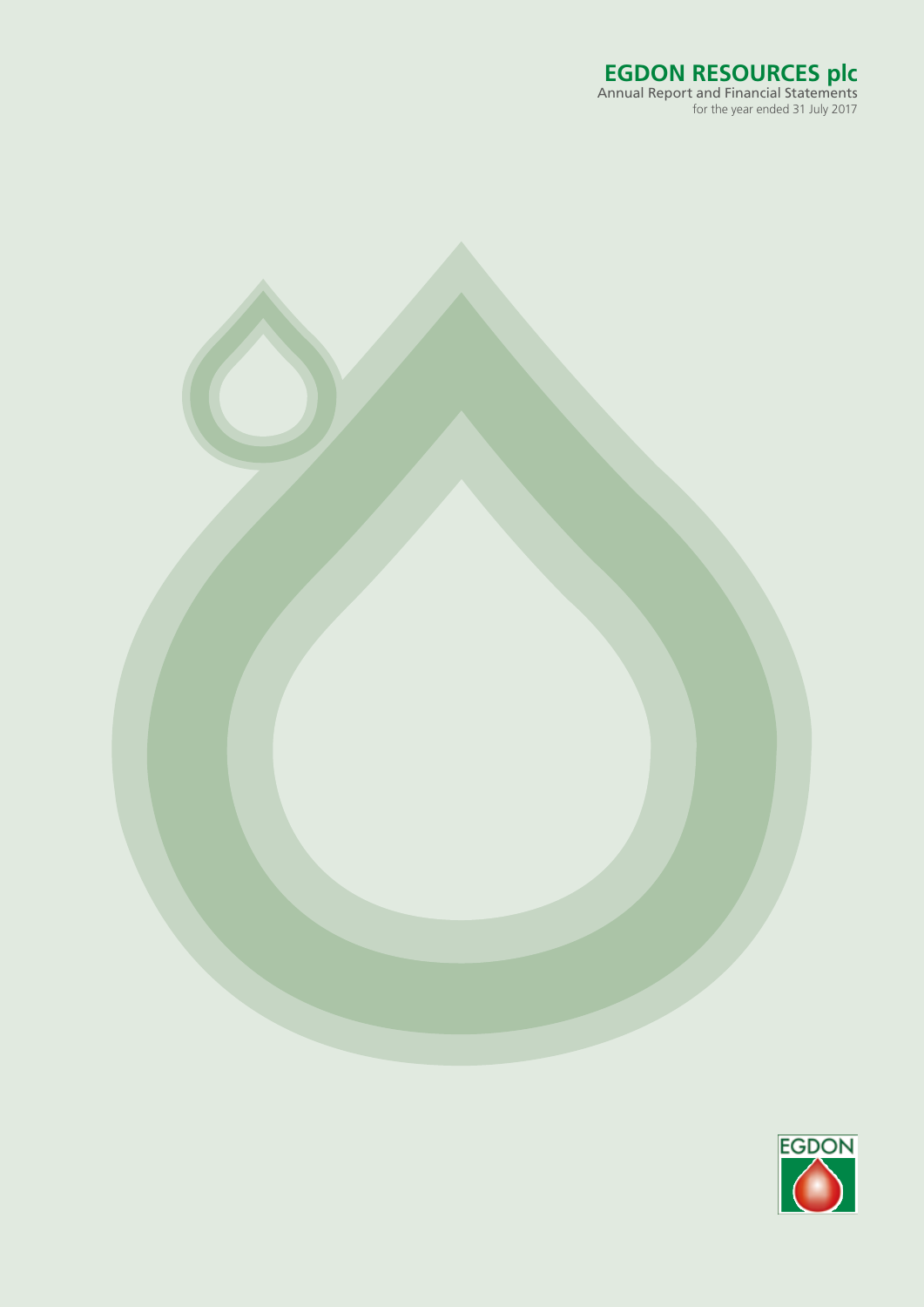# EGDON RESOURCES plc

Annual Report and Financial Statements

for the year ended 31 July 2017

EGDON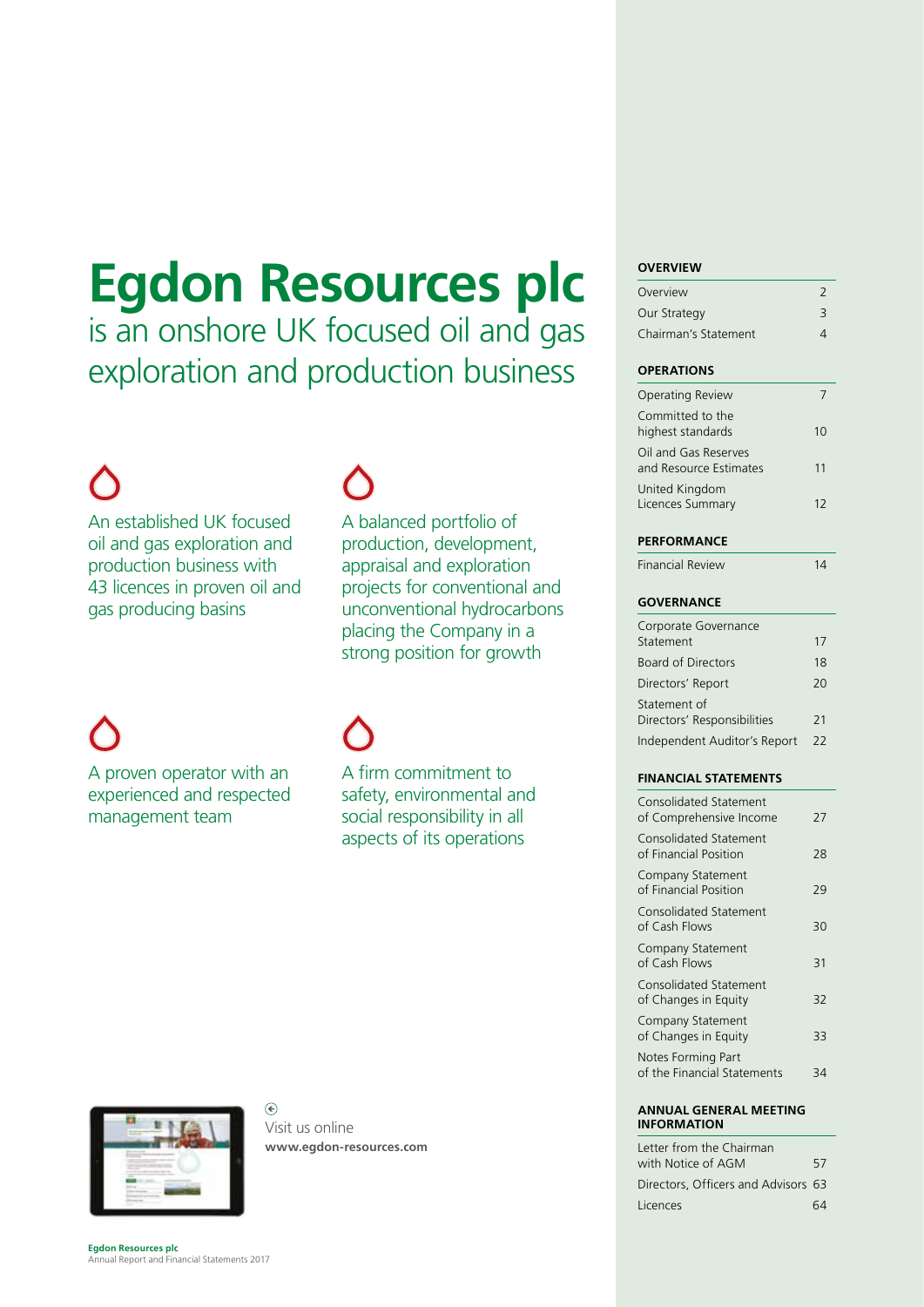# Egdon Resources plc

## is an onshore UK focused oil and gas exploration and production business

An established UK focused oil and gas exploration and production business with 43 licences in proven oil and gas producing basins

A balanced portfolio of production, development, appraisal and exploration projects for conventional and unconventional hydrocarbons placing the Company in a strong position for growth

A proven operator with an experienced and respected management team

A firm commitment to safety, environmental and social responsibility in all aspects of its operations

Visit us online
**www.egdon-resources.com**

### OVERVIEW

| | |
|---|---|
| Overview | 2 |
| Our Strategy | 3 |
| Chairman's Statement | 4 |

### OPERATIONS

| | |
|---|---|
| Operating Review | 7 |
| Committed to the highest standards | 10 |
| Oil and Gas Reserves and Resource Estimates | 11 |
| United Kingdom Licences Summary | 12 |

### PERFORMANCE

| | |
|---|---|
| Financial Review | 14 |

### GOVERNANCE

| | |
|---|---|
| Corporate Governance Statement | 17 |
| Board of Directors | 18 |
| Directors' Report | 20 |
| Statement of Directors' Responsibilities | 21 |
| Independent Auditor's Report | 22 |

### FINANCIAL STATEMENTS

| | |
|---|---|
| Consolidated Statement of Comprehensive Income | 27 |
| Consolidated Statement of Financial Position | 28 |
| Company Statement of Financial Position | 29 |
| Consolidated Statement of Cash Flows | 30 |
| Company Statement of Cash Flows | 31 |
| Consolidated Statement of Changes in Equity | 32 |
| Company Statement of Changes in Equity | 33 |
| Notes Forming Part of the Financial Statements | 34 |

### ANNUAL GENERAL MEETING INFORMATION

| | |
|---|---|
| Letter from the Chairman with Notice of AGM | 57 |
| Directors, Officers and Advisors | 63 |
| Licences | 64 |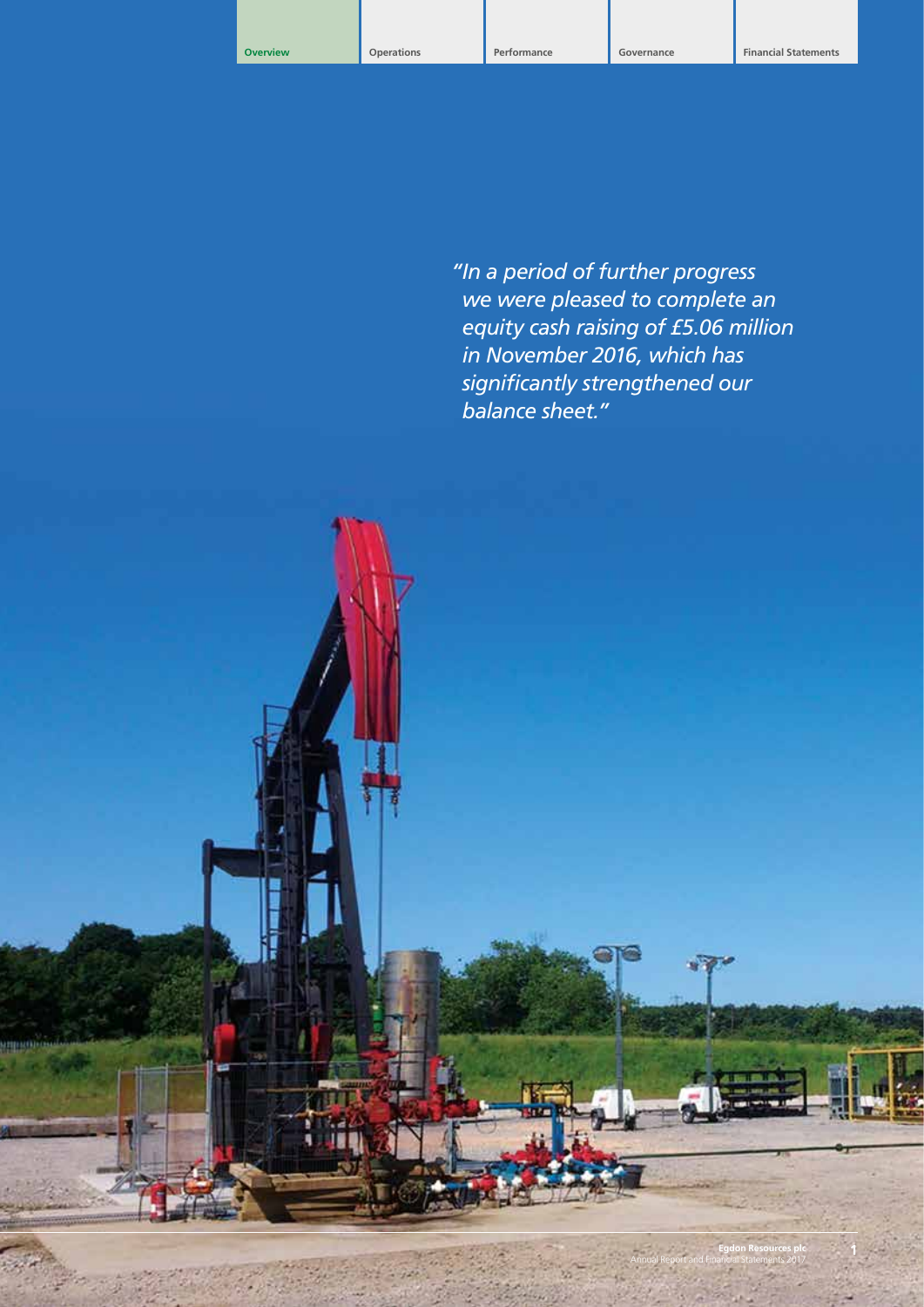*"In a period of further progress we were pleased to complete an equity cash raising of £5.06 million in November 2016, which has significantly strengthened our balance sheet."*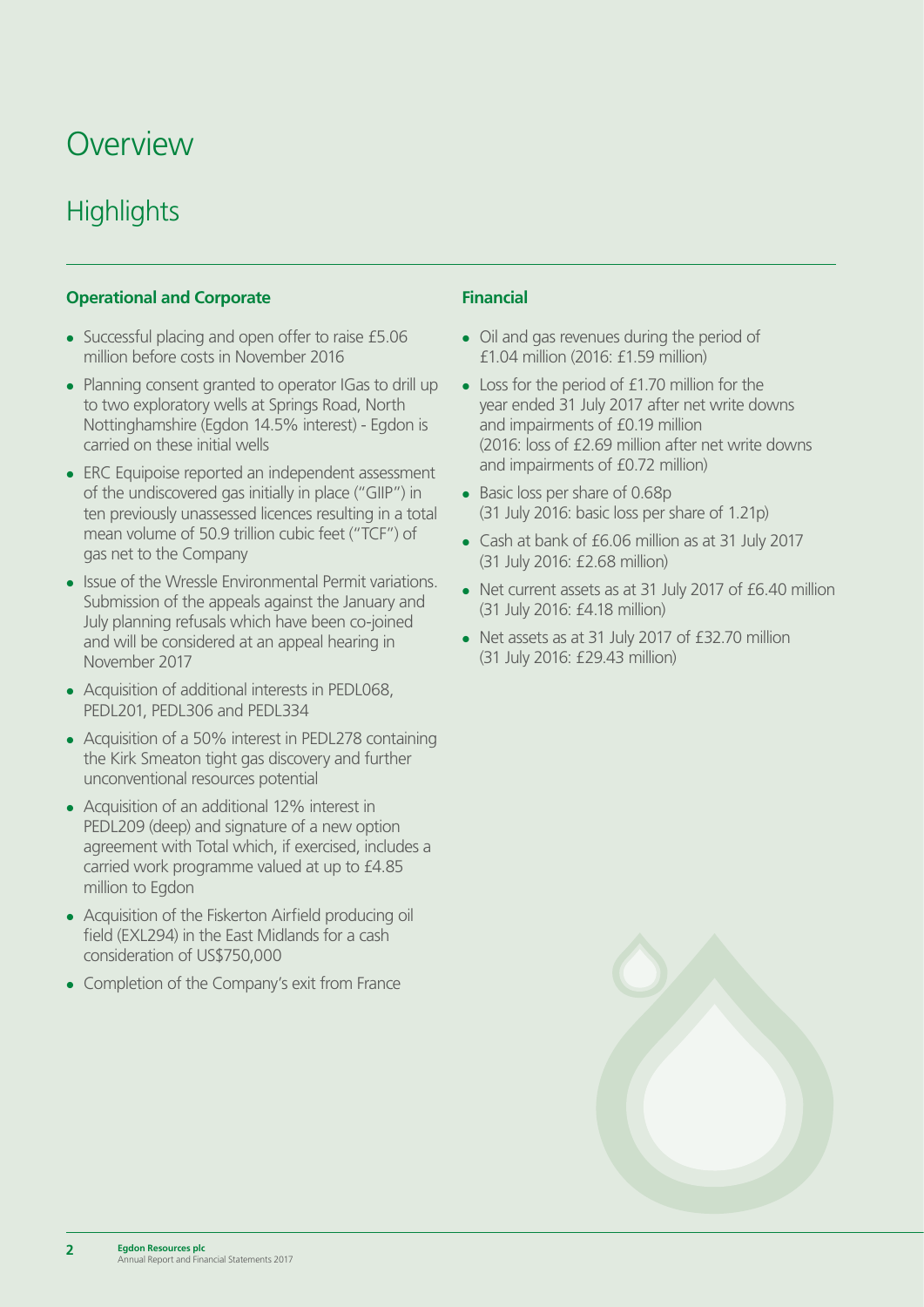# Overview

## Highlights

### Operational and Corporate

- Successful placing and open offer to raise £5.06 million before costs in November 2016
- Planning consent granted to operator IGas to drill up to two exploratory wells at Springs Road, North Nottinghamshire (Egdon 14.5% interest) - Egdon is carried on these initial wells
- ERC Equipoise reported an independent assessment of the undiscovered gas initially in place ("GIIP") in ten previously unassessed licences resulting in a total mean volume of 50.9 trillion cubic feet ("TCF") of gas net to the Company
- Issue of the Wressle Environmental Permit variations. Submission of the appeals against the January and July planning refusals which have been co-joined and will be considered at an appeal hearing in November 2017
- Acquisition of additional interests in PEDL068, PEDL201, PEDL306 and PEDL334
- Acquisition of a 50% interest in PEDL278 containing the Kirk Smeaton tight gas discovery and further unconventional resources potential
- Acquisition of an additional 12% interest in PEDL209 (deep) and signature of a new option agreement with Total which, if exercised, includes a carried work programme valued at up to £4.85 million to Egdon
- Acquisition of the Fiskerton Airfield producing oil field (EXL294) in the East Midlands for a cash consideration of US$750,000
- Completion of the Company's exit from France

### Financial

- Oil and gas revenues during the period of £1.04 million (2016: £1.59 million)
- Loss for the period of £1.70 million for the year ended 31 July 2017 after net write downs and impairments of £0.19 million (2016: loss of £2.69 million after net write downs and impairments of £0.72 million)
- Basic loss per share of 0.68p (31 July 2016: basic loss per share of 1.21p)
- Cash at bank of £6.06 million as at 31 July 2017 (31 July 2016: £2.68 million)
- Net current assets as at 31 July 2017 of £6.40 million (31 July 2016: £4.18 million)
- Net assets as at 31 July 2017 of £32.70 million (31 July 2016: £29.43 million)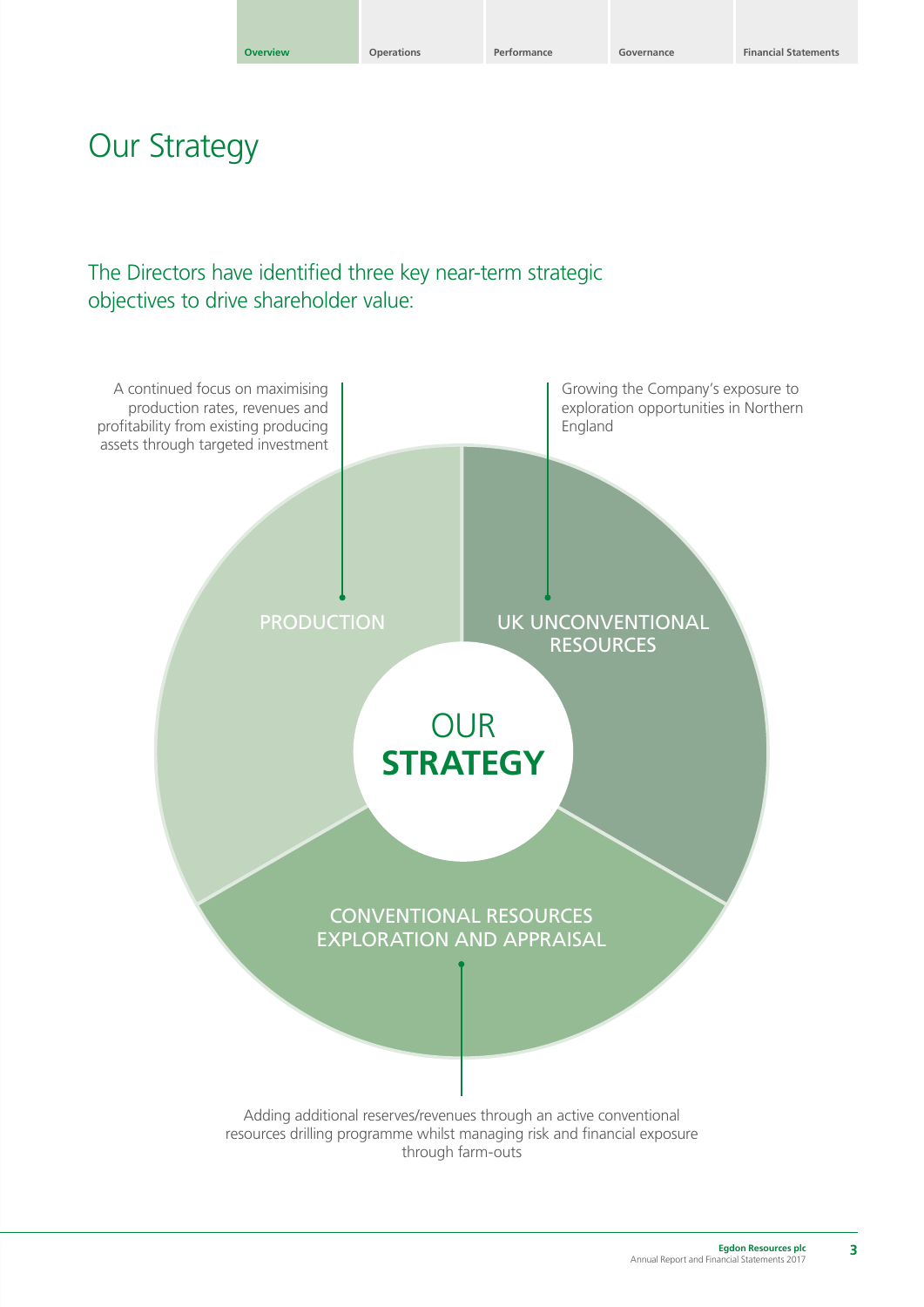# Our Strategy

## The Directors have identified three key near-term strategic objectives to drive shareholder value:

**PRODUCTION**

A continued focus on maximising production rates, revenues and profitability from existing producing assets through targeted investment

**UK UNCONVENTIONAL RESOURCES**

Growing the Company's exposure to exploration opportunities in Northern England

**CONVENTIONAL RESOURCES EXPLORATION AND APPRAISAL**

Adding additional reserves/revenues through an active conventional resources drilling programme whilst managing risk and financial exposure through farm-outs

OUR **STRATEGY**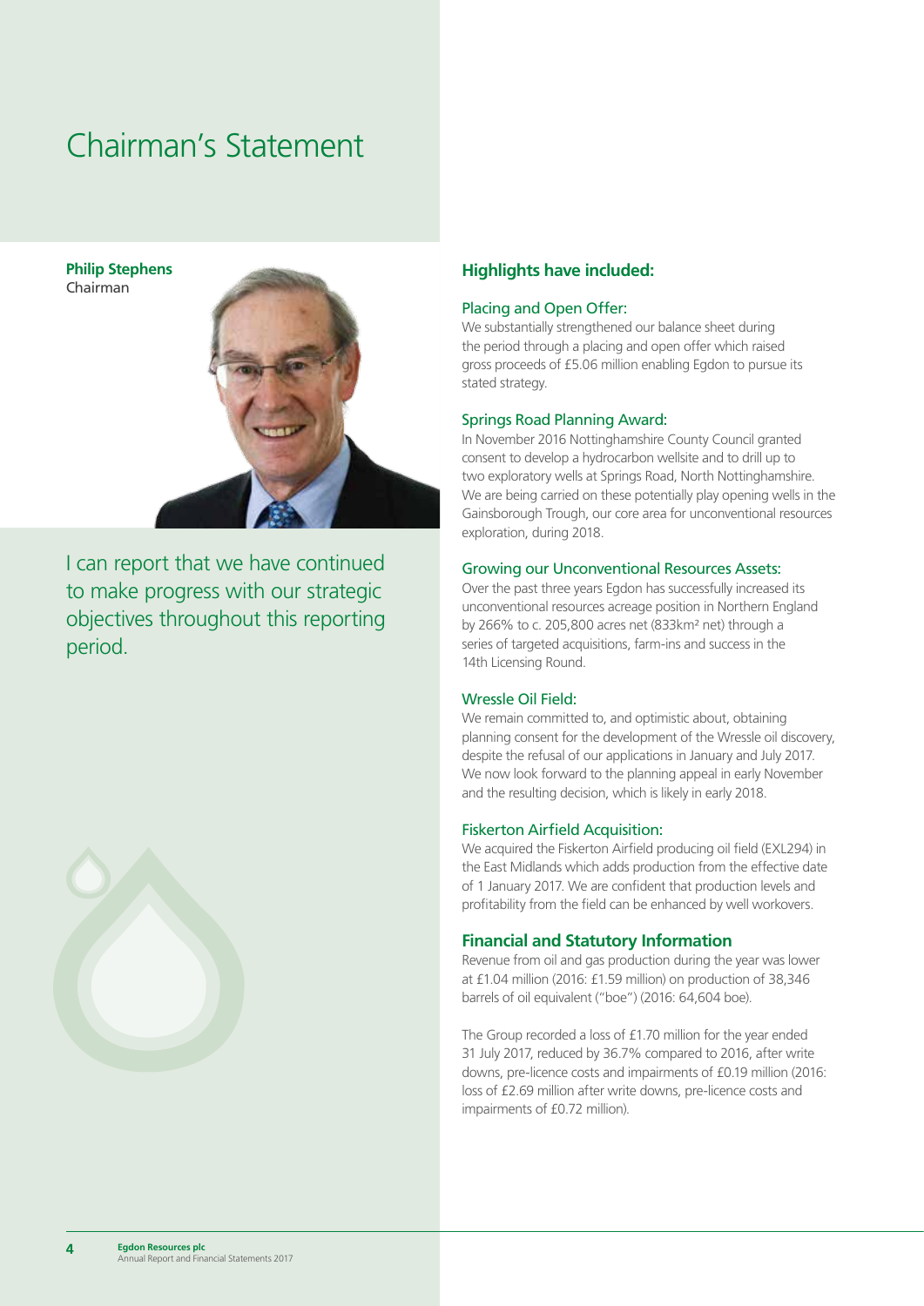# Chairman's Statement

**Philip Stephens**
Chairman

I can report that we have continued to make progress with our strategic objectives throughout this reporting period.

## Highlights have included:

### Placing and Open Offer:

We substantially strengthened our balance sheet during the period through a placing and open offer which raised gross proceeds of £5.06 million enabling Egdon to pursue its stated strategy.

### Springs Road Planning Award:

In November 2016 Nottinghamshire County Council granted consent to develop a hydrocarbon wellsite and to drill up to two exploratory wells at Springs Road, North Nottinghamshire. We are being carried on these potentially play opening wells in the Gainsborough Trough, our core area for unconventional resources exploration, during 2018.

### Growing our Unconventional Resources Assets:

Over the past three years Egdon has successfully increased its unconventional resources acreage position in Northern England by 266% to c. 205,800 acres net (833km² net) through a series of targeted acquisitions, farm-ins and success in the 14th Licensing Round.

### Wressle Oil Field:

We remain committed to, and optimistic about, obtaining planning consent for the development of the Wressle oil discovery, despite the refusal of our applications in January and July 2017. We now look forward to the planning appeal in early November and the resulting decision, which is likely in early 2018.

### Fiskerton Airfield Acquisition:

We acquired the Fiskerton Airfield producing oil field (EXL294) in the East Midlands which adds production from the effective date of 1 January 2017. We are confident that production levels and profitability from the field can be enhanced by well workovers.

## Financial and Statutory Information

Revenue from oil and gas production during the year was lower at £1.04 million (2016: £1.59 million) on production of 38,346 barrels of oil equivalent ("boe") (2016: 64,604 boe).

The Group recorded a loss of £1.70 million for the year ended 31 July 2017, reduced by 36.7% compared to 2016, after write downs, pre-licence costs and impairments of £0.19 million (2016: loss of £2.69 million after write downs, pre-licence costs and impairments of £0.72 million).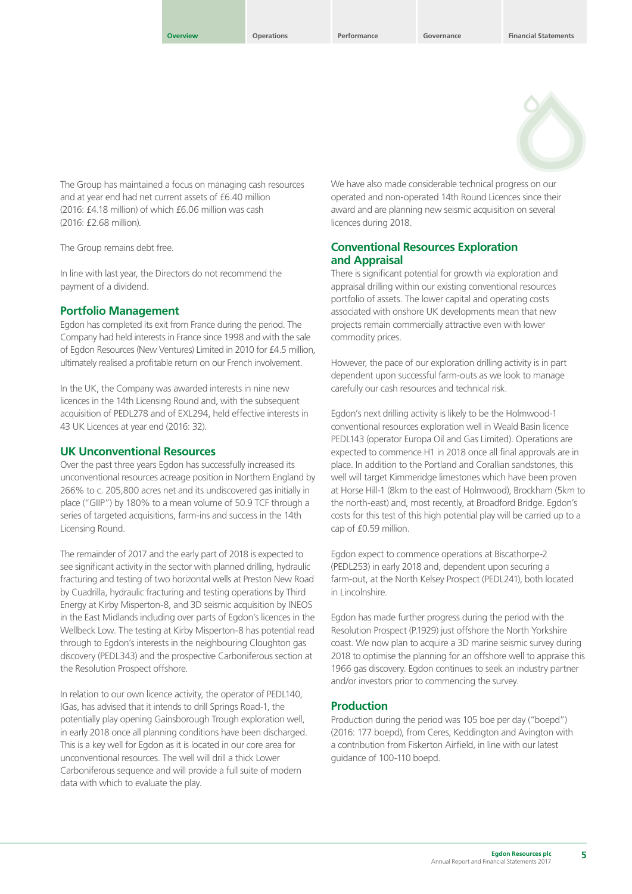The Group has maintained a focus on managing cash resources and at year end had net current assets of £6.40 million (2016: £4.18 million) of which £6.06 million was cash (2016: £2.68 million).

The Group remains debt free.

In line with last year, the Directors do not recommend the payment of a dividend.

## Portfolio Management

Egdon has completed its exit from France during the period. The Company had held interests in France since 1998 and with the sale of Egdon Resources (New Ventures) Limited in 2010 for £4.5 million, ultimately realised a profitable return on our French involvement.

In the UK, the Company was awarded interests in nine new licences in the 14th Licensing Round and, with the subsequent acquisition of PEDL278 and of EXL294, held effective interests in 43 UK Licences at year end (2016: 32).

## UK Unconventional Resources

Over the past three years Egdon has successfully increased its unconventional resources acreage position in Northern England by 266% to c. 205,800 acres net and its undiscovered gas initially in place ("GIIP") by 180% to a mean volume of 50.9 TCF through a series of targeted acquisitions, farm-ins and success in the 14th Licensing Round.

The remainder of 2017 and the early part of 2018 is expected to see significant activity in the sector with planned drilling, hydraulic fracturing and testing of two horizontal wells at Preston New Road by Cuadrilla, hydraulic fracturing and testing operations by Third Energy at Kirby Misperton-8, and 3D seismic acquisition by INEOS in the East Midlands including over parts of Egdon's licences in the Wellbeck Low. The testing at Kirby Misperton-8 has potential read through to Egdon's interests in the neighbouring Cloughton gas discovery (PEDL343) and the prospective Carboniferous section at the Resolution Prospect offshore.

In relation to our own licence activity, the operator of PEDL140, IGas, has advised that it intends to drill Springs Road-1, the potentially play opening Gainsborough Trough exploration well, in early 2018 once all planning conditions have been discharged. This is a key well for Egdon as it is located in our core area for unconventional resources. The well will drill a thick Lower Carboniferous sequence and will provide a full suite of modern data with which to evaluate the play.

We have also made considerable technical progress on our operated and non-operated 14th Round Licences since their award and are planning new seismic acquisition on several licences during 2018.

## Conventional Resources Exploration and Appraisal

There is significant potential for growth via exploration and appraisal drilling within our existing conventional resources portfolio of assets. The lower capital and operating costs associated with onshore UK developments mean that new projects remain commercially attractive even with lower commodity prices.

However, the pace of our exploration drilling activity is in part dependent upon successful farm-outs as we look to manage carefully our cash resources and technical risk.

Egdon's next drilling activity is likely to be the Holmwood-1 conventional resources exploration well in Weald Basin licence PEDL143 (operator Europa Oil and Gas Limited). Operations are expected to commence H1 in 2018 once all final approvals are in place. In addition to the Portland and Corallian sandstones, this well will target Kimmeridge limestones which have been proven at Horse Hill-1 (8km to the east of Holmwood), Brockham (5km to the north-east) and, most recently, at Broadford Bridge. Egdon's costs for this test of this high potential play will be carried up to a cap of £0.59 million.

Egdon expect to commence operations at Biscathorpe-2 (PEDL253) in early 2018 and, dependent upon securing a farm-out, at the North Kelsey Prospect (PEDL241), both located in Lincolnshire.

Egdon has made further progress during the period with the Resolution Prospect (P.1929) just offshore the North Yorkshire coast. We now plan to acquire a 3D marine seismic survey during 2018 to optimise the planning for an offshore well to appraise this 1966 gas discovery. Egdon continues to seek an industry partner and/or investors prior to commencing the survey.

## Production

Production during the period was 105 boe per day ("boepd") (2016: 177 boepd), from Ceres, Keddington and Avington with a contribution from Fiskerton Airfield, in line with our latest guidance of 100-110 boepd.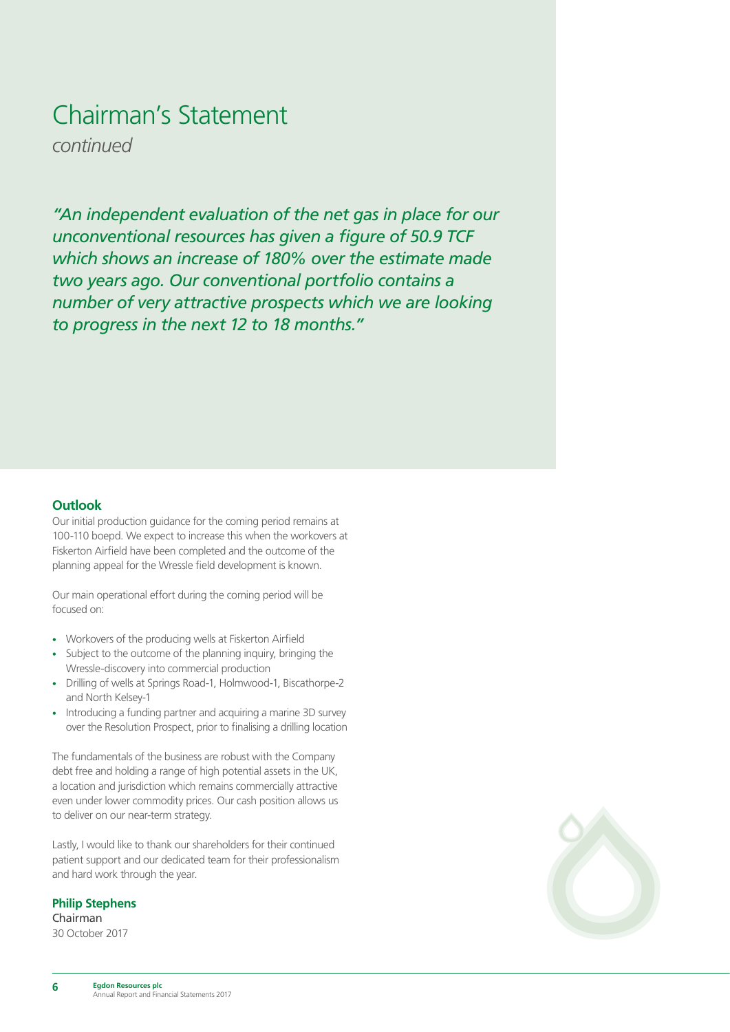# Chairman's Statement

*continued*

*"An independent evaluation of the net gas in place for our unconventional resources has given a figure of 50.9 TCF which shows an increase of 180% over the estimate made two years ago. Our conventional portfolio contains a number of very attractive prospects which we are looking to progress in the next 12 to 18 months."*

## Outlook

Our initial production guidance for the coming period remains at 100-110 boepd. We expect to increase this when the workovers at Fiskerton Airfield have been completed and the outcome of the planning appeal for the Wressle field development is known.

Our main operational effort during the coming period will be focused on:

- Workovers of the producing wells at Fiskerton Airfield
- Subject to the outcome of the planning inquiry, bringing the Wressle-discovery into commercial production
- Drilling of wells at Springs Road-1, Holmwood-1, Biscathorpe-2 and North Kelsey-1
- Introducing a funding partner and acquiring a marine 3D survey over the Resolution Prospect, prior to finalising a drilling location

The fundamentals of the business are robust with the Company debt free and holding a range of high potential assets in the UK, a location and jurisdiction which remains commercially attractive even under lower commodity prices. Our cash position allows us to deliver on our near-term strategy.

Lastly, I would like to thank our shareholders for their continued patient support and our dedicated team for their professionalism and hard work through the year.

**Philip Stephens**
Chairman
30 October 2017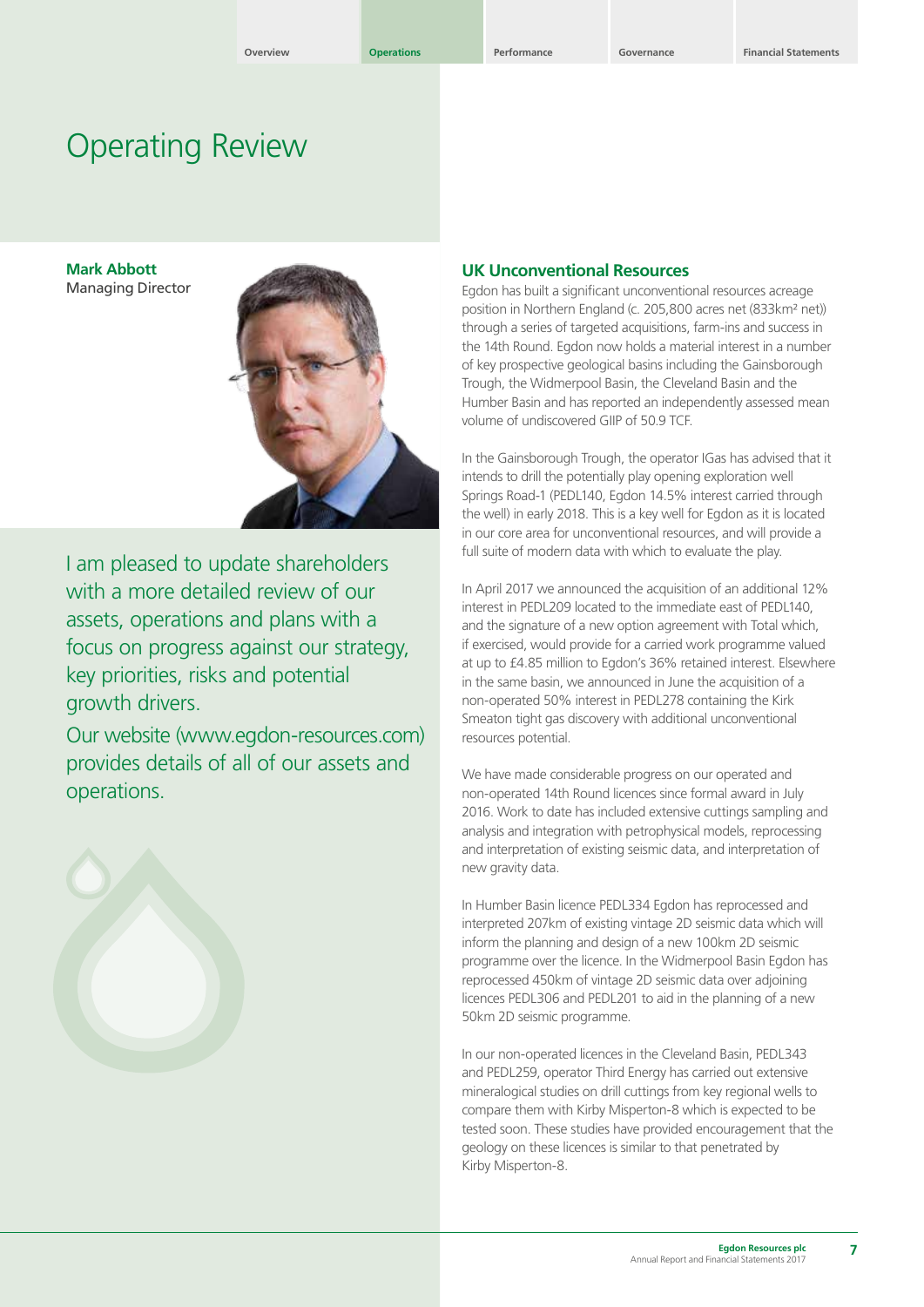# Operating Review

**Mark Abbott**
Managing Director

I am pleased to update shareholders with a more detailed review of our assets, operations and plans with a focus on progress against our strategy, key priorities, risks and potential growth drivers.

Our website (www.egdon-resources.com) provides details of all of our assets and operations.

## UK Unconventional Resources

Egdon has built a significant unconventional resources acreage position in Northern England (c. 205,800 acres net (833km² net)) through a series of targeted acquisitions, farm-ins and success in the 14th Round. Egdon now holds a material interest in a number of key prospective geological basins including the Gainsborough Trough, the Widmerpool Basin, the Cleveland Basin and the Humber Basin and has reported an independently assessed mean volume of undiscovered GIIP of 50.9 TCF.

In the Gainsborough Trough, the operator IGas has advised that it intends to drill the potentially play opening exploration well Springs Road-1 (PEDL140, Egdon 14.5% interest carried through the well) in early 2018. This is a key well for Egdon as it is located in our core area for unconventional resources, and will provide a full suite of modern data with which to evaluate the play.

In April 2017 we announced the acquisition of an additional 12% interest in PEDL209 located to the immediate east of PEDL140, and the signature of a new option agreement with Total which, if exercised, would provide for a carried work programme valued at up to £4.85 million to Egdon's 36% retained interest. Elsewhere in the same basin, we announced in June the acquisition of a non-operated 50% interest in PEDL278 containing the Kirk Smeaton tight gas discovery with additional unconventional resources potential.

We have made considerable progress on our operated and non-operated 14th Round licences since formal award in July 2016. Work to date has included extensive cuttings sampling and analysis and integration with petrophysical models, reprocessing and interpretation of existing seismic data, and interpretation of new gravity data.

In Humber Basin licence PEDL334 Egdon has reprocessed and interpreted 207km of existing vintage 2D seismic data which will inform the planning and design of a new 100km 2D seismic programme over the licence. In the Widmerpool Basin Egdon has reprocessed 450km of vintage 2D seismic data over adjoining licences PEDL306 and PEDL201 to aid in the planning of a new 50km 2D seismic programme.

In our non-operated licences in the Cleveland Basin, PEDL343 and PEDL259, operator Third Energy has carried out extensive mineralogical studies on drill cuttings from key regional wells to compare them with Kirby Misperton-8 which is expected to be tested soon. These studies have provided encouragement that the geology on these licences is similar to that penetrated by Kirby Misperton-8.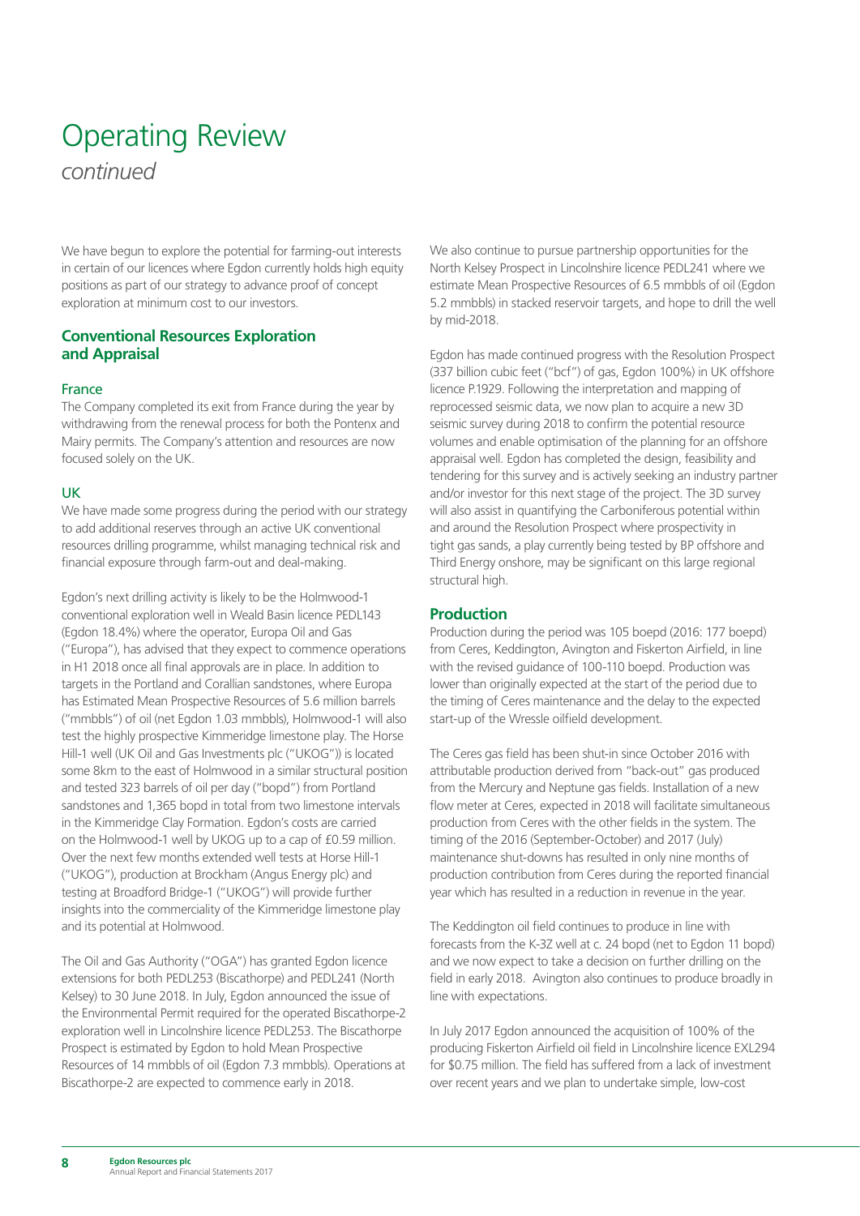# Operating Review

*continued*

We have begun to explore the potential for farming-out interests in certain of our licences where Egdon currently holds high equity positions as part of our strategy to advance proof of concept exploration at minimum cost to our investors.

## Conventional Resources Exploration and Appraisal

### France

The Company completed its exit from France during the year by withdrawing from the renewal process for both the Pontenx and Mairy permits. The Company's attention and resources are now focused solely on the UK.

### UK

We have made some progress during the period with our strategy to add additional reserves through an active UK conventional resources drilling programme, whilst managing technical risk and financial exposure through farm-out and deal-making.

Egdon's next drilling activity is likely to be the Holmwood-1 conventional exploration well in Weald Basin licence PEDL143 (Egdon 18.4%) where the operator, Europa Oil and Gas ("Europa"), has advised that they expect to commence operations in H1 2018 once all final approvals are in place. In addition to targets in the Portland and Corallian sandstones, where Europa has Estimated Mean Prospective Resources of 5.6 million barrels ("mmbbls") of oil (net Egdon 1.03 mmbbls), Holmwood-1 will also test the highly prospective Kimmeridge limestone play. The Horse Hill-1 well (UK Oil and Gas Investments plc ("UKOG")) is located some 8km to the east of Holmwood in a similar structural position and tested 323 barrels of oil per day ("bopd") from Portland sandstones and 1,365 bopd in total from two limestone intervals in the Kimmeridge Clay Formation. Egdon's costs are carried on the Holmwood-1 well by UKOG up to a cap of £0.59 million. Over the next few months extended well tests at Horse Hill-1 ("UKOG"), production at Brockham (Angus Energy plc) and testing at Broadford Bridge-1 ("UKOG") will provide further insights into the commerciality of the Kimmeridge limestone play and its potential at Holmwood.

The Oil and Gas Authority ("OGA") has granted Egdon licence extensions for both PEDL253 (Biscathorpe) and PEDL241 (North Kelsey) to 30 June 2018. In July, Egdon announced the issue of the Environmental Permit required for the operated Biscathorpe-2 exploration well in Lincolnshire licence PEDL253. The Biscathorpe Prospect is estimated by Egdon to hold Mean Prospective Resources of 14 mmbbls of oil (Egdon 7.3 mmbbls). Operations at Biscathorpe-2 are expected to commence early in 2018.

We also continue to pursue partnership opportunities for the North Kelsey Prospect in Lincolnshire licence PEDL241 where we estimate Mean Prospective Resources of 6.5 mmbbls of oil (Egdon 5.2 mmbbls) in stacked reservoir targets, and hope to drill the well by mid-2018.

Egdon has made continued progress with the Resolution Prospect (337 billion cubic feet ("bcf") of gas, Egdon 100%) in UK offshore licence P.1929. Following the interpretation and mapping of reprocessed seismic data, we now plan to acquire a new 3D seismic survey during 2018 to confirm the potential resource volumes and enable optimisation of the planning for an offshore appraisal well. Egdon has completed the design, feasibility and tendering for this survey and is actively seeking an industry partner and/or investor for this next stage of the project. The 3D survey will also assist in quantifying the Carboniferous potential within and around the Resolution Prospect where prospectivity in tight gas sands, a play currently being tested by BP offshore and Third Energy onshore, may be significant on this large regional structural high.

## Production

Production during the period was 105 boepd (2016: 177 boepd) from Ceres, Keddington, Avington and Fiskerton Airfield, in line with the revised guidance of 100-110 boepd. Production was lower than originally expected at the start of the period due to the timing of Ceres maintenance and the delay to the expected start-up of the Wressle oilfield development.

The Ceres gas field has been shut-in since October 2016 with attributable production derived from "back-out" gas produced from the Mercury and Neptune gas fields. Installation of a new flow meter at Ceres, expected in 2018 will facilitate simultaneous production from Ceres with the other fields in the system. The timing of the 2016 (September-October) and 2017 (July) maintenance shut-downs has resulted in only nine months of production contribution from Ceres during the reported financial year which has resulted in a reduction in revenue in the year.

The Keddington oil field continues to produce in line with forecasts from the K-3Z well at c. 24 bopd (net to Egdon 11 bopd) and we now expect to take a decision on further drilling on the field in early 2018. Avington also continues to produce broadly in line with expectations.

In July 2017 Egdon announced the acquisition of 100% of the producing Fiskerton Airfield oil field in Lincolnshire licence EXL294 for $0.75 million. The field has suffered from a lack of investment over recent years and we plan to undertake simple, low-cost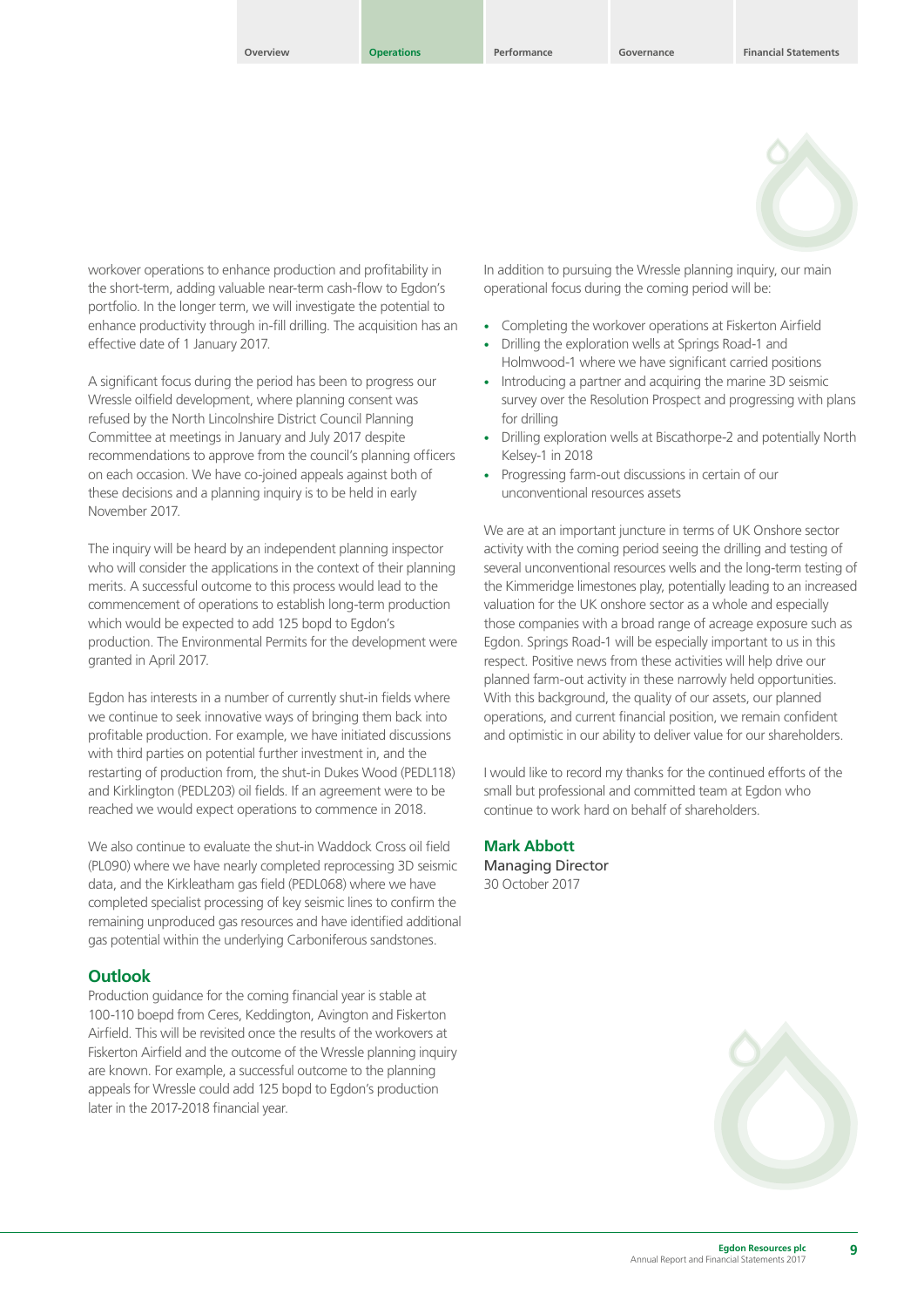workover operations to enhance production and profitability in the short-term, adding valuable near-term cash-flow to Egdon's portfolio. In the longer term, we will investigate the potential to enhance productivity through in-fill drilling. The acquisition has an effective date of 1 January 2017.

A significant focus during the period has been to progress our Wressle oilfield development, where planning consent was refused by the North Lincolnshire District Council Planning Committee at meetings in January and July 2017 despite recommendations to approve from the council's planning officers on each occasion. We have co-joined appeals against both of these decisions and a planning inquiry is to be held in early November 2017.

The inquiry will be heard by an independent planning inspector who will consider the applications in the context of their planning merits. A successful outcome to this process would lead to the commencement of operations to establish long-term production which would be expected to add 125 bopd to Egdon's production. The Environmental Permits for the development were granted in April 2017.

Egdon has interests in a number of currently shut-in fields where we continue to seek innovative ways of bringing them back into profitable production. For example, we have initiated discussions with third parties on potential further investment in, and the restarting of production from, the shut-in Dukes Wood (PEDL118) and Kirklington (PEDL203) oil fields. If an agreement were to be reached we would expect operations to commence in 2018.

We also continue to evaluate the shut-in Waddock Cross oil field (PL090) where we have nearly completed reprocessing 3D seismic data, and the Kirkleatham gas field (PEDL068) where we have completed specialist processing of key seismic lines to confirm the remaining unproduced gas resources and have identified additional gas potential within the underlying Carboniferous sandstones.

## Outlook

Production guidance for the coming financial year is stable at 100-110 boepd from Ceres, Keddington, Avington and Fiskerton Airfield. This will be revisited once the results of the workovers at Fiskerton Airfield and the outcome of the Wressle planning inquiry are known. For example, a successful outcome to the planning appeals for Wressle could add 125 bopd to Egdon's production later in the 2017-2018 financial year.

In addition to pursuing the Wressle planning inquiry, our main operational focus during the coming period will be:

- Completing the workover operations at Fiskerton Airfield
- Drilling the exploration wells at Springs Road-1 and Holmwood-1 where we have significant carried positions
- Introducing a partner and acquiring the marine 3D seismic survey over the Resolution Prospect and progressing with plans for drilling
- Drilling exploration wells at Biscathorpe-2 and potentially North Kelsey-1 in 2018
- Progressing farm-out discussions in certain of our unconventional resources assets

We are at an important juncture in terms of UK Onshore sector activity with the coming period seeing the drilling and testing of several unconventional resources wells and the long-term testing of the Kimmeridge limestones play, potentially leading to an increased valuation for the UK onshore sector as a whole and especially those companies with a broad range of acreage exposure such as Egdon. Springs Road-1 will be especially important to us in this respect. Positive news from these activities will help drive our planned farm-out activity in these narrowly held opportunities. With this background, the quality of our assets, our planned operations, and current financial position, we remain confident and optimistic in our ability to deliver value for our shareholders.

I would like to record my thanks for the continued efforts of the small but professional and committed team at Egdon who continue to work hard on behalf of shareholders.

**Mark Abbott**
Managing Director
30 October 2017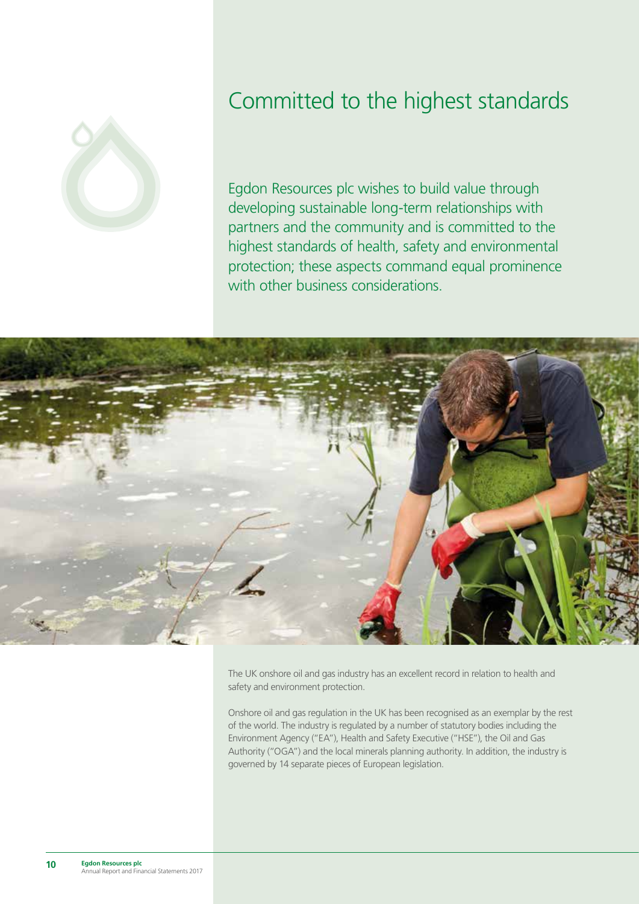# Committed to the highest standards

Egdon Resources plc wishes to build value through developing sustainable long-term relationships with partners and the community and is committed to the highest standards of health, safety and environmental protection; these aspects command equal prominence with other business considerations.

The UK onshore oil and gas industry has an excellent record in relation to health and safety and environment protection.

Onshore oil and gas regulation in the UK has been recognised as an exemplar by the rest of the world. The industry is regulated by a number of statutory bodies including the Environment Agency ("EA"), Health and Safety Executive ("HSE"), the Oil and Gas Authority ("OGA") and the local minerals planning authority. In addition, the industry is governed by 14 separate pieces of European legislation.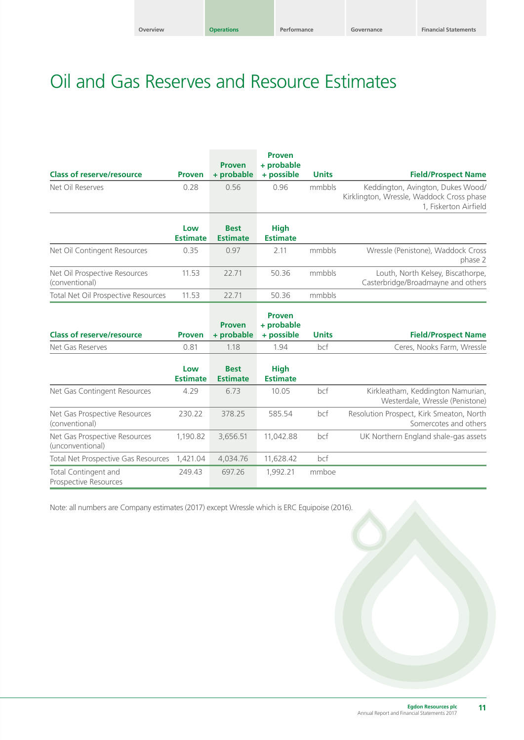# Oil and Gas Reserves and Resource Estimates

| Class of reserve/resource | Proven | Proven + probable | Proven + probable + possible | Units | Field/Prospect Name |
|---|---|---|---|---|---|
| Net Oil Reserves | 0.28 | 0.56 | 0.96 | mmbbls | Keddington, Avington, Dukes Wood/ Kirklington, Wressle, Waddock Cross phase 1, Fiskerton Airfield |
| | **Low Estimate** | **Best Estimate** | **High Estimate** | | |
| Net Oil Contingent Resources | 0.35 | 0.97 | 2.11 | mmbbls | Wressle (Penistone), Waddock Cross phase 2 |
| Net Oil Prospective Resources (conventional) | 11.53 | 22.71 | 50.36 | mmbbls | Louth, North Kelsey, Biscathorpe, Casterbridge/Broadmayne and others |
| Total Net Oil Prospective Resources | 11.53 | 22.71 | 50.36 | mmbbls | |

| Class of reserve/resource | Proven | Proven + probable | Proven + probable + possible | Units | Field/Prospect Name |
|---|---|---|---|---|---|
| Net Gas Reserves | 0.81 | 1.18 | 1.94 | bcf | Ceres, Nooks Farm, Wressle |
| | **Low Estimate** | **Best Estimate** | **High Estimate** | | |
| Net Gas Contingent Resources | 4.29 | 6.73 | 10.05 | bcf | Kirkleatham, Keddington Namurian, Westerdale, Wressle (Penistone) |
| Net Gas Prospective Resources (conventional) | 230.22 | 378.25 | 585.54 | bcf | Resolution Prospect, Kirk Smeaton, North Somercotes and others |
| Net Gas Prospective Resources (unconventional) | 1,190.82 | 3,656.51 | 11,042.88 | bcf | UK Northern England shale-gas assets |
| Total Net Prospective Gas Resources | 1,421.04 | 4,034.76 | 11,628.42 | bcf | |
| Total Contingent and Prospective Resources | 249.43 | 697.26 | 1,992.21 | mmboe | |

Note: all numbers are Company estimates (2017) except Wressle which is ERC Equipoise (2016).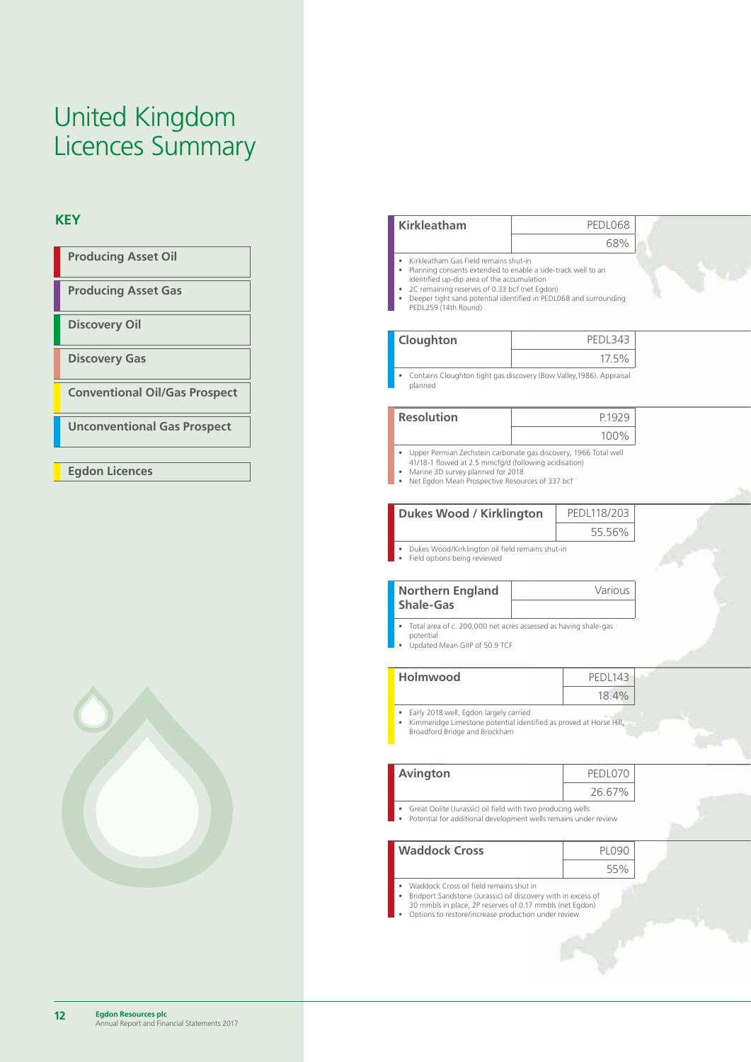# United Kingdom Licences Summary

## KEY

- Producing Asset Oil
- Producing Asset Gas
- Discovery Oil
- Discovery Gas
- Conventional Oil/Gas Prospect
- Unconventional Gas Prospect
- Egdon Licences

### Kirkleatham

| PEDL068 |
| --- |
| 68% |

- Kirkleatham Gas Field remains shut-in
- Planning consents extended to enable a side-track well to an identified up-dip area of the accumulation
- 2C remaining reserves of 0.33 bcf (net Egdon)
- Deeper tight sand potential identified in PEDL068 and surrounding PEDL259 (14th Round)

### Cloughton

| PEDL343 |
| --- |
| 17.5% |

- Contains Cloughton tight gas discovery (Bow Valley,1986). Appraisal planned

### Resolution

| P.1929 |
| --- |
| 100% |

- Upper Permian Zechstein carbonate gas discovery, 1966 Total well 41/18-1 flowed at 2.5 mmcfg/d (following acidisation)
- Marine 3D survey planned for 2018
- Net Egdon Mean Prospective Resources of 337 bcf

### Dukes Wood / Kirklington

| PEDL118/203 |
| --- |
| 55.56% |

- Dukes Wood/Kirklington oil field remains shut-in
- Field options being reviewed

### Northern England Shale-Gas

| Various |
| --- |
| |

- Total area of c. 200,000 net acres assessed as having shale-gas potential
- Updated Mean GIIP of 50.9 TCF

### Holmwood

| PEDL143 |
| --- |
| 18.4% |

- Early 2018 well, Egdon largely carried
- Kimmeridge Limestone potential identified as proved at Horse Hill, Broadford Bridge and Brockham

### Avington

| PEDL070 |
| --- |
| 26.67% |

- Great Oolite (Jurassic) oil field with two producing wells
- Potential for additional development wells remains under review

### Waddock Cross

| PL090 |
| --- |
| 55% |

- Waddock Cross oil field remains shut in
- Bridport Sandstone (Jurassic) oil discovery with in excess of 30 mmbls in place, 2P reserves of 0.17 mmbls (net Egdon)
- Options to restore/increase production under review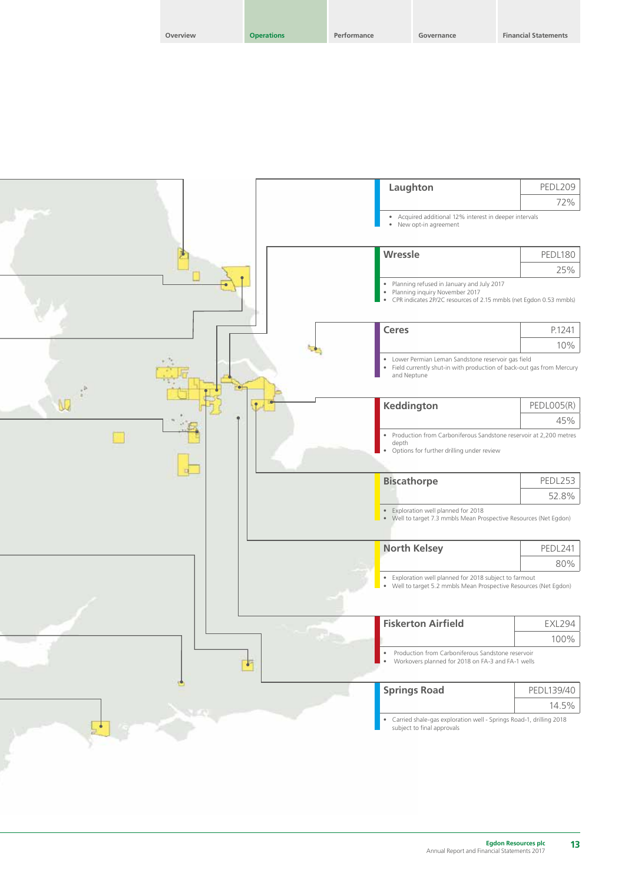## Laughton

| PEDL209 |
| --- |
| 72% |

- Acquired additional 12% interest in deeper intervals
- New opt-in agreement

## Wressle

| PEDL180 |
| --- |
| 25% |

- Planning refused in January and July 2017
- Planning inquiry November 2017
- CPR indicates 2P/2C resources of 2.15 mmbls (net Egdon 0.53 mmbls)

## Ceres

| P.1241 |
| --- |
| 10% |

- Lower Permian Leman Sandstone reservoir gas field
- Field currently shut-in with production of back-out gas from Mercury and Neptune

## Keddington

| PEDL005(R) |
| --- |
| 45% |

- Production from Carboniferous Sandstone reservoir at 2,200 metres depth
- Options for further drilling under review

## Biscathorpe

| PEDL253 |
| --- |
| 52.8% |

- Exploration well planned for 2018
- Well to target 7.3 mmbls Mean Prospective Resources (Net Egdon)

## North Kelsey

| PEDL241 |
| --- |
| 80% |

- Exploration well planned for 2018 subject to farmout
- Well to target 5.2 mmbls Mean Prospective Resources (Net Egdon)

## Fiskerton Airfield

| EXL294 |
| --- |
| 100% |

- Production from Carboniferous Sandstone reservoir
- Workovers planned for 2018 on FA-3 and FA-1 wells

## Springs Road

| PEDL139/40 |
| --- |
| 14.5% |

- Carried shale-gas exploration well - Springs Road-1, drilling 2018 subject to final approvals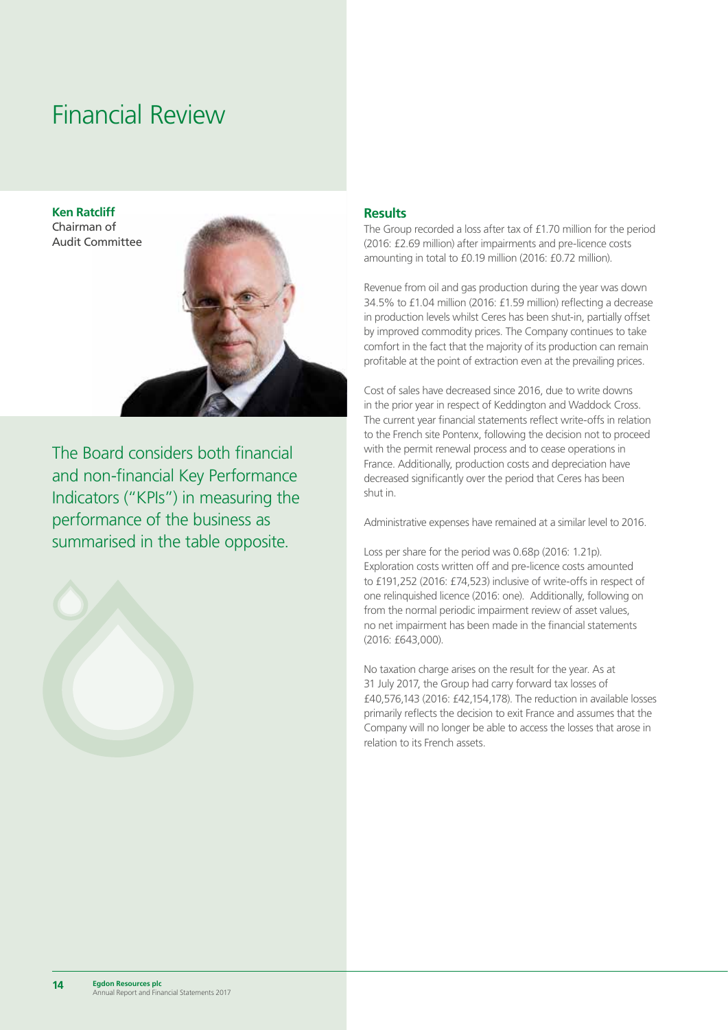# Financial Review

**Ken Ratcliff**
Chairman of
Audit Committee

The Board considers both financial and non-financial Key Performance Indicators ("KPIs") in measuring the performance of the business as summarised in the table opposite.

## Results

The Group recorded a loss after tax of £1.70 million for the period (2016: £2.69 million) after impairments and pre-licence costs amounting in total to £0.19 million (2016: £0.72 million).

Revenue from oil and gas production during the year was down 34.5% to £1.04 million (2016: £1.59 million) reflecting a decrease in production levels whilst Ceres has been shut-in, partially offset by improved commodity prices. The Company continues to take comfort in the fact that the majority of its production can remain profitable at the point of extraction even at the prevailing prices.

Cost of sales have decreased since 2016, due to write downs in the prior year in respect of Keddington and Waddock Cross. The current year financial statements reflect write-offs in relation to the French site Pontenx, following the decision not to proceed with the permit renewal process and to cease operations in France. Additionally, production costs and depreciation have decreased significantly over the period that Ceres has been shut in.

Administrative expenses have remained at a similar level to 2016.

Loss per share for the period was 0.68p (2016: 1.21p). Exploration costs written off and pre-licence costs amounted to £191,252 (2016: £74,523) inclusive of write-offs in respect of one relinquished licence (2016: one). Additionally, following on from the normal periodic impairment review of asset values, no net impairment has been made in the financial statements (2016: £643,000).

No taxation charge arises on the result for the year. As at 31 July 2017, the Group had carry forward tax losses of £40,576,143 (2016: £42,154,178). The reduction in available losses primarily reflects the decision to exit France and assumes that the Company will no longer be able to access the losses that arose in relation to its French assets.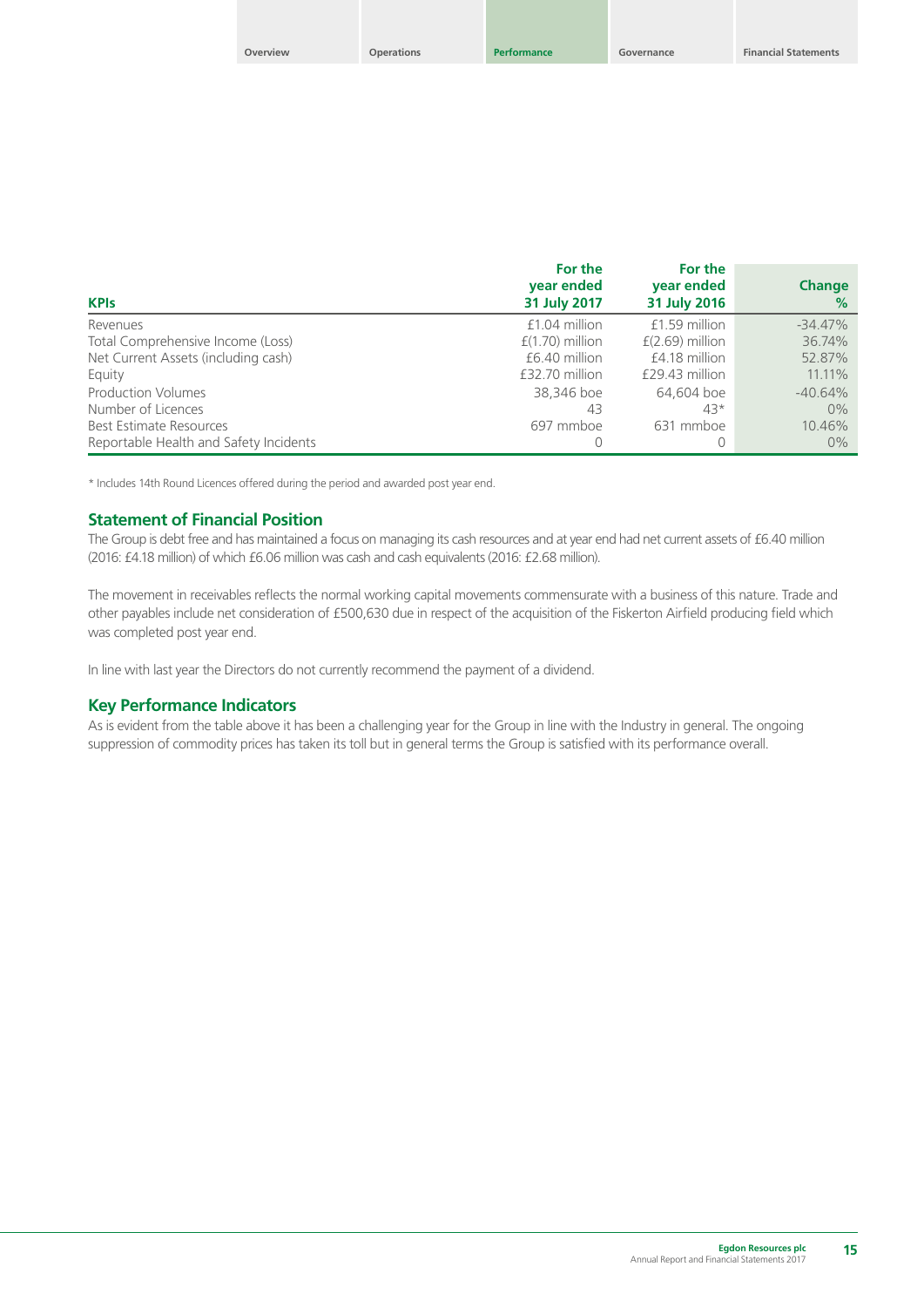| KPIs | For the year ended 31 July 2017 | For the year ended 31 July 2016 | Change % |
|---|---|---|---|
| Revenues | £1.04 million | £1.59 million | -34.47% |
| Total Comprehensive Income (Loss) | £(1.70) million | £(2.69) million | 36.74% |
| Net Current Assets (including cash) | £6.40 million | £4.18 million | 52.87% |
| Equity | £32.70 million | £29.43 million | 11.11% |
| Production Volumes | 38,346 boe | 64,604 boe | -40.64% |
| Number of Licences | 43 | 43* | 0% |
| Best Estimate Resources | 697 mmboe | 631 mmboe | 10.46% |
| Reportable Health and Safety Incidents | 0 | 0 | 0% |

* Includes 14th Round Licences offered during the period and awarded post year end.

## Statement of Financial Position

The Group is debt free and has maintained a focus on managing its cash resources and at year end had net current assets of £6.40 million (2016: £4.18 million) of which £6.06 million was cash and cash equivalents (2016: £2.68 million).

The movement in receivables reflects the normal working capital movements commensurate with a business of this nature. Trade and other payables include net consideration of £500,630 due in respect of the acquisition of the Fiskerton Airfield producing field which was completed post year end.

In line with last year the Directors do not currently recommend the payment of a dividend.

## Key Performance Indicators

As is evident from the table above it has been a challenging year for the Group in line with the Industry in general. The ongoing suppression of commodity prices has taken its toll but in general terms the Group is satisfied with its performance overall.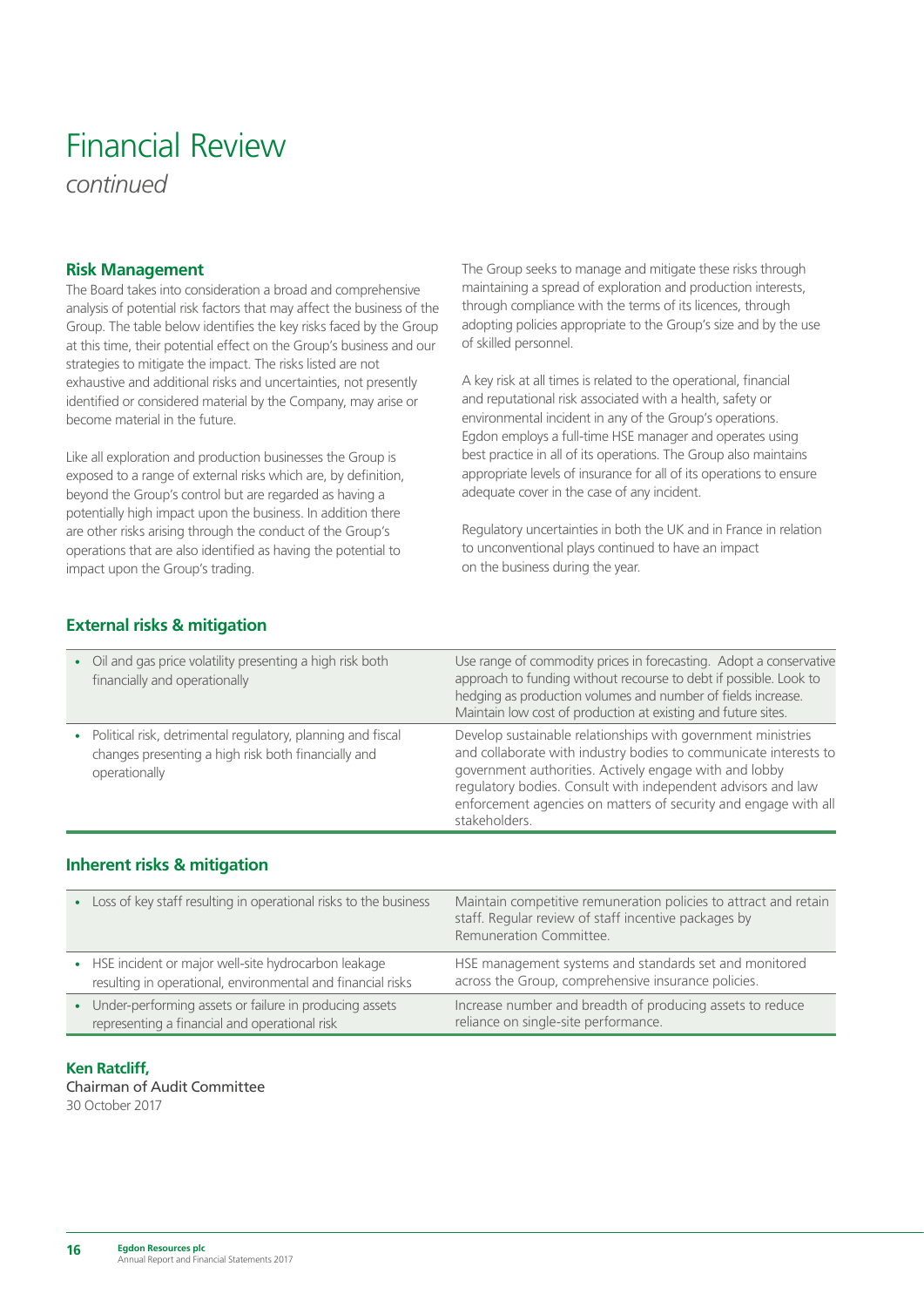# Financial Review

*continued*

## Risk Management

The Board takes into consideration a broad and comprehensive analysis of potential risk factors that may affect the business of the Group. The table below identifies the key risks faced by the Group at this time, their potential effect on the Group's business and our strategies to mitigate the impact. The risks listed are not exhaustive and additional risks and uncertainties, not presently identified or considered material by the Company, may arise or become material in the future.

Like all exploration and production businesses the Group is exposed to a range of external risks which are, by definition, beyond the Group's control but are regarded as having a potentially high impact upon the business. In addition there are other risks arising through the conduct of the Group's operations that are also identified as having the potential to impact upon the Group's trading.

The Group seeks to manage and mitigate these risks through maintaining a spread of exploration and production interests, through compliance with the terms of its licences, through adopting policies appropriate to the Group's size and by the use of skilled personnel.

A key risk at all times is related to the operational, financial and reputational risk associated with a health, safety or environmental incident in any of the Group's operations. Egdon employs a full-time HSE manager and operates using best practice in all of its operations. The Group also maintains appropriate levels of insurance for all of its operations to ensure adequate cover in the case of any incident.

Regulatory uncertainties in both the UK and in France in relation to unconventional plays continued to have an impact on the business during the year.

## External risks & mitigation

| Risk | Mitigation |
|---|---|
| • Oil and gas price volatility presenting a high risk both financially and operationally | Use range of commodity prices in forecasting. Adopt a conservative approach to funding without recourse to debt if possible. Look to hedging as production volumes and number of fields increase. Maintain low cost of production at existing and future sites. |
| • Political risk, detrimental regulatory, planning and fiscal changes presenting a high risk both financially and operationally | Develop sustainable relationships with government ministries and collaborate with industry bodies to communicate interests to government authorities. Actively engage with and lobby regulatory bodies. Consult with independent advisors and law enforcement agencies on matters of security and engage with all stakeholders. |

## Inherent risks & mitigation

| Risk | Mitigation |
|---|---|
| • Loss of key staff resulting in operational risks to the business | Maintain competitive remuneration policies to attract and retain staff. Regular review of staff incentive packages by Remuneration Committee. |
| • HSE incident or major well-site hydrocarbon leakage resulting in operational, environmental and financial risks | HSE management systems and standards set and monitored across the Group, comprehensive insurance policies. |
| • Under-performing assets or failure in producing assets representing a financial and operational risk | Increase number and breadth of producing assets to reduce reliance on single-site performance. |

**Ken Ratcliff,**
Chairman of Audit Committee
30 October 2017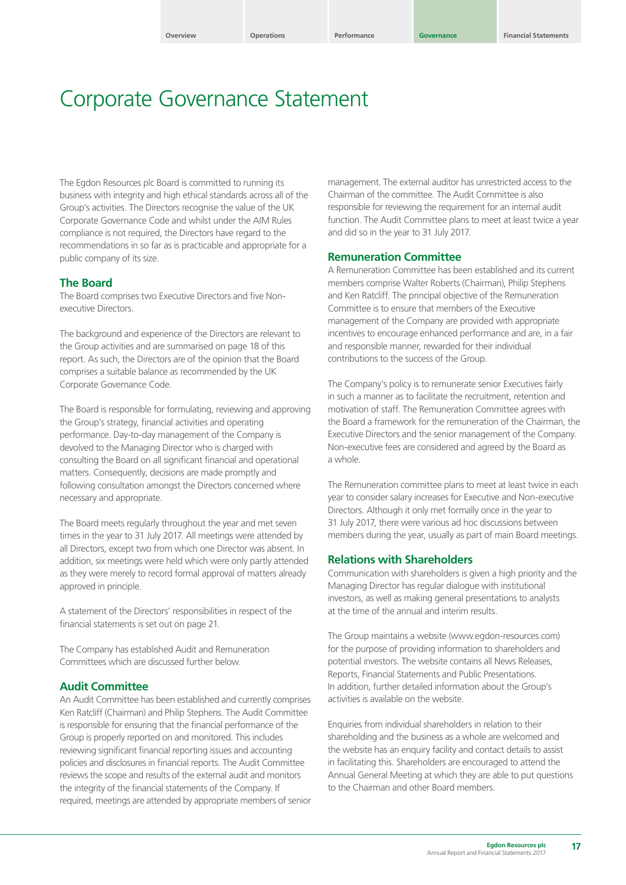# Corporate Governance Statement

The Egdon Resources plc Board is committed to running its business with integrity and high ethical standards across all of the Group's activities. The Directors recognise the value of the UK Corporate Governance Code and whilst under the AIM Rules compliance is not required, the Directors have regard to the recommendations in so far as is practicable and appropriate for a public company of its size.

## The Board

The Board comprises two Executive Directors and five Non-executive Directors.

The background and experience of the Directors are relevant to the Group activities and are summarised on page 18 of this report. As such, the Directors are of the opinion that the Board comprises a suitable balance as recommended by the UK Corporate Governance Code.

The Board is responsible for formulating, reviewing and approving the Group's strategy, financial activities and operating performance. Day-to-day management of the Company is devolved to the Managing Director who is charged with consulting the Board on all significant financial and operational matters. Consequently, decisions are made promptly and following consultation amongst the Directors concerned where necessary and appropriate.

The Board meets regularly throughout the year and met seven times in the year to 31 July 2017. All meetings were attended by all Directors, except two from which one Director was absent. In addition, six meetings were held which were only partly attended as they were merely to record formal approval of matters already approved in principle.

A statement of the Directors' responsibilities in respect of the financial statements is set out on page 21.

The Company has established Audit and Remuneration Committees which are discussed further below.

## Audit Committee

An Audit Committee has been established and currently comprises Ken Ratcliff (Chairman) and Philip Stephens. The Audit Committee is responsible for ensuring that the financial performance of the Group is properly reported on and monitored. This includes reviewing significant financial reporting issues and accounting policies and disclosures in financial reports. The Audit Committee reviews the scope and results of the external audit and monitors the integrity of the financial statements of the Company. If required, meetings are attended by appropriate members of senior management. The external auditor has unrestricted access to the Chairman of the committee. The Audit Committee is also responsible for reviewing the requirement for an internal audit function. The Audit Committee plans to meet at least twice a year and did so in the year to 31 July 2017.

## Remuneration Committee

A Remuneration Committee has been established and its current members comprise Walter Roberts (Chairman), Philip Stephens and Ken Ratcliff. The principal objective of the Remuneration Committee is to ensure that members of the Executive management of the Company are provided with appropriate incentives to encourage enhanced performance and are, in a fair and responsible manner, rewarded for their individual contributions to the success of the Group.

The Company's policy is to remunerate senior Executives fairly in such a manner as to facilitate the recruitment, retention and motivation of staff. The Remuneration Committee agrees with the Board a framework for the remuneration of the Chairman, the Executive Directors and the senior management of the Company. Non-executive fees are considered and agreed by the Board as a whole.

The Remuneration committee plans to meet at least twice in each year to consider salary increases for Executive and Non-executive Directors. Although it only met formally once in the year to 31 July 2017, there were various ad hoc discussions between members during the year, usually as part of main Board meetings.

## Relations with Shareholders

Communication with shareholders is given a high priority and the Managing Director has regular dialogue with institutional investors, as well as making general presentations to analysts at the time of the annual and interim results.

The Group maintains a website (www.egdon-resources.com) for the purpose of providing information to shareholders and potential investors. The website contains all News Releases, Reports, Financial Statements and Public Presentations. In addition, further detailed information about the Group's activities is available on the website.

Enquiries from individual shareholders in relation to their shareholding and the business as a whole are welcomed and the website has an enquiry facility and contact details to assist in facilitating this. Shareholders are encouraged to attend the Annual General Meeting at which they are able to put questions to the Chairman and other Board members.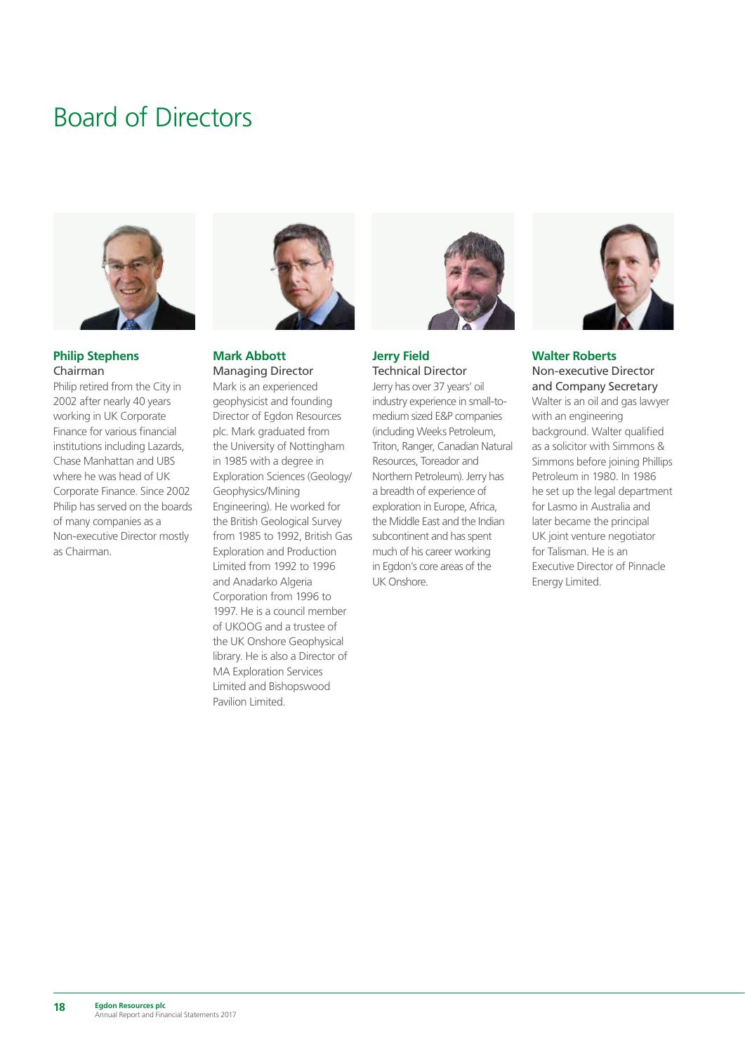# Board of Directors

### Philip Stephens

Chairman

Philip retired from the City in 2002 after nearly 40 years working in UK Corporate Finance for various financial institutions including Lazards, Chase Manhattan and UBS where he was head of UK Corporate Finance. Since 2002 Philip has served on the boards of many companies as a Non-executive Director mostly as Chairman.

### Mark Abbott

Managing Director

Mark is an experienced geophysicist and founding Director of Egdon Resources plc. Mark graduated from the University of Nottingham in 1985 with a degree in Exploration Sciences (Geology/Geophysics/Mining Engineering). He worked for the British Geological Survey from 1985 to 1992, British Gas Exploration and Production Limited from 1992 to 1996 and Anadarko Algeria Corporation from 1996 to 1997. He is a council member of UKOOG and a trustee of the UK Onshore Geophysical library. He is also a Director of MA Exploration Services Limited and Bishopswood Pavilion Limited.

### Jerry Field

Technical Director

Jerry has over 37 years' oil industry experience in small-to-medium sized E&P companies (including Weeks Petroleum, Triton, Ranger, Canadian Natural Resources, Toreador and Northern Petroleum). Jerry has a breadth of experience of exploration in Europe, Africa, the Middle East and the Indian subcontinent and has spent much of his career working in Egdon's core areas of the UK Onshore.

### Walter Roberts

Non-executive Director and Company Secretary

Walter is an oil and gas lawyer with an engineering background. Walter qualified as a solicitor with Simmons & Simmons before joining Phillips Petroleum in 1980. In 1986 he set up the legal department for Lasmo in Australia and later became the principal UK joint venture negotiator for Talisman. He is an Executive Director of Pinnacle Energy Limited.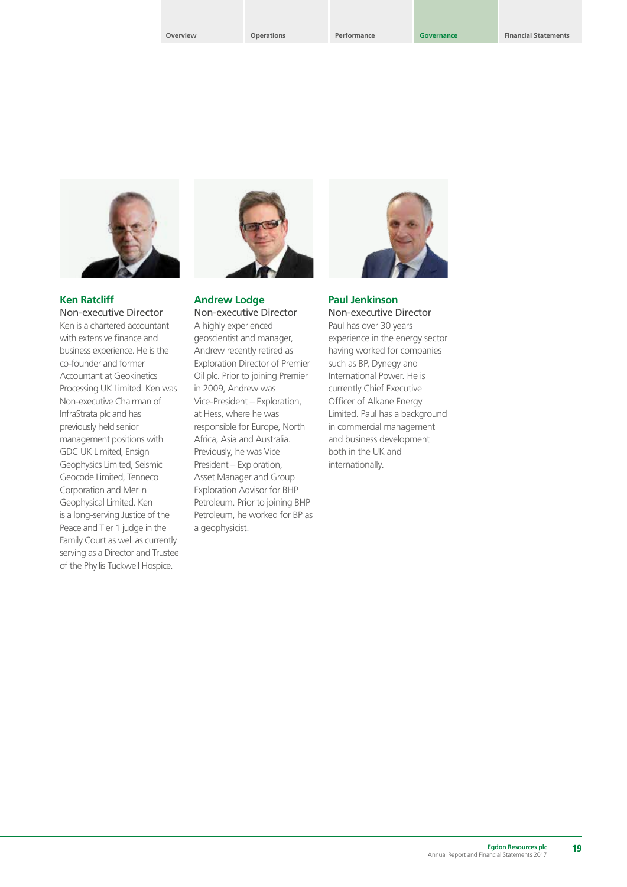### Ken Ratcliff

Non-executive Director

Ken is a chartered accountant with extensive finance and business experience. He is the co-founder and former Accountant at Geokinetics Processing UK Limited. Ken was Non-executive Chairman of InfraStrata plc and has previously held senior management positions with GDC UK Limited, Ensign Geophysics Limited, Seismic Geocode Limited, Tenneco Corporation and Merlin Geophysical Limited. Ken is a long-serving Justice of the Peace and Tier 1 judge in the Family Court as well as currently serving as a Director and Trustee of the Phyllis Tuckwell Hospice.

### Andrew Lodge

Non-executive Director

A highly experienced geoscientist and manager, Andrew recently retired as Exploration Director of Premier Oil plc. Prior to joining Premier in 2009, Andrew was Vice-President – Exploration, at Hess, where he was responsible for Europe, North Africa, Asia and Australia. Previously, he was Vice President – Exploration, Asset Manager and Group Exploration Advisor for BHP Petroleum. Prior to joining BHP Petroleum, he worked for BP as a geophysicist.

### Paul Jenkinson

Non-executive Director

Paul has over 30 years experience in the energy sector having worked for companies such as BP, Dynegy and International Power. He is currently Chief Executive Officer of Alkane Energy Limited. Paul has a background in commercial management and business development both in the UK and internationally.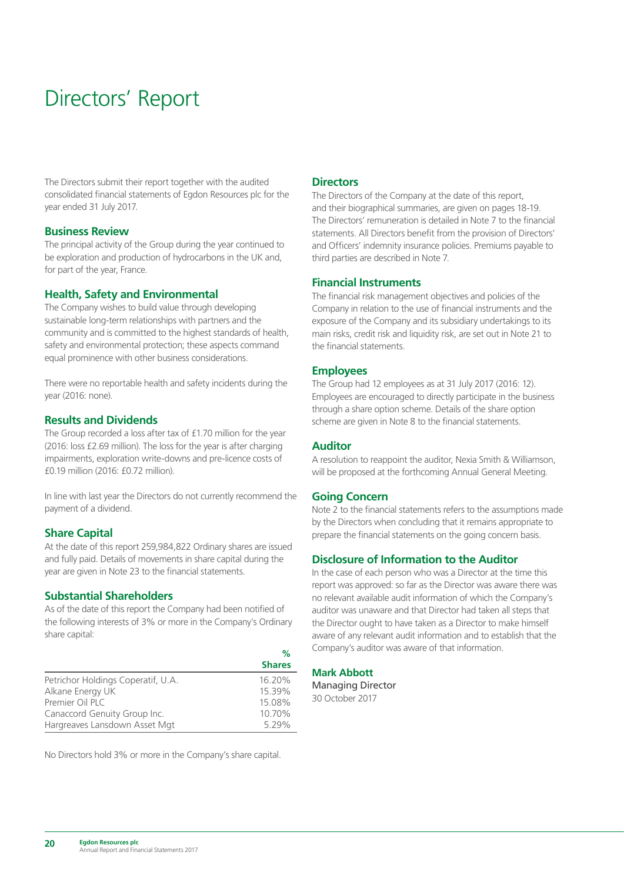# Directors' Report

The Directors submit their report together with the audited consolidated financial statements of Egdon Resources plc for the year ended 31 July 2017.

## Business Review

The principal activity of the Group during the year continued to be exploration and production of hydrocarbons in the UK and, for part of the year, France.

## Health, Safety and Environmental

The Company wishes to build value through developing sustainable long-term relationships with partners and the community and is committed to the highest standards of health, safety and environmental protection; these aspects command equal prominence with other business considerations.

There were no reportable health and safety incidents during the year (2016: none).

## Results and Dividends

The Group recorded a loss after tax of £1.70 million for the year (2016: loss £2.69 million). The loss for the year is after charging impairments, exploration write-downs and pre-licence costs of £0.19 million (2016: £0.72 million).

In line with last year the Directors do not currently recommend the payment of a dividend.

## Share Capital

At the date of this report 259,984,822 Ordinary shares are issued and fully paid. Details of movements in share capital during the year are given in Note 23 to the financial statements.

## Substantial Shareholders

As of the date of this report the Company had been notified of the following interests of 3% or more in the Company's Ordinary share capital:

| | % Shares |
|---|---|
| Petrichor Holdings Coperatif, U.A. | 16.20% |
| Alkane Energy UK | 15.39% |
| Premier Oil PLC | 15.08% |
| Canaccord Genuity Group Inc. | 10.70% |
| Hargreaves Lansdown Asset Mgt | 5.29% |

No Directors hold 3% or more in the Company's share capital.

## Directors

The Directors of the Company at the date of this report, and their biographical summaries, are given on pages 18-19. The Directors' remuneration is detailed in Note 7 to the financial statements. All Directors benefit from the provision of Directors' and Officers' indemnity insurance policies. Premiums payable to third parties are described in Note 7.

## Financial Instruments

The financial risk management objectives and policies of the Company in relation to the use of financial instruments and the exposure of the Company and its subsidiary undertakings to its main risks, credit risk and liquidity risk, are set out in Note 21 to the financial statements.

## Employees

The Group had 12 employees as at 31 July 2017 (2016: 12). Employees are encouraged to directly participate in the business through a share option scheme. Details of the share option scheme are given in Note 8 to the financial statements.

## Auditor

A resolution to reappoint the auditor, Nexia Smith & Williamson, will be proposed at the forthcoming Annual General Meeting.

## Going Concern

Note 2 to the financial statements refers to the assumptions made by the Directors when concluding that it remains appropriate to prepare the financial statements on the going concern basis.

## Disclosure of Information to the Auditor

In the case of each person who was a Director at the time this report was approved: so far as the Director was aware there was no relevant available audit information of which the Company's auditor was unaware and that Director had taken all steps that the Director ought to have taken as a Director to make himself aware of any relevant audit information and to establish that the Company's auditor was aware of that information.

**Mark Abbott**
Managing Director
30 October 2017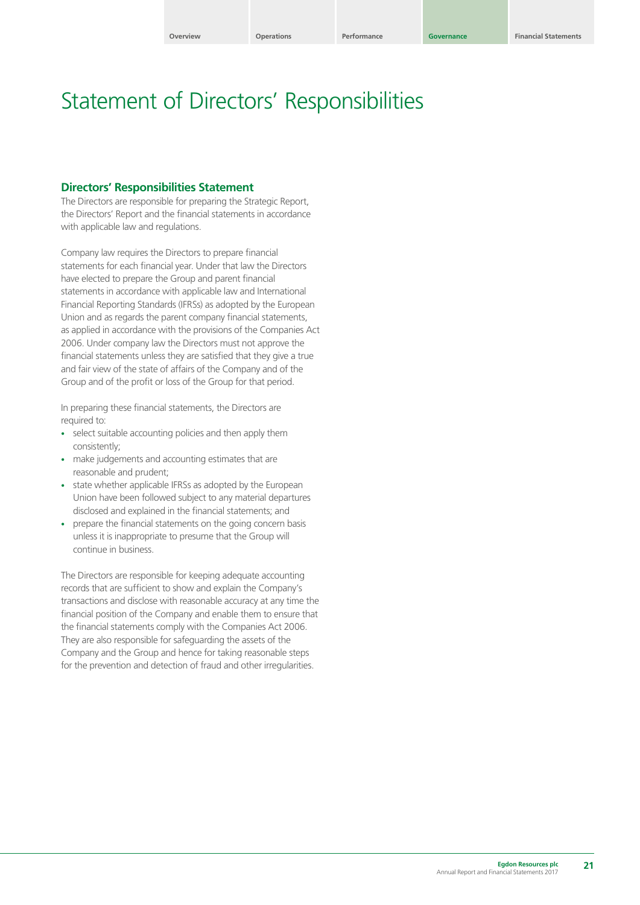# Statement of Directors' Responsibilities

## Directors' Responsibilities Statement

The Directors are responsible for preparing the Strategic Report, the Directors' Report and the financial statements in accordance with applicable law and regulations.

Company law requires the Directors to prepare financial statements for each financial year. Under that law the Directors have elected to prepare the Group and parent financial statements in accordance with applicable law and International Financial Reporting Standards (IFRSs) as adopted by the European Union and as regards the parent company financial statements, as applied in accordance with the provisions of the Companies Act 2006. Under company law the Directors must not approve the financial statements unless they are satisfied that they give a true and fair view of the state of affairs of the Company and of the Group and of the profit or loss of the Group for that period.

In preparing these financial statements, the Directors are required to:

- select suitable accounting policies and then apply them consistently;
- make judgements and accounting estimates that are reasonable and prudent;
- state whether applicable IFRSs as adopted by the European Union have been followed subject to any material departures disclosed and explained in the financial statements; and
- prepare the financial statements on the going concern basis unless it is inappropriate to presume that the Group will continue in business.

The Directors are responsible for keeping adequate accounting records that are sufficient to show and explain the Company's transactions and disclose with reasonable accuracy at any time the financial position of the Company and enable them to ensure that the financial statements comply with the Companies Act 2006. They are also responsible for safeguarding the assets of the Company and the Group and hence for taking reasonable steps for the prevention and detection of fraud and other irregularities.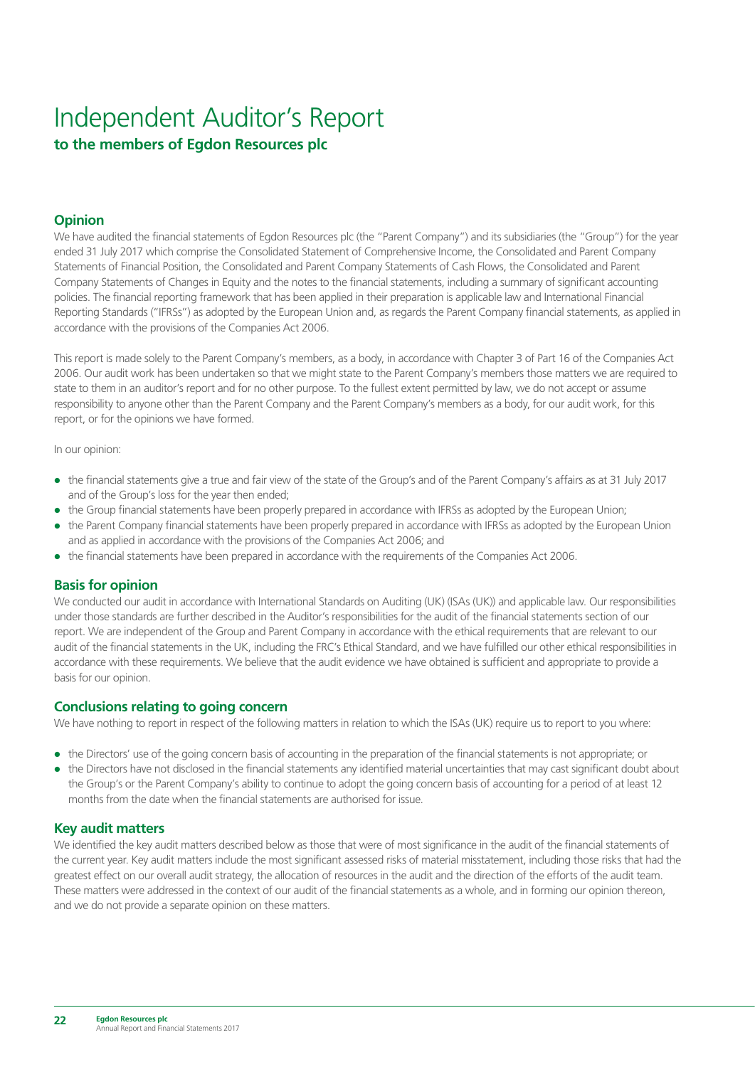# Independent Auditor's Report

## to the members of Egdon Resources plc

### Opinion

We have audited the financial statements of Egdon Resources plc (the "Parent Company") and its subsidiaries (the "Group") for the year ended 31 July 2017 which comprise the Consolidated Statement of Comprehensive Income, the Consolidated and Parent Company Statements of Financial Position, the Consolidated and Parent Company Statements of Cash Flows, the Consolidated and Parent Company Statements of Changes in Equity and the notes to the financial statements, including a summary of significant accounting policies. The financial reporting framework that has been applied in their preparation is applicable law and International Financial Reporting Standards ("IFRSs") as adopted by the European Union and, as regards the Parent Company financial statements, as applied in accordance with the provisions of the Companies Act 2006.

This report is made solely to the Parent Company's members, as a body, in accordance with Chapter 3 of Part 16 of the Companies Act 2006. Our audit work has been undertaken so that we might state to the Parent Company's members those matters we are required to state to them in an auditor's report and for no other purpose. To the fullest extent permitted by law, we do not accept or assume responsibility to anyone other than the Parent Company and the Parent Company's members as a body, for our audit work, for this report, or for the opinions we have formed.

In our opinion:

- the financial statements give a true and fair view of the state of the Group's and of the Parent Company's affairs as at 31 July 2017 and of the Group's loss for the year then ended;
- the Group financial statements have been properly prepared in accordance with IFRSs as adopted by the European Union;
- the Parent Company financial statements have been properly prepared in accordance with IFRSs as adopted by the European Union and as applied in accordance with the provisions of the Companies Act 2006; and
- the financial statements have been prepared in accordance with the requirements of the Companies Act 2006.

### Basis for opinion

We conducted our audit in accordance with International Standards on Auditing (UK) (ISAs (UK)) and applicable law. Our responsibilities under those standards are further described in the Auditor's responsibilities for the audit of the financial statements section of our report. We are independent of the Group and Parent Company in accordance with the ethical requirements that are relevant to our audit of the financial statements in the UK, including the FRC's Ethical Standard, and we have fulfilled our other ethical responsibilities in accordance with these requirements. We believe that the audit evidence we have obtained is sufficient and appropriate to provide a basis for our opinion.

### Conclusions relating to going concern

We have nothing to report in respect of the following matters in relation to which the ISAs (UK) require us to report to you where:

- the Directors' use of the going concern basis of accounting in the preparation of the financial statements is not appropriate; or
- the Directors have not disclosed in the financial statements any identified material uncertainties that may cast significant doubt about the Group's or the Parent Company's ability to continue to adopt the going concern basis of accounting for a period of at least 12 months from the date when the financial statements are authorised for issue.

### Key audit matters

We identified the key audit matters described below as those that were of most significance in the audit of the financial statements of the current year. Key audit matters include the most significant assessed risks of material misstatement, including those risks that had the greatest effect on our overall audit strategy, the allocation of resources in the audit and the direction of the efforts of the audit team. These matters were addressed in the context of our audit of the financial statements as a whole, and in forming our opinion thereon, and we do not provide a separate opinion on these matters.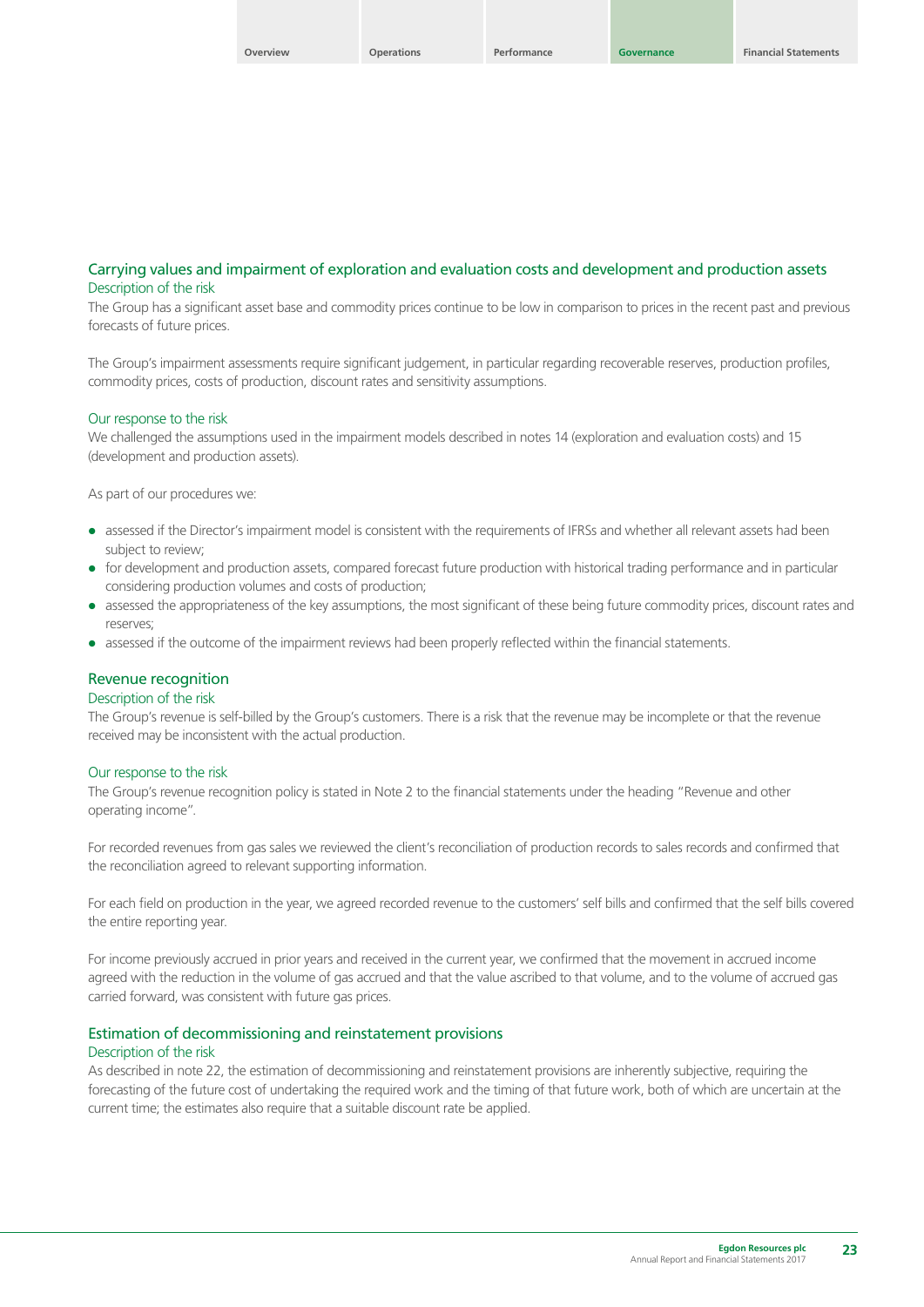## Carrying values and impairment of exploration and evaluation costs and development and production assets

### Description of the risk

The Group has a significant asset base and commodity prices continue to be low in comparison to prices in the recent past and previous forecasts of future prices.

The Group's impairment assessments require significant judgement, in particular regarding recoverable reserves, production profiles, commodity prices, costs of production, discount rates and sensitivity assumptions.

### Our response to the risk

We challenged the assumptions used in the impairment models described in notes 14 (exploration and evaluation costs) and 15 (development and production assets).

As part of our procedures we:

- assessed if the Director's impairment model is consistent with the requirements of IFRSs and whether all relevant assets had been subject to review;
- for development and production assets, compared forecast future production with historical trading performance and in particular considering production volumes and costs of production;
- assessed the appropriateness of the key assumptions, the most significant of these being future commodity prices, discount rates and reserves;
- assessed if the outcome of the impairment reviews had been properly reflected within the financial statements.

## Revenue recognition

### Description of the risk

The Group's revenue is self-billed by the Group's customers. There is a risk that the revenue may be incomplete or that the revenue received may be inconsistent with the actual production.

### Our response to the risk

The Group's revenue recognition policy is stated in Note 2 to the financial statements under the heading "Revenue and other operating income".

For recorded revenues from gas sales we reviewed the client's reconciliation of production records to sales records and confirmed that the reconciliation agreed to relevant supporting information.

For each field on production in the year, we agreed recorded revenue to the customers' self bills and confirmed that the self bills covered the entire reporting year.

For income previously accrued in prior years and received in the current year, we confirmed that the movement in accrued income agreed with the reduction in the volume of gas accrued and that the value ascribed to that volume, and to the volume of accrued gas carried forward, was consistent with future gas prices.

## Estimation of decommissioning and reinstatement provisions

### Description of the risk

As described in note 22, the estimation of decommissioning and reinstatement provisions are inherently subjective, requiring the forecasting of the future cost of undertaking the required work and the timing of that future work, both of which are uncertain at the current time; the estimates also require that a suitable discount rate be applied.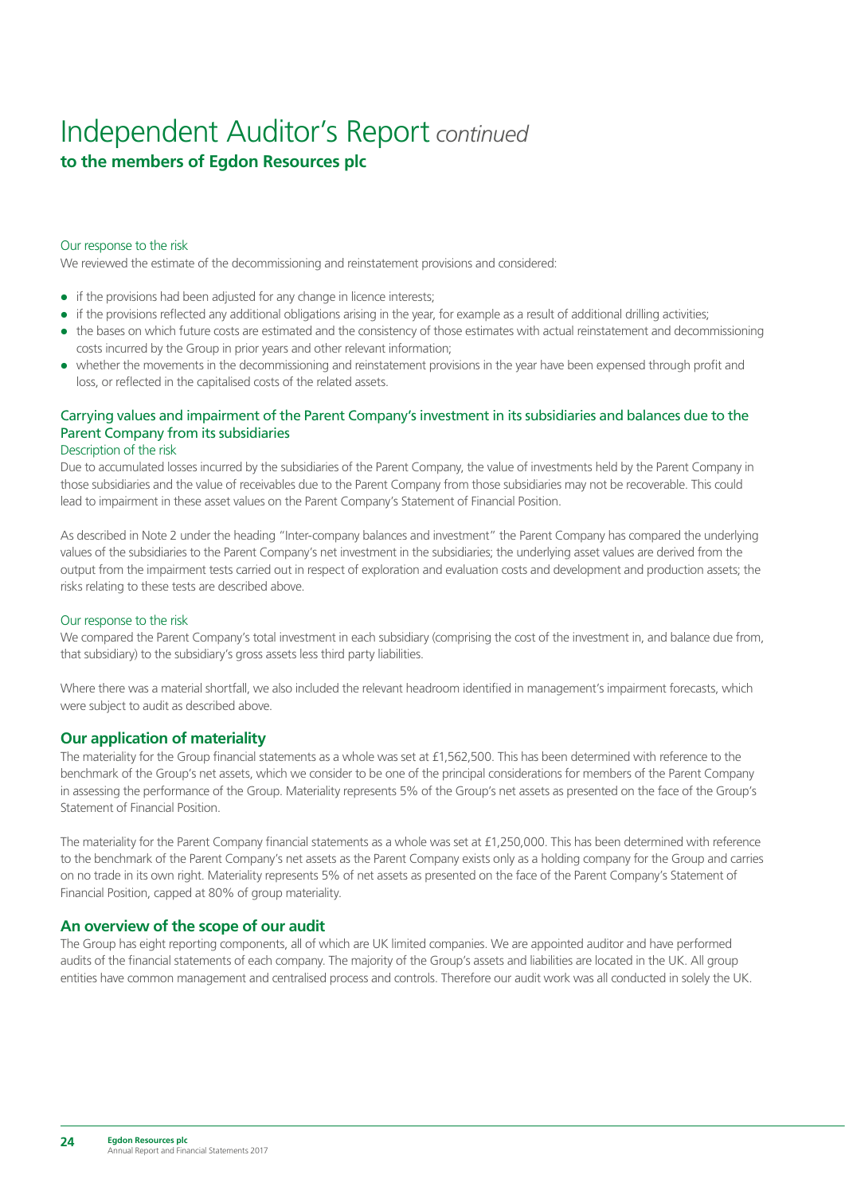# Independent Auditor's Report *continued*

**to the members of Egdon Resources plc**

Our response to the risk

We reviewed the estimate of the decommissioning and reinstatement provisions and considered:

- if the provisions had been adjusted for any change in licence interests;
- if the provisions reflected any additional obligations arising in the year, for example as a result of additional drilling activities;
- the bases on which future costs are estimated and the consistency of those estimates with actual reinstatement and decommissioning costs incurred by the Group in prior years and other relevant information;
- whether the movements in the decommissioning and reinstatement provisions in the year have been expensed through profit and loss, or reflected in the capitalised costs of the related assets.

### Carrying values and impairment of the Parent Company's investment in its subsidiaries and balances due to the Parent Company from its subsidiaries

Description of the risk

Due to accumulated losses incurred by the subsidiaries of the Parent Company, the value of investments held by the Parent Company in those subsidiaries and the value of receivables due to the Parent Company from those subsidiaries may not be recoverable. This could lead to impairment in these asset values on the Parent Company's Statement of Financial Position.

As described in Note 2 under the heading "Inter-company balances and investment" the Parent Company has compared the underlying values of the subsidiaries to the Parent Company's net investment in the subsidiaries; the underlying asset values are derived from the output from the impairment tests carried out in respect of exploration and evaluation costs and development and production assets; the risks relating to these tests are described above.

Our response to the risk

We compared the Parent Company's total investment in each subsidiary (comprising the cost of the investment in, and balance due from, that subsidiary) to the subsidiary's gross assets less third party liabilities.

Where there was a material shortfall, we also included the relevant headroom identified in management's impairment forecasts, which were subject to audit as described above.

## Our application of materiality

The materiality for the Group financial statements as a whole was set at £1,562,500. This has been determined with reference to the benchmark of the Group's net assets, which we consider to be one of the principal considerations for members of the Parent Company in assessing the performance of the Group. Materiality represents 5% of the Group's net assets as presented on the face of the Group's Statement of Financial Position.

The materiality for the Parent Company financial statements as a whole was set at £1,250,000. This has been determined with reference to the benchmark of the Parent Company's net assets as the Parent Company exists only as a holding company for the Group and carries on no trade in its own right. Materiality represents 5% of net assets as presented on the face of the Parent Company's Statement of Financial Position, capped at 80% of group materiality.

## An overview of the scope of our audit

The Group has eight reporting components, all of which are UK limited companies. We are appointed auditor and have performed audits of the financial statements of each company. The majority of the Group's assets and liabilities are located in the UK. All group entities have common management and centralised process and controls. Therefore our audit work was all conducted in solely the UK.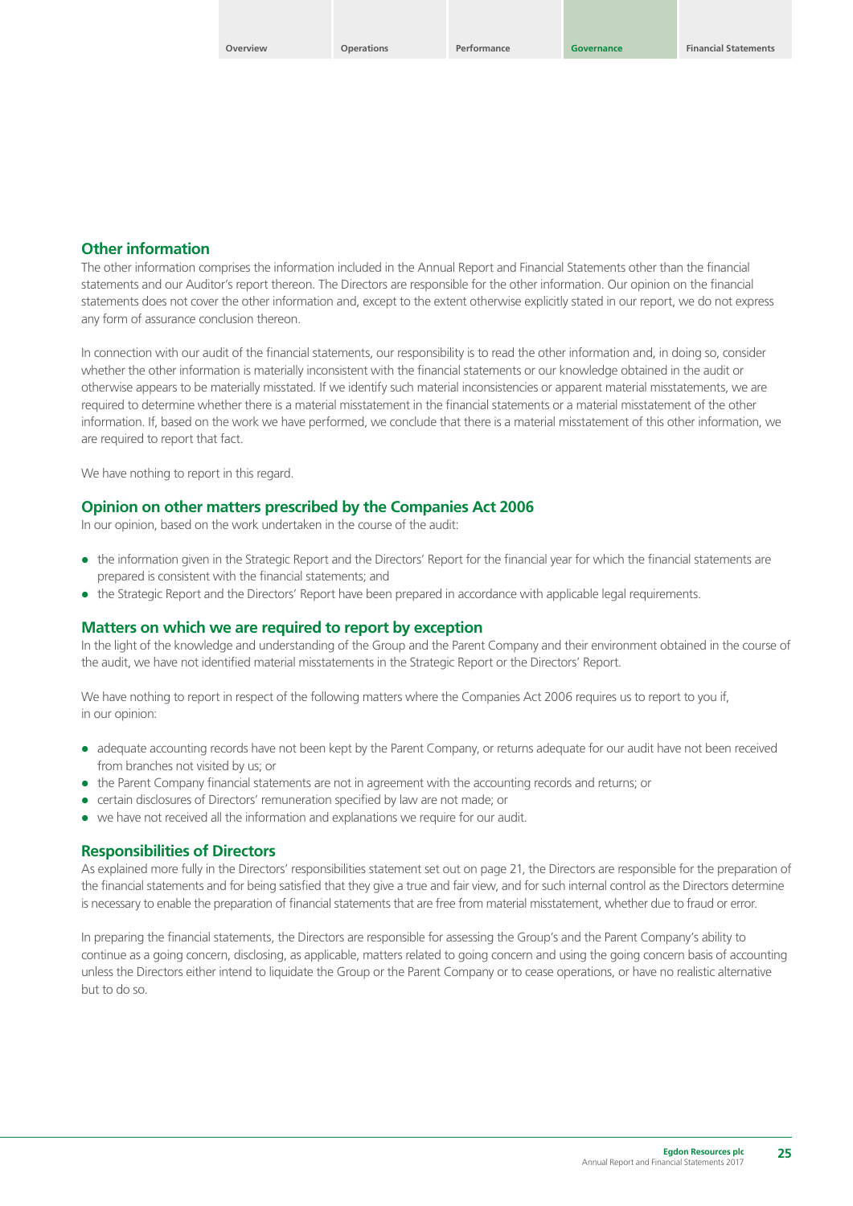## Other information

The other information comprises the information included in the Annual Report and Financial Statements other than the financial statements and our Auditor's report thereon. The Directors are responsible for the other information. Our opinion on the financial statements does not cover the other information and, except to the extent otherwise explicitly stated in our report, we do not express any form of assurance conclusion thereon.

In connection with our audit of the financial statements, our responsibility is to read the other information and, in doing so, consider whether the other information is materially inconsistent with the financial statements or our knowledge obtained in the audit or otherwise appears to be materially misstated. If we identify such material inconsistencies or apparent material misstatements, we are required to determine whether there is a material misstatement in the financial statements or a material misstatement of the other information. If, based on the work we have performed, we conclude that there is a material misstatement of this other information, we are required to report that fact.

We have nothing to report in this regard.

## Opinion on other matters prescribed by the Companies Act 2006

In our opinion, based on the work undertaken in the course of the audit:

- the information given in the Strategic Report and the Directors' Report for the financial year for which the financial statements are prepared is consistent with the financial statements; and
- the Strategic Report and the Directors' Report have been prepared in accordance with applicable legal requirements.

## Matters on which we are required to report by exception

In the light of the knowledge and understanding of the Group and the Parent Company and their environment obtained in the course of the audit, we have not identified material misstatements in the Strategic Report or the Directors' Report.

We have nothing to report in respect of the following matters where the Companies Act 2006 requires us to report to you if, in our opinion:

- adequate accounting records have not been kept by the Parent Company, or returns adequate for our audit have not been received from branches not visited by us; or
- the Parent Company financial statements are not in agreement with the accounting records and returns; or
- certain disclosures of Directors' remuneration specified by law are not made; or
- we have not received all the information and explanations we require for our audit.

## Responsibilities of Directors

As explained more fully in the Directors' responsibilities statement set out on page 21, the Directors are responsible for the preparation of the financial statements and for being satisfied that they give a true and fair view, and for such internal control as the Directors determine is necessary to enable the preparation of financial statements that are free from material misstatement, whether due to fraud or error.

In preparing the financial statements, the Directors are responsible for assessing the Group's and the Parent Company's ability to continue as a going concern, disclosing, as applicable, matters related to going concern and using the going concern basis of accounting unless the Directors either intend to liquidate the Group or the Parent Company or to cease operations, or have no realistic alternative but to do so.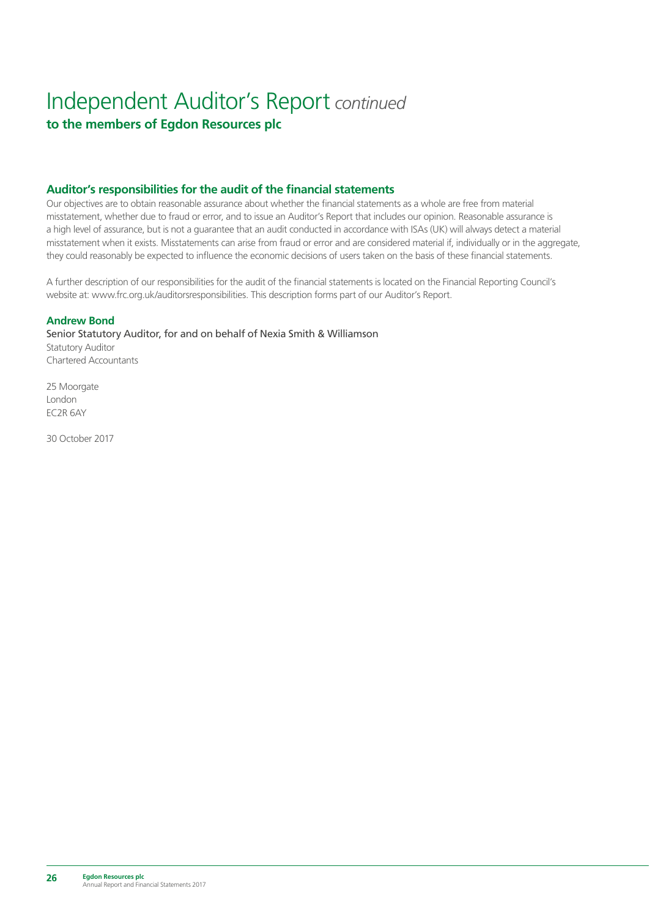# Independent Auditor's Report *continued*

**to the members of Egdon Resources plc**

## Auditor's responsibilities for the audit of the financial statements

Our objectives are to obtain reasonable assurance about whether the financial statements as a whole are free from material misstatement, whether due to fraud or error, and to issue an Auditor's Report that includes our opinion. Reasonable assurance is a high level of assurance, but is not a guarantee that an audit conducted in accordance with ISAs (UK) will always detect a material misstatement when it exists. Misstatements can arise from fraud or error and are considered material if, individually or in the aggregate, they could reasonably be expected to influence the economic decisions of users taken on the basis of these financial statements.

A further description of our responsibilities for the audit of the financial statements is located on the Financial Reporting Council's website at: www.frc.org.uk/auditorsresponsibilities. This description forms part of our Auditor's Report.

**Andrew Bond**

Senior Statutory Auditor, for and on behalf of Nexia Smith & Williamson
Statutory Auditor
Chartered Accountants

25 Moorgate
London
EC2R 6AY

30 October 2017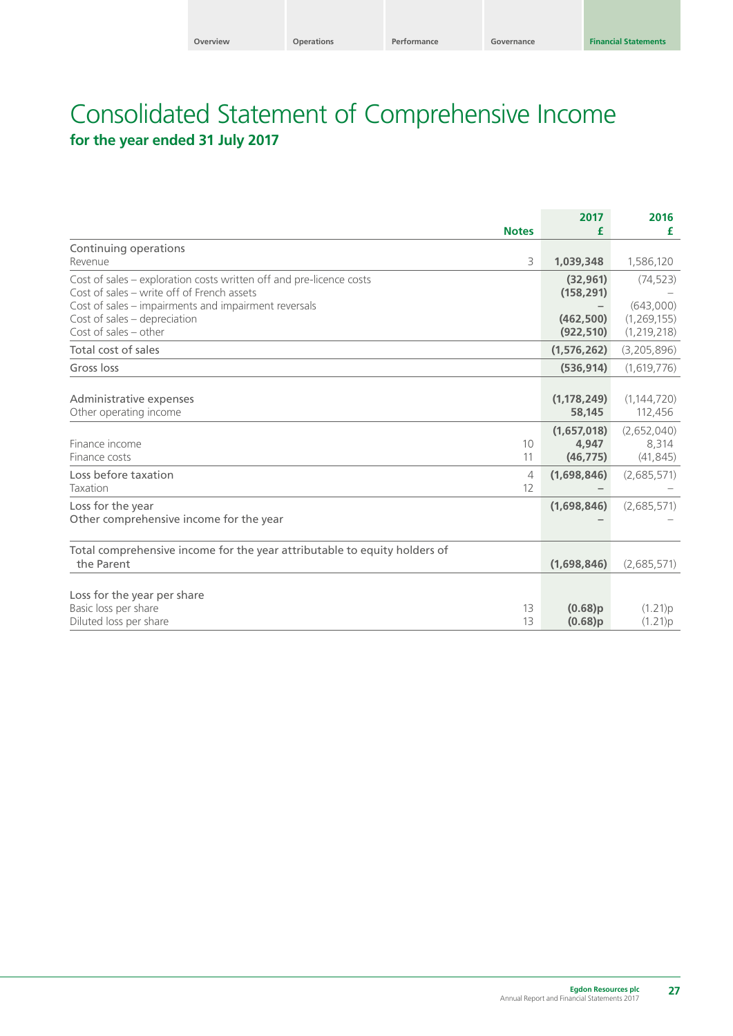# Consolidated Statement of Comprehensive Income

## for the year ended 31 July 2017

| | Notes | 2017<br>£ | 2016<br>£ |
|---|---|---|---|
| Continuing operations | | | |
| Revenue | 3 | **1,039,348** | 1,586,120 |
| Cost of sales – exploration costs written off and pre-licence costs | | **(32,961)** | (74,523) |
| Cost of sales – write off of French assets | | **(158,291)** | – |
| Cost of sales – impairments and impairment reversals | | **–** | (643,000) |
| Cost of sales – depreciation | | **(462,500)** | (1,269,155) |
| Cost of sales – other | | **(922,510)** | (1,219,218) |
| Total cost of sales | | **(1,576,262)** | (3,205,896) |
| Gross loss | | **(536,914)** | (1,619,776) |
| Administrative expenses | | **(1,178,249)** | (1,144,720) |
| Other operating income | | **58,145** | 112,456 |
| | | **(1,657,018)** | (2,652,040) |
| Finance income | 10 | **4,947** | 8,314 |
| Finance costs | 11 | **(46,775)** | (41,845) |
| Loss before taxation | 4 | **(1,698,846)** | (2,685,571) |
| Taxation | 12 | **–** | – |
| Loss for the year | | **(1,698,846)** | (2,685,571) |
| Other comprehensive income for the year | | **–** | – |
| Total comprehensive income for the year attributable to equity holders of the Parent | | **(1,698,846)** | (2,685,571) |
| Loss for the year per share | | | |
| Basic loss per share | 13 | **(0.68)p** | (1.21)p |
| Diluted loss per share | 13 | **(0.68)p** | (1.21)p |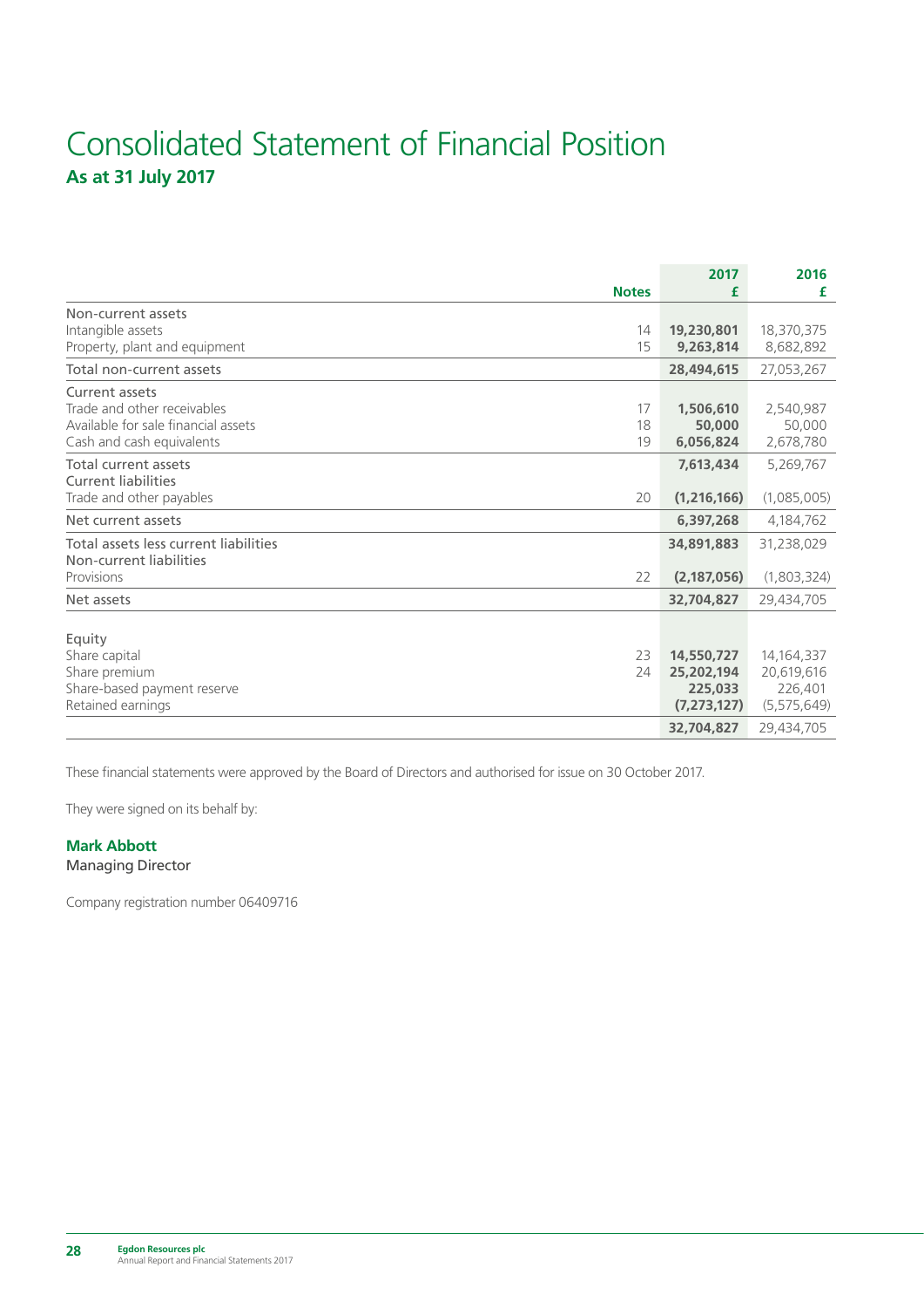# Consolidated Statement of Financial Position

**As at 31 July 2017**

| | Notes | 2017 £ | 2016 £ |
|---|---|---|---|
| Non-current assets | | | |
| Intangible assets | 14 | **19,230,801** | 18,370,375 |
| Property, plant and equipment | 15 | **9,263,814** | 8,682,892 |
| Total non-current assets | | **28,494,615** | 27,053,267 |
| Current assets | | | |
| Trade and other receivables | 17 | **1,506,610** | 2,540,987 |
| Available for sale financial assets | 18 | **50,000** | 50,000 |
| Cash and cash equivalents | 19 | **6,056,824** | 2,678,780 |
| Total current assets | | **7,613,434** | 5,269,767 |
| Current liabilities | | | |
| Trade and other payables | 20 | **(1,216,166)** | (1,085,005) |
| Net current assets | | **6,397,268** | 4,184,762 |
| Total assets less current liabilities | | **34,891,883** | 31,238,029 |
| Non-current liabilities | | | |
| Provisions | 22 | **(2,187,056)** | (1,803,324) |
| Net assets | | **32,704,827** | 29,434,705 |
| Equity | | | |
| Share capital | 23 | **14,550,727** | 14,164,337 |
| Share premium | 24 | **25,202,194** | 20,619,616 |
| Share-based payment reserve | | **225,033** | 226,401 |
| Retained earnings | | **(7,273,127)** | (5,575,649) |
| | | **32,704,827** | 29,434,705 |

These financial statements were approved by the Board of Directors and authorised for issue on 30 October 2017.

They were signed on its behalf by:

**Mark Abbott**
Managing Director

Company registration number 06409716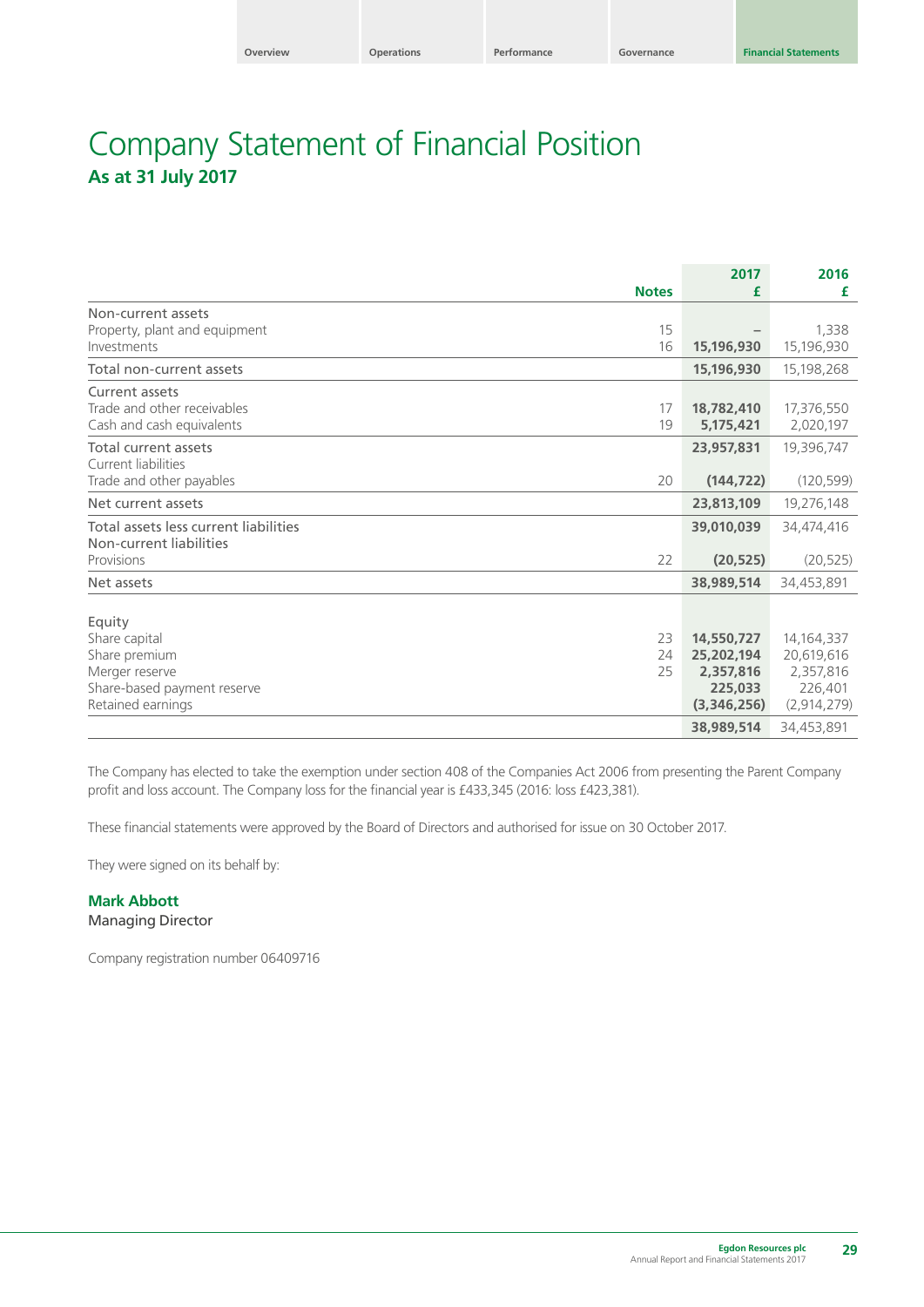# Company Statement of Financial Position

## As at 31 July 2017

| | Notes | 2017 £ | 2016 £ |
|---|---|---|---|
| Non-current assets | | | |
| Property, plant and equipment | 15 | – | 1,338 |
| Investments | 16 | **15,196,930** | 15,196,930 |
| Total non-current assets | | **15,196,930** | 15,198,268 |
| Current assets | | | |
| Trade and other receivables | 17 | **18,782,410** | 17,376,550 |
| Cash and cash equivalents | 19 | **5,175,421** | 2,020,197 |
| Total current assets | | **23,957,831** | 19,396,747 |
| Current liabilities | | | |
| Trade and other payables | 20 | **(144,722)** | (120,599) |
| Net current assets | | **23,813,109** | 19,276,148 |
| Total assets less current liabilities | | **39,010,039** | 34,474,416 |
| Non-current liabilities | | | |
| Provisions | 22 | **(20,525)** | (20,525) |
| Net assets | | **38,989,514** | 34,453,891 |
| Equity | | | |
| Share capital | 23 | **14,550,727** | 14,164,337 |
| Share premium | 24 | **25,202,194** | 20,619,616 |
| Merger reserve | 25 | **2,357,816** | 2,357,816 |
| Share-based payment reserve | | **225,033** | 226,401 |
| Retained earnings | | **(3,346,256)** | (2,914,279) |
| | | **38,989,514** | 34,453,891 |

The Company has elected to take the exemption under section 408 of the Companies Act 2006 from presenting the Parent Company profit and loss account. The Company loss for the financial year is £433,345 (2016: loss £423,381).

These financial statements were approved by the Board of Directors and authorised for issue on 30 October 2017.

They were signed on its behalf by:

**Mark Abbott**
Managing Director

Company registration number 06409716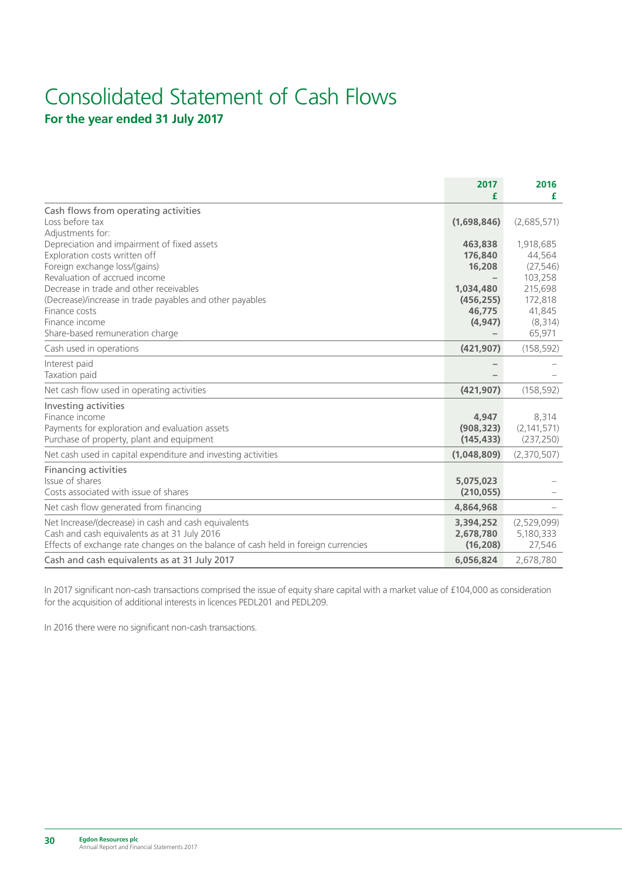# Consolidated Statement of Cash Flows

**For the year ended 31 July 2017**

| | 2017 £ | 2016 £ |
|---|---|---|
| Cash flows from operating activities | | |
| Loss before tax | **(1,698,846)** | (2,685,571) |
| Adjustments for: | | |
| Depreciation and impairment of fixed assets | **463,838** | 1,918,685 |
| Exploration costs written off | **176,840** | 44,564 |
| Foreign exchange loss/(gains) | **16,208** | (27,546) |
| Revaluation of accrued income | **–** | 103,258 |
| Decrease in trade and other receivables | **1,034,480** | 215,698 |
| (Decrease)/increase in trade payables and other payables | **(456,255)** | 172,818 |
| Finance costs | **46,775** | 41,845 |
| Finance income | **(4,947)** | (8,314) |
| Share-based remuneration charge | **–** | 65,971 |
| Cash used in operations | **(421,907)** | (158,592) |
| Interest paid | **–** | – |
| Taxation paid | **–** | – |
| Net cash flow used in operating activities | **(421,907)** | (158,592) |
| Investing activities | | |
| Finance income | **4,947** | 8,314 |
| Payments for exploration and evaluation assets | **(908,323)** | (2,141,571) |
| Purchase of property, plant and equipment | **(145,433)** | (237,250) |
| Net cash used in capital expenditure and investing activities | **(1,048,809)** | (2,370,507) |
| Financing activities | | |
| Issue of shares | **5,075,023** | – |
| Costs associated with issue of shares | **(210,055)** | – |
| Net cash flow generated from financing | **4,864,968** | – |
| Net Increase/(decrease) in cash and cash equivalents | **3,394,252** | (2,529,099) |
| Cash and cash equivalents as at 31 July 2016 | **2,678,780** | 5,180,333 |
| Effects of exchange rate changes on the balance of cash held in foreign currencies | **(16,208)** | 27,546 |
| Cash and cash equivalents as at 31 July 2017 | **6,056,824** | 2,678,780 |

In 2017 significant non-cash transactions comprised the issue of equity share capital with a market value of £104,000 as consideration for the acquisition of additional interests in licences PEDL201 and PEDL209.

In 2016 there were no significant non-cash transactions.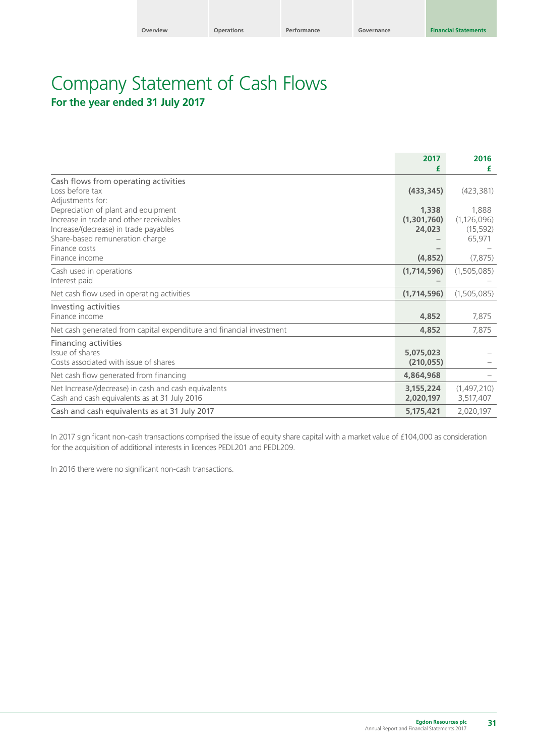# Company Statement of Cash Flows

## For the year ended 31 July 2017

| | 2017<br>£ | 2016<br>£ |
|---|---|---|
| Cash flows from operating activities | | |
| Loss before tax | **(433,345)** | (423,381) |
| Adjustments for: | | |
| Depreciation of plant and equipment | **1,338** | 1,888 |
| Increase in trade and other receivables | **(1,301,760)** | (1,126,096) |
| Increase/(decrease) in trade payables | **24,023** | (15,592) |
| Share-based remuneration charge | **–** | 65,971 |
| Finance costs | **–** | – |
| Finance income | **(4,852)** | (7,875) |
| Cash used in operations | **(1,714,596)** | (1,505,085) |
| Interest paid | **–** | – |
| Net cash flow used in operating activities | **(1,714,596)** | (1,505,085) |
| Investing activities | | |
| Finance income | **4,852** | 7,875 |
| Net cash generated from capital expenditure and financial investment | **4,852** | 7,875 |
| Financing activities | | |
| Issue of shares | **5,075,023** | – |
| Costs associated with issue of shares | **(210,055)** | – |
| Net cash flow generated from financing | **4,864,968** | – |
| Net Increase/(decrease) in cash and cash equivalents | **3,155,224** | (1,497,210) |
| Cash and cash equivalents as at 31 July 2016 | **2,020,197** | 3,517,407 |
| Cash and cash equivalents as at 31 July 2017 | **5,175,421** | 2,020,197 |

In 2017 significant non-cash transactions comprised the issue of equity share capital with a market value of £104,000 as consideration for the acquisition of additional interests in licences PEDL201 and PEDL209.

In 2016 there were no significant non-cash transactions.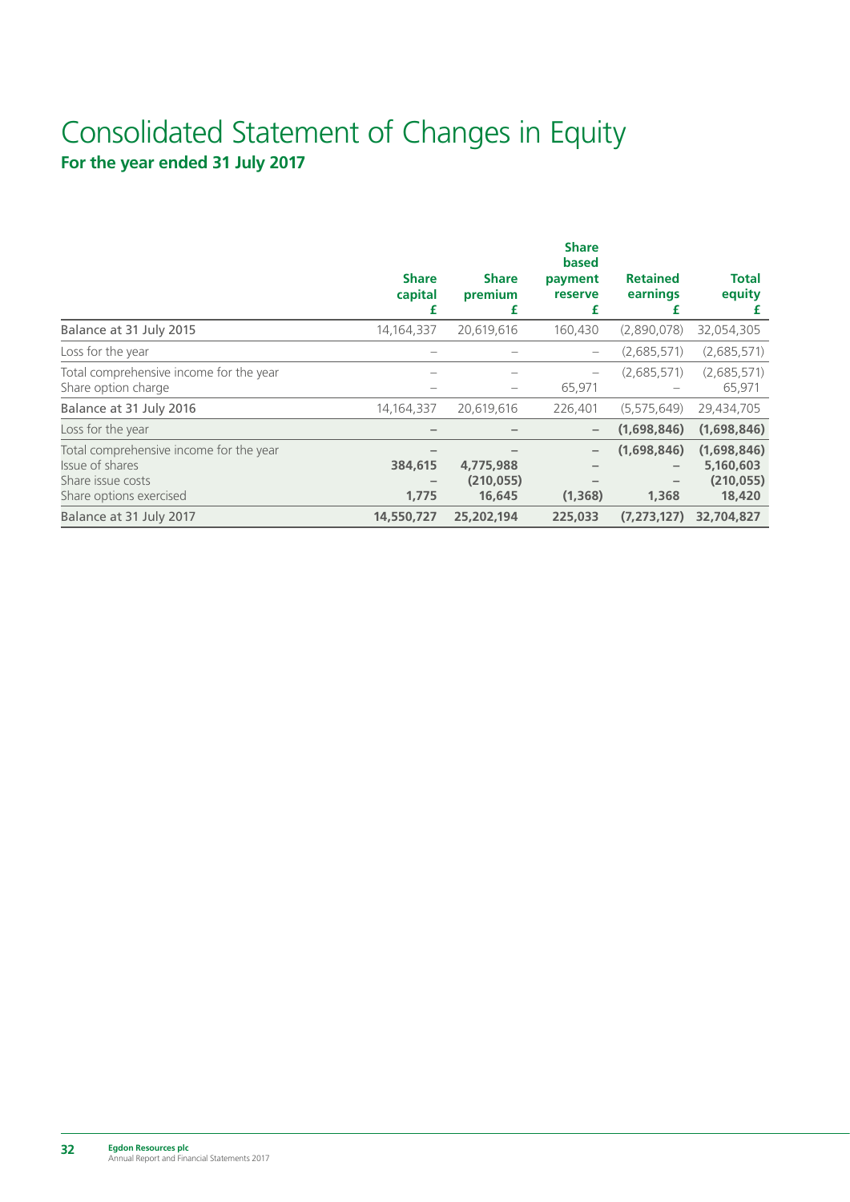# Consolidated Statement of Changes in Equity

## For the year ended 31 July 2017

| | Share capital £ | Share premium £ | Share based payment reserve £ | Retained earnings £ | Total equity £ |
|---|---|---|---|---|---|
| Balance at 31 July 2015 | 14,164,337 | 20,619,616 | 160,430 | (2,890,078) | 32,054,305 |
| Loss for the year | – | – | – | (2,685,571) | (2,685,571) |
| Total comprehensive income for the year | – | – | – | (2,685,571) | (2,685,571) |
| Share option charge | – | – | 65,971 | – | 65,971 |
| Balance at 31 July 2016 | 14,164,337 | 20,619,616 | 226,401 | (5,575,649) | 29,434,705 |
| Loss for the year | – | – | – | **(1,698,846)** | **(1,698,846)** |
| Total comprehensive income for the year | – | – | – | **(1,698,846)** | **(1,698,846)** |
| Issue of shares | **384,615** | **4,775,988** | – | – | **5,160,603** |
| Share issue costs | – | **(210,055)** | – | – | **(210,055)** |
| Share options exercised | **1,775** | **16,645** | **(1,368)** | **1,368** | **18,420** |
| **Balance at 31 July 2017** | **14,550,727** | **25,202,194** | **225,033** | **(7,273,127)** | **32,704,827** |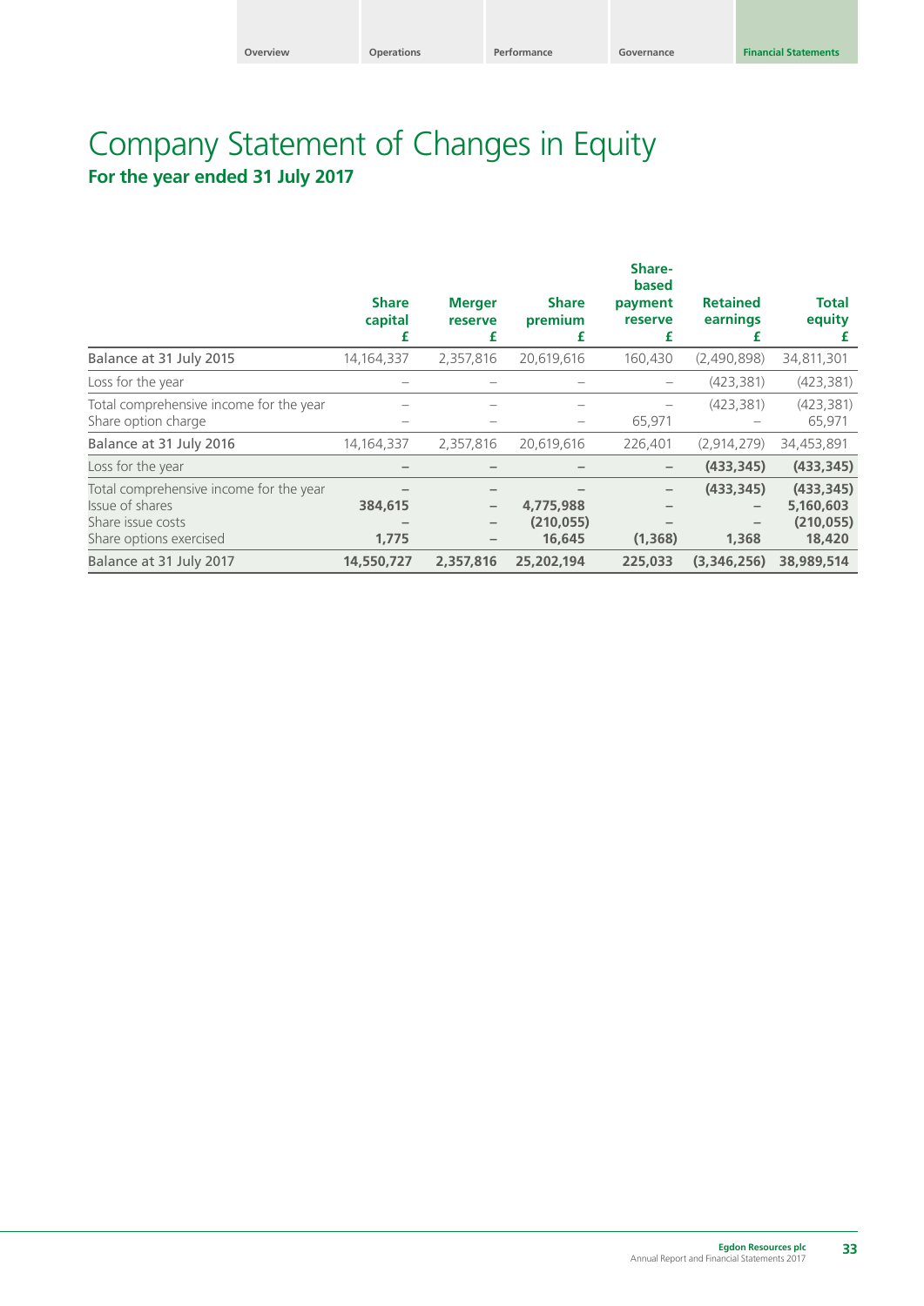# Company Statement of Changes in Equity

## For the year ended 31 July 2017

| | Share capital £ | Merger reserve £ | Share premium £ | Share-based payment reserve £ | Retained earnings £ | Total equity £ |
|---|---|---|---|---|---|---|
| Balance at 31 July 2015 | 14,164,337 | 2,357,816 | 20,619,616 | 160,430 | (2,490,898) | 34,811,301 |
| Loss for the year | – | – | – | – | (423,381) | (423,381) |
| Total comprehensive income for the year | – | – | – | – | (423,381) | (423,381) |
| Share option charge | – | – | – | 65,971 | – | 65,971 |
| Balance at 31 July 2016 | 14,164,337 | 2,357,816 | 20,619,616 | 226,401 | (2,914,279) | 34,453,891 |
| Loss for the year | **–** | **–** | **–** | **–** | **(433,345)** | **(433,345)** |
| Total comprehensive income for the year | **–** | **–** | **–** | **–** | **(433,345)** | **(433,345)** |
| Issue of shares | **384,615** | **–** | **4,775,988** | **–** | **–** | **5,160,603** |
| Share issue costs | **–** | **–** | **(210,055)** | **–** | **–** | **(210,055)** |
| Share options exercised | **1,775** | **–** | **16,645** | **(1,368)** | **1,368** | **18,420** |
| Balance at 31 July 2017 | **14,550,727** | **2,357,816** | **25,202,194** | **225,033** | **(3,346,256)** | **38,989,514** |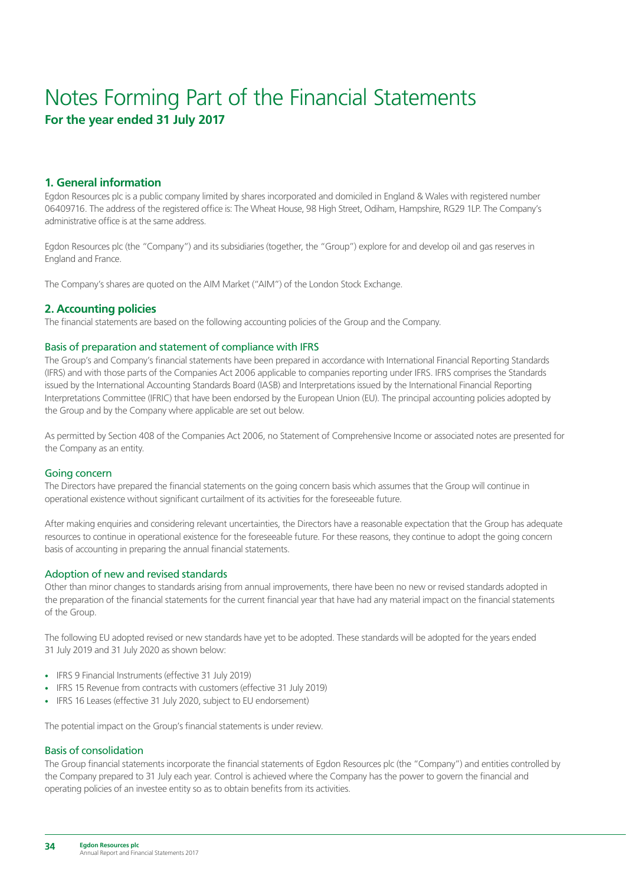# Notes Forming Part of the Financial Statements

**For the year ended 31 July 2017**

## 1. General information

Egdon Resources plc is a public company limited by shares incorporated and domiciled in England & Wales with registered number 06409716. The address of the registered office is: The Wheat House, 98 High Street, Odiham, Hampshire, RG29 1LP. The Company's administrative office is at the same address.

Egdon Resources plc (the "Company") and its subsidiaries (together, the "Group") explore for and develop oil and gas reserves in England and France.

The Company's shares are quoted on the AIM Market ("AIM") of the London Stock Exchange.

## 2. Accounting policies

The financial statements are based on the following accounting policies of the Group and the Company.

### Basis of preparation and statement of compliance with IFRS

The Group's and Company's financial statements have been prepared in accordance with International Financial Reporting Standards (IFRS) and with those parts of the Companies Act 2006 applicable to companies reporting under IFRS. IFRS comprises the Standards issued by the International Accounting Standards Board (IASB) and Interpretations issued by the International Financial Reporting Interpretations Committee (IFRIC) that have been endorsed by the European Union (EU). The principal accounting policies adopted by the Group and by the Company where applicable are set out below.

As permitted by Section 408 of the Companies Act 2006, no Statement of Comprehensive Income or associated notes are presented for the Company as an entity.

### Going concern

The Directors have prepared the financial statements on the going concern basis which assumes that the Group will continue in operational existence without significant curtailment of its activities for the foreseeable future.

After making enquiries and considering relevant uncertainties, the Directors have a reasonable expectation that the Group has adequate resources to continue in operational existence for the foreseeable future. For these reasons, they continue to adopt the going concern basis of accounting in preparing the annual financial statements.

### Adoption of new and revised standards

Other than minor changes to standards arising from annual improvements, there have been no new or revised standards adopted in the preparation of the financial statements for the current financial year that have had any material impact on the financial statements of the Group.

The following EU adopted revised or new standards have yet to be adopted. These standards will be adopted for the years ended 31 July 2019 and 31 July 2020 as shown below:

- IFRS 9 Financial Instruments (effective 31 July 2019)
- IFRS 15 Revenue from contracts with customers (effective 31 July 2019)
- IFRS 16 Leases (effective 31 July 2020, subject to EU endorsement)

The potential impact on the Group's financial statements is under review.

### Basis of consolidation

The Group financial statements incorporate the financial statements of Egdon Resources plc (the "Company") and entities controlled by the Company prepared to 31 July each year. Control is achieved where the Company has the power to govern the financial and operating policies of an investee entity so as to obtain benefits from its activities.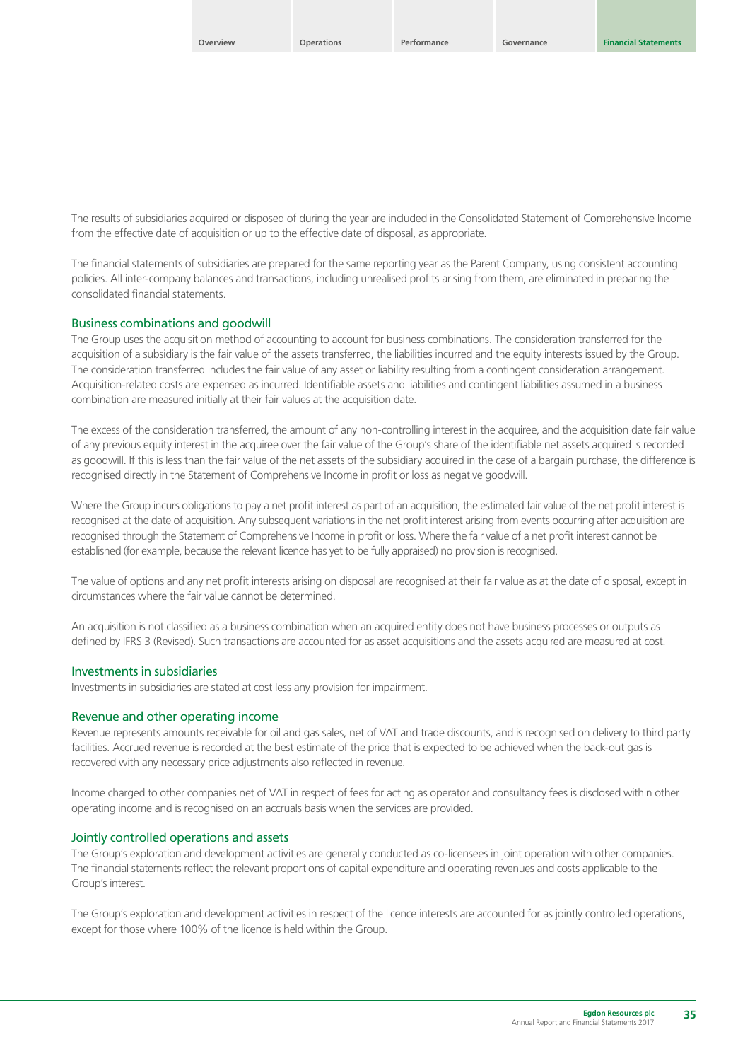The results of subsidiaries acquired or disposed of during the year are included in the Consolidated Statement of Comprehensive Income from the effective date of acquisition or up to the effective date of disposal, as appropriate.

The financial statements of subsidiaries are prepared for the same reporting year as the Parent Company, using consistent accounting policies. All inter-company balances and transactions, including unrealised profits arising from them, are eliminated in preparing the consolidated financial statements.

## Business combinations and goodwill

The Group uses the acquisition method of accounting to account for business combinations. The consideration transferred for the acquisition of a subsidiary is the fair value of the assets transferred, the liabilities incurred and the equity interests issued by the Group. The consideration transferred includes the fair value of any asset or liability resulting from a contingent consideration arrangement. Acquisition-related costs are expensed as incurred. Identifiable assets and liabilities and contingent liabilities assumed in a business combination are measured initially at their fair values at the acquisition date.

The excess of the consideration transferred, the amount of any non-controlling interest in the acquiree, and the acquisition date fair value of any previous equity interest in the acquiree over the fair value of the Group's share of the identifiable net assets acquired is recorded as goodwill. If this is less than the fair value of the net assets of the subsidiary acquired in the case of a bargain purchase, the difference is recognised directly in the Statement of Comprehensive Income in profit or loss as negative goodwill.

Where the Group incurs obligations to pay a net profit interest as part of an acquisition, the estimated fair value of the net profit interest is recognised at the date of acquisition. Any subsequent variations in the net profit interest arising from events occurring after acquisition are recognised through the Statement of Comprehensive Income in profit or loss. Where the fair value of a net profit interest cannot be established (for example, because the relevant licence has yet to be fully appraised) no provision is recognised.

The value of options and any net profit interests arising on disposal are recognised at their fair value as at the date of disposal, except in circumstances where the fair value cannot be determined.

An acquisition is not classified as a business combination when an acquired entity does not have business processes or outputs as defined by IFRS 3 (Revised). Such transactions are accounted for as asset acquisitions and the assets acquired are measured at cost.

## Investments in subsidiaries

Investments in subsidiaries are stated at cost less any provision for impairment.

## Revenue and other operating income

Revenue represents amounts receivable for oil and gas sales, net of VAT and trade discounts, and is recognised on delivery to third party facilities. Accrued revenue is recorded at the best estimate of the price that is expected to be achieved when the back-out gas is recovered with any necessary price adjustments also reflected in revenue.

Income charged to other companies net of VAT in respect of fees for acting as operator and consultancy fees is disclosed within other operating income and is recognised on an accruals basis when the services are provided.

## Jointly controlled operations and assets

The Group's exploration and development activities are generally conducted as co-licensees in joint operation with other companies. The financial statements reflect the relevant proportions of capital expenditure and operating revenues and costs applicable to the Group's interest.

The Group's exploration and development activities in respect of the licence interests are accounted for as jointly controlled operations, except for those where 100% of the licence is held within the Group.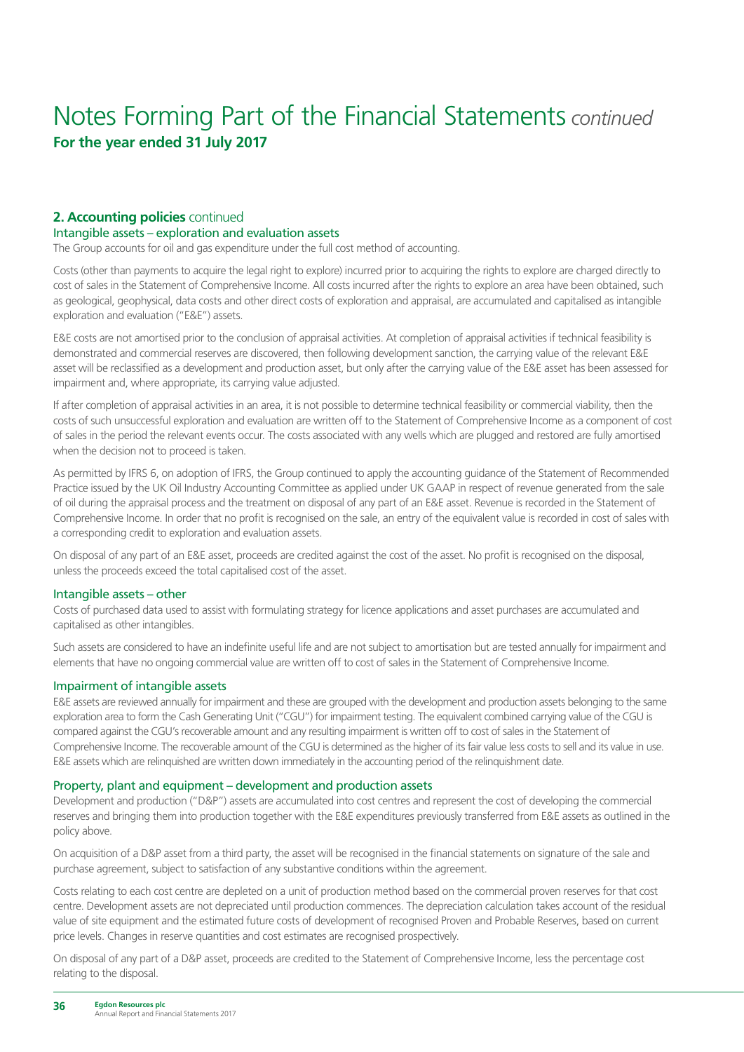# Notes Forming Part of the Financial Statements *continued*

**For the year ended 31 July 2017**

## 2. Accounting policies continued

### Intangible assets – exploration and evaluation assets

The Group accounts for oil and gas expenditure under the full cost method of accounting.

Costs (other than payments to acquire the legal right to explore) incurred prior to acquiring the rights to explore are charged directly to cost of sales in the Statement of Comprehensive Income. All costs incurred after the rights to explore an area have been obtained, such as geological, geophysical, data costs and other direct costs of exploration and appraisal, are accumulated and capitalised as intangible exploration and evaluation ("E&E") assets.

E&E costs are not amortised prior to the conclusion of appraisal activities. At completion of appraisal activities if technical feasibility is demonstrated and commercial reserves are discovered, then following development sanction, the carrying value of the relevant E&E asset will be reclassified as a development and production asset, but only after the carrying value of the E&E asset has been assessed for impairment and, where appropriate, its carrying value adjusted.

If after completion of appraisal activities in an area, it is not possible to determine technical feasibility or commercial viability, then the costs of such unsuccessful exploration and evaluation are written off to the Statement of Comprehensive Income as a component of cost of sales in the period the relevant events occur. The costs associated with any wells which are plugged and restored are fully amortised when the decision not to proceed is taken.

As permitted by IFRS 6, on adoption of IFRS, the Group continued to apply the accounting guidance of the Statement of Recommended Practice issued by the UK Oil Industry Accounting Committee as applied under UK GAAP in respect of revenue generated from the sale of oil during the appraisal process and the treatment on disposal of any part of an E&E asset. Revenue is recorded in the Statement of Comprehensive Income. In order that no profit is recognised on the sale, an entry of the equivalent value is recorded in cost of sales with a corresponding credit to exploration and evaluation assets.

On disposal of any part of an E&E asset, proceeds are credited against the cost of the asset. No profit is recognised on the disposal, unless the proceeds exceed the total capitalised cost of the asset.

### Intangible assets – other

Costs of purchased data used to assist with formulating strategy for licence applications and asset purchases are accumulated and capitalised as other intangibles.

Such assets are considered to have an indefinite useful life and are not subject to amortisation but are tested annually for impairment and elements that have no ongoing commercial value are written off to cost of sales in the Statement of Comprehensive Income.

### Impairment of intangible assets

E&E assets are reviewed annually for impairment and these are grouped with the development and production assets belonging to the same exploration area to form the Cash Generating Unit ("CGU") for impairment testing. The equivalent combined carrying value of the CGU is compared against the CGU's recoverable amount and any resulting impairment is written off to cost of sales in the Statement of Comprehensive Income. The recoverable amount of the CGU is determined as the higher of its fair value less costs to sell and its value in use. E&E assets which are relinquished are written down immediately in the accounting period of the relinquishment date.

### Property, plant and equipment – development and production assets

Development and production ("D&P") assets are accumulated into cost centres and represent the cost of developing the commercial reserves and bringing them into production together with the E&E expenditures previously transferred from E&E assets as outlined in the policy above.

On acquisition of a D&P asset from a third party, the asset will be recognised in the financial statements on signature of the sale and purchase agreement, subject to satisfaction of any substantive conditions within the agreement.

Costs relating to each cost centre are depleted on a unit of production method based on the commercial proven reserves for that cost centre. Development assets are not depreciated until production commences. The depreciation calculation takes account of the residual value of site equipment and the estimated future costs of development of recognised Proven and Probable Reserves, based on current price levels. Changes in reserve quantities and cost estimates are recognised prospectively.

On disposal of any part of a D&P asset, proceeds are credited to the Statement of Comprehensive Income, less the percentage cost relating to the disposal.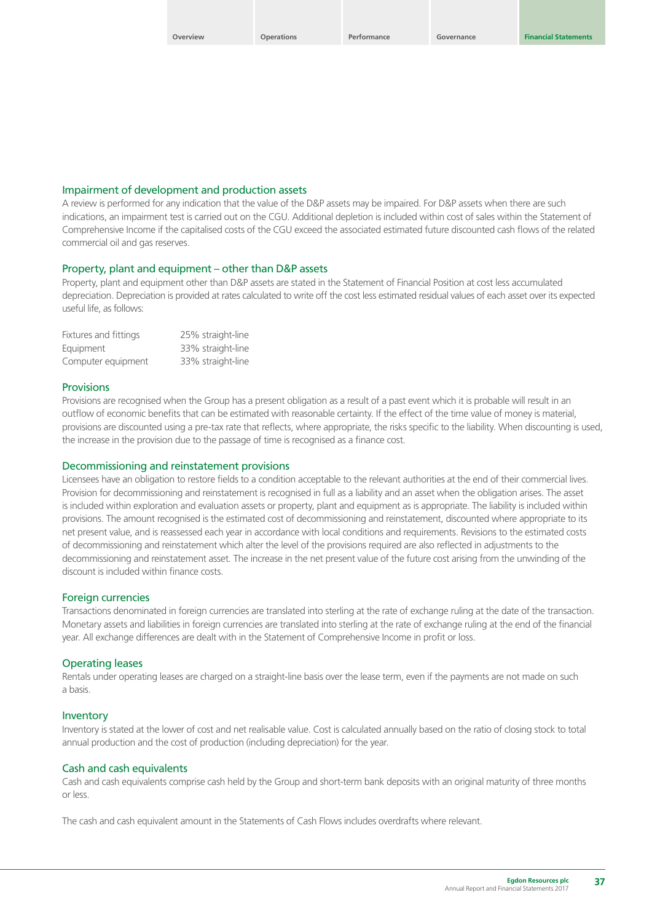### Impairment of development and production assets

A review is performed for any indication that the value of the D&P assets may be impaired. For D&P assets when there are such indications, an impairment test is carried out on the CGU. Additional depletion is included within cost of sales within the Statement of Comprehensive Income if the capitalised costs of the CGU exceed the associated estimated future discounted cash flows of the related commercial oil and gas reserves.

### Property, plant and equipment – other than D&P assets

Property, plant and equipment other than D&P assets are stated in the Statement of Financial Position at cost less accumulated depreciation. Depreciation is provided at rates calculated to write off the cost less estimated residual values of each asset over its expected useful life, as follows:

| | |
|---|---|
| Fixtures and fittings | 25% straight-line |
| Equipment | 33% straight-line |
| Computer equipment | 33% straight-line |

### Provisions

Provisions are recognised when the Group has a present obligation as a result of a past event which it is probable will result in an outflow of economic benefits that can be estimated with reasonable certainty. If the effect of the time value of money is material, provisions are discounted using a pre-tax rate that reflects, where appropriate, the risks specific to the liability. When discounting is used, the increase in the provision due to the passage of time is recognised as a finance cost.

### Decommissioning and reinstatement provisions

Licensees have an obligation to restore fields to a condition acceptable to the relevant authorities at the end of their commercial lives. Provision for decommissioning and reinstatement is recognised in full as a liability and an asset when the obligation arises. The asset is included within exploration and evaluation assets or property, plant and equipment as is appropriate. The liability is included within provisions. The amount recognised is the estimated cost of decommissioning and reinstatement, discounted where appropriate to its net present value, and is reassessed each year in accordance with local conditions and requirements. Revisions to the estimated costs of decommissioning and reinstatement which alter the level of the provisions required are also reflected in adjustments to the decommissioning and reinstatement asset. The increase in the net present value of the future cost arising from the unwinding of the discount is included within finance costs.

### Foreign currencies

Transactions denominated in foreign currencies are translated into sterling at the rate of exchange ruling at the date of the transaction. Monetary assets and liabilities in foreign currencies are translated into sterling at the rate of exchange ruling at the end of the financial year. All exchange differences are dealt with in the Statement of Comprehensive Income in profit or loss.

### Operating leases

Rentals under operating leases are charged on a straight-line basis over the lease term, even if the payments are not made on such a basis.

### Inventory

Inventory is stated at the lower of cost and net realisable value. Cost is calculated annually based on the ratio of closing stock to total annual production and the cost of production (including depreciation) for the year.

### Cash and cash equivalents

Cash and cash equivalents comprise cash held by the Group and short-term bank deposits with an original maturity of three months or less.

The cash and cash equivalent amount in the Statements of Cash Flows includes overdrafts where relevant.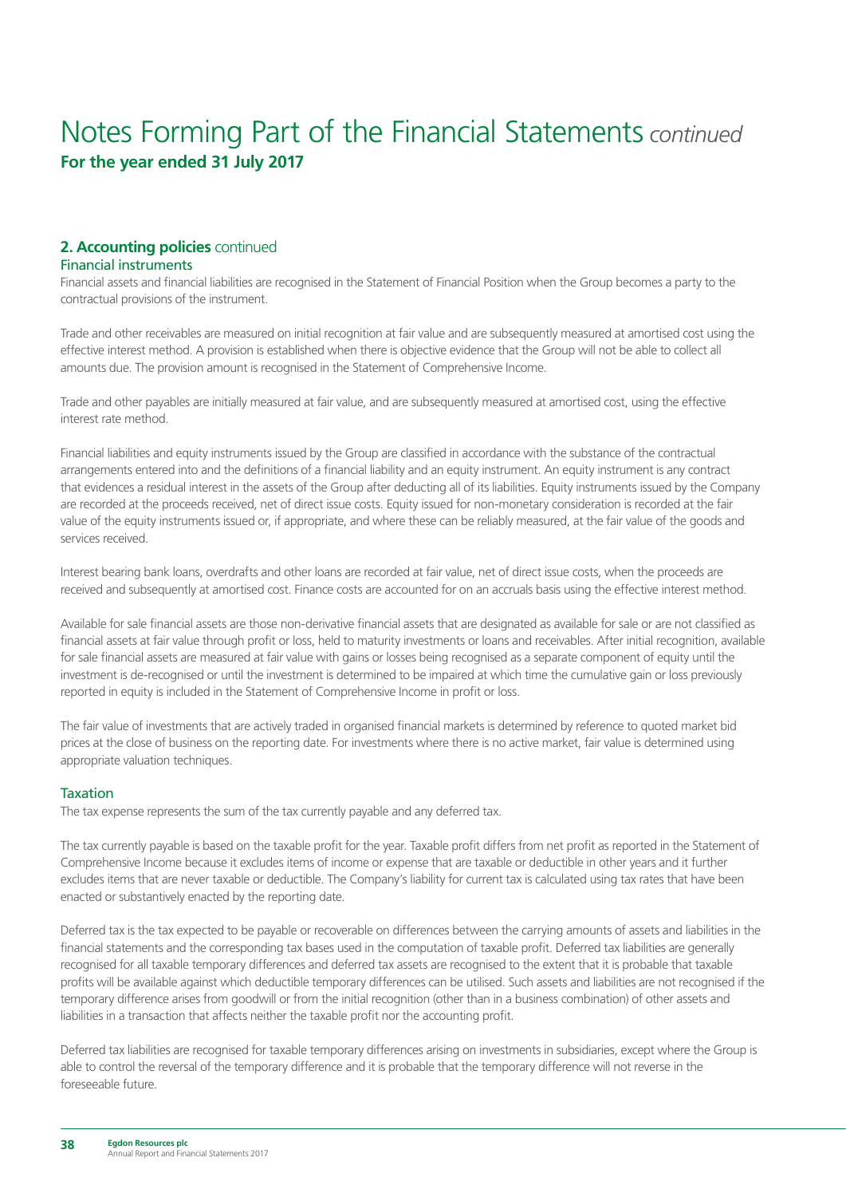# Notes Forming Part of the Financial Statements *continued*

**For the year ended 31 July 2017**

## **2. Accounting policies** continued

### Financial instruments

Financial assets and financial liabilities are recognised in the Statement of Financial Position when the Group becomes a party to the contractual provisions of the instrument.

Trade and other receivables are measured on initial recognition at fair value and are subsequently measured at amortised cost using the effective interest method. A provision is established when there is objective evidence that the Group will not be able to collect all amounts due. The provision amount is recognised in the Statement of Comprehensive Income.

Trade and other payables are initially measured at fair value, and are subsequently measured at amortised cost, using the effective interest rate method.

Financial liabilities and equity instruments issued by the Group are classified in accordance with the substance of the contractual arrangements entered into and the definitions of a financial liability and an equity instrument. An equity instrument is any contract that evidences a residual interest in the assets of the Group after deducting all of its liabilities. Equity instruments issued by the Company are recorded at the proceeds received, net of direct issue costs. Equity issued for non-monetary consideration is recorded at the fair value of the equity instruments issued or, if appropriate, and where these can be reliably measured, at the fair value of the goods and services received.

Interest bearing bank loans, overdrafts and other loans are recorded at fair value, net of direct issue costs, when the proceeds are received and subsequently at amortised cost. Finance costs are accounted for on an accruals basis using the effective interest method.

Available for sale financial assets are those non-derivative financial assets that are designated as available for sale or are not classified as financial assets at fair value through profit or loss, held to maturity investments or loans and receivables. After initial recognition, available for sale financial assets are measured at fair value with gains or losses being recognised as a separate component of equity until the investment is de-recognised or until the investment is determined to be impaired at which time the cumulative gain or loss previously reported in equity is included in the Statement of Comprehensive Income in profit or loss.

The fair value of investments that are actively traded in organised financial markets is determined by reference to quoted market bid prices at the close of business on the reporting date. For investments where there is no active market, fair value is determined using appropriate valuation techniques.

### Taxation

The tax expense represents the sum of the tax currently payable and any deferred tax.

The tax currently payable is based on the taxable profit for the year. Taxable profit differs from net profit as reported in the Statement of Comprehensive Income because it excludes items of income or expense that are taxable or deductible in other years and it further excludes items that are never taxable or deductible. The Company's liability for current tax is calculated using tax rates that have been enacted or substantively enacted by the reporting date.

Deferred tax is the tax expected to be payable or recoverable on differences between the carrying amounts of assets and liabilities in the financial statements and the corresponding tax bases used in the computation of taxable profit. Deferred tax liabilities are generally recognised for all taxable temporary differences and deferred tax assets are recognised to the extent that it is probable that taxable profits will be available against which deductible temporary differences can be utilised. Such assets and liabilities are not recognised if the temporary difference arises from goodwill or from the initial recognition (other than in a business combination) of other assets and liabilities in a transaction that affects neither the taxable profit nor the accounting profit.

Deferred tax liabilities are recognised for taxable temporary differences arising on investments in subsidiaries, except where the Group is able to control the reversal of the temporary difference and it is probable that the temporary difference will not reverse in the foreseeable future.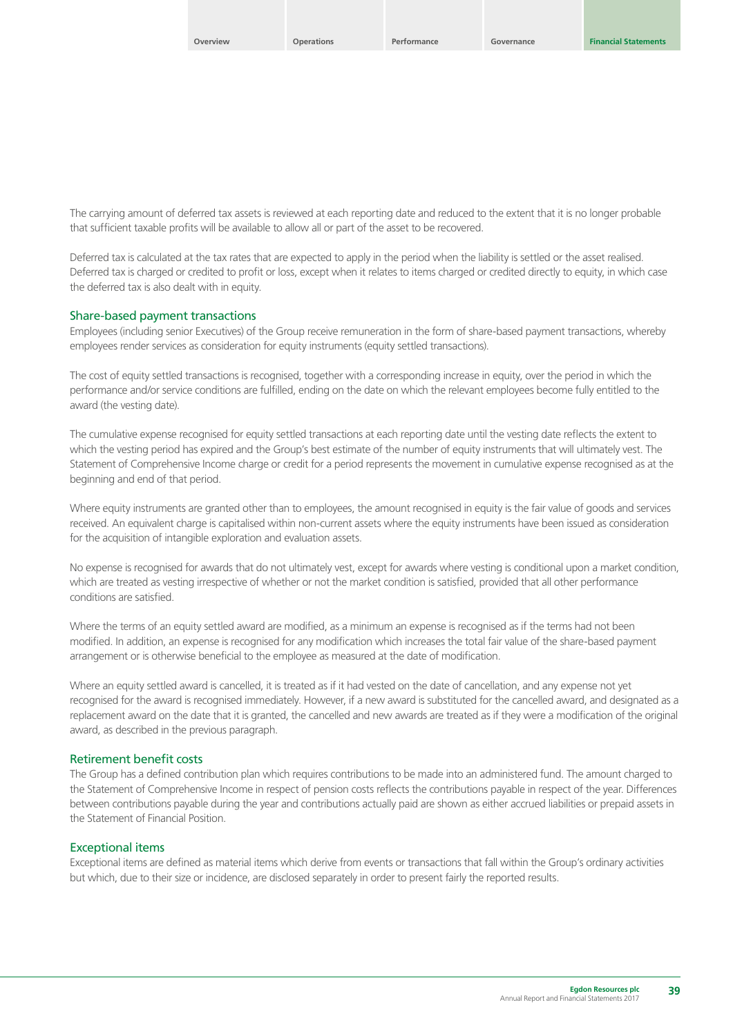The carrying amount of deferred tax assets is reviewed at each reporting date and reduced to the extent that it is no longer probable that sufficient taxable profits will be available to allow all or part of the asset to be recovered.

Deferred tax is calculated at the tax rates that are expected to apply in the period when the liability is settled or the asset realised. Deferred tax is charged or credited to profit or loss, except when it relates to items charged or credited directly to equity, in which case the deferred tax is also dealt with in equity.

### Share-based payment transactions

Employees (including senior Executives) of the Group receive remuneration in the form of share-based payment transactions, whereby employees render services as consideration for equity instruments (equity settled transactions).

The cost of equity settled transactions is recognised, together with a corresponding increase in equity, over the period in which the performance and/or service conditions are fulfilled, ending on the date on which the relevant employees become fully entitled to the award (the vesting date).

The cumulative expense recognised for equity settled transactions at each reporting date until the vesting date reflects the extent to which the vesting period has expired and the Group's best estimate of the number of equity instruments that will ultimately vest. The Statement of Comprehensive Income charge or credit for a period represents the movement in cumulative expense recognised as at the beginning and end of that period.

Where equity instruments are granted other than to employees, the amount recognised in equity is the fair value of goods and services received. An equivalent charge is capitalised within non-current assets where the equity instruments have been issued as consideration for the acquisition of intangible exploration and evaluation assets.

No expense is recognised for awards that do not ultimately vest, except for awards where vesting is conditional upon a market condition, which are treated as vesting irrespective of whether or not the market condition is satisfied, provided that all other performance conditions are satisfied.

Where the terms of an equity settled award are modified, as a minimum an expense is recognised as if the terms had not been modified. In addition, an expense is recognised for any modification which increases the total fair value of the share-based payment arrangement or is otherwise beneficial to the employee as measured at the date of modification.

Where an equity settled award is cancelled, it is treated as if it had vested on the date of cancellation, and any expense not yet recognised for the award is recognised immediately. However, if a new award is substituted for the cancelled award, and designated as a replacement award on the date that it is granted, the cancelled and new awards are treated as if they were a modification of the original award, as described in the previous paragraph.

### Retirement benefit costs

The Group has a defined contribution plan which requires contributions to be made into an administered fund. The amount charged to the Statement of Comprehensive Income in respect of pension costs reflects the contributions payable in respect of the year. Differences between contributions payable during the year and contributions actually paid are shown as either accrued liabilities or prepaid assets in the Statement of Financial Position.

### Exceptional items

Exceptional items are defined as material items which derive from events or transactions that fall within the Group's ordinary activities but which, due to their size or incidence, are disclosed separately in order to present fairly the reported results.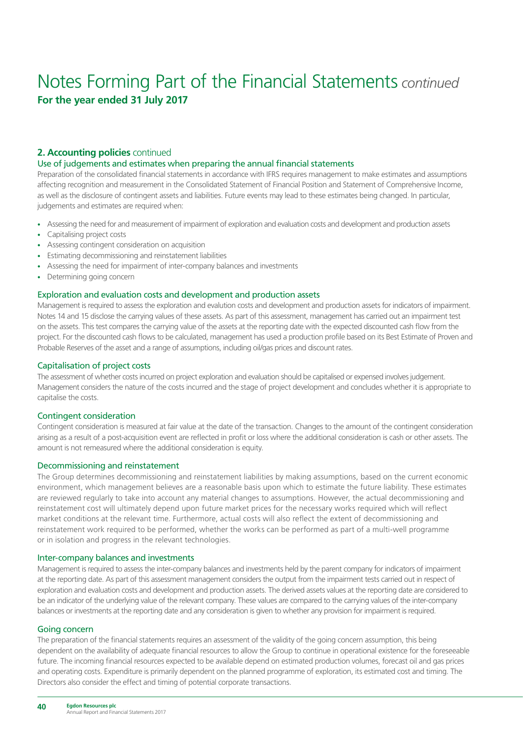# Notes Forming Part of the Financial Statements *continued*

**For the year ended 31 July 2017**

## 2. Accounting policies continued

### Use of judgements and estimates when preparing the annual financial statements

Preparation of the consolidated financial statements in accordance with IFRS requires management to make estimates and assumptions affecting recognition and measurement in the Consolidated Statement of Financial Position and Statement of Comprehensive Income, as well as the disclosure of contingent assets and liabilities. Future events may lead to these estimates being changed. In particular, judgements and estimates are required when:

- Assessing the need for and measurement of impairment of exploration and evaluation costs and development and production assets
- Capitalising project costs
- Assessing contingent consideration on acquisition
- Estimating decommissioning and reinstatement liabilities
- Assessing the need for impairment of inter-company balances and investments
- Determining going concern

### Exploration and evaluation costs and development and production assets

Management is required to assess the exploration and evalution costs and development and production assets for indicators of impairment. Notes 14 and 15 disclose the carrying values of these assets. As part of this assessment, management has carried out an impairment test on the assets. This test compares the carrying value of the assets at the reporting date with the expected discounted cash flow from the project. For the discounted cash flows to be calculated, management has used a production profile based on its Best Estimate of Proven and Probable Reserves of the asset and a range of assumptions, including oil/gas prices and discount rates.

### Capitalisation of project costs

The assessment of whether costs incurred on project exploration and evaluation should be capitalised or expensed involves judgement. Management considers the nature of the costs incurred and the stage of project development and concludes whether it is appropriate to capitalise the costs.

### Contingent consideration

Contingent consideration is measured at fair value at the date of the transaction. Changes to the amount of the contingent consideration arising as a result of a post-acquisition event are reflected in profit or loss where the additional consideration is cash or other assets. The amount is not remeasured where the additional consideration is equity.

### Decommissioning and reinstatement

The Group determines decommissioning and reinstatement liabilities by making assumptions, based on the current economic environment, which management believes are a reasonable basis upon which to estimate the future liability. These estimates are reviewed regularly to take into account any material changes to assumptions. However, the actual decommissioning and reinstatement cost will ultimately depend upon future market prices for the necessary works required which will reflect market conditions at the relevant time. Furthermore, actual costs will also reflect the extent of decommissioning and reinstatement work required to be performed, whether the works can be performed as part of a multi-well programme or in isolation and progress in the relevant technologies.

### Inter-company balances and investments

Management is required to assess the inter-company balances and investments held by the parent company for indicators of impairment at the reporting date. As part of this assessment management considers the output from the impairment tests carried out in respect of exploration and evaluation costs and development and production assets. The derived assets values at the reporting date are considered to be an indicator of the underlying value of the relevant company. These values are compared to the carrying values of the inter-company balances or investments at the reporting date and any consideration is given to whether any provision for impairment is required.

### Going concern

The preparation of the financial statements requires an assessment of the validity of the going concern assumption, this being dependent on the availability of adequate financial resources to allow the Group to continue in operational existence for the foreseeable future. The incoming financial resources expected to be available depend on estimated production volumes, forecast oil and gas prices and operating costs. Expenditure is primarily dependent on the planned programme of exploration, its estimated cost and timing. The Directors also consider the effect and timing of potential corporate transactions.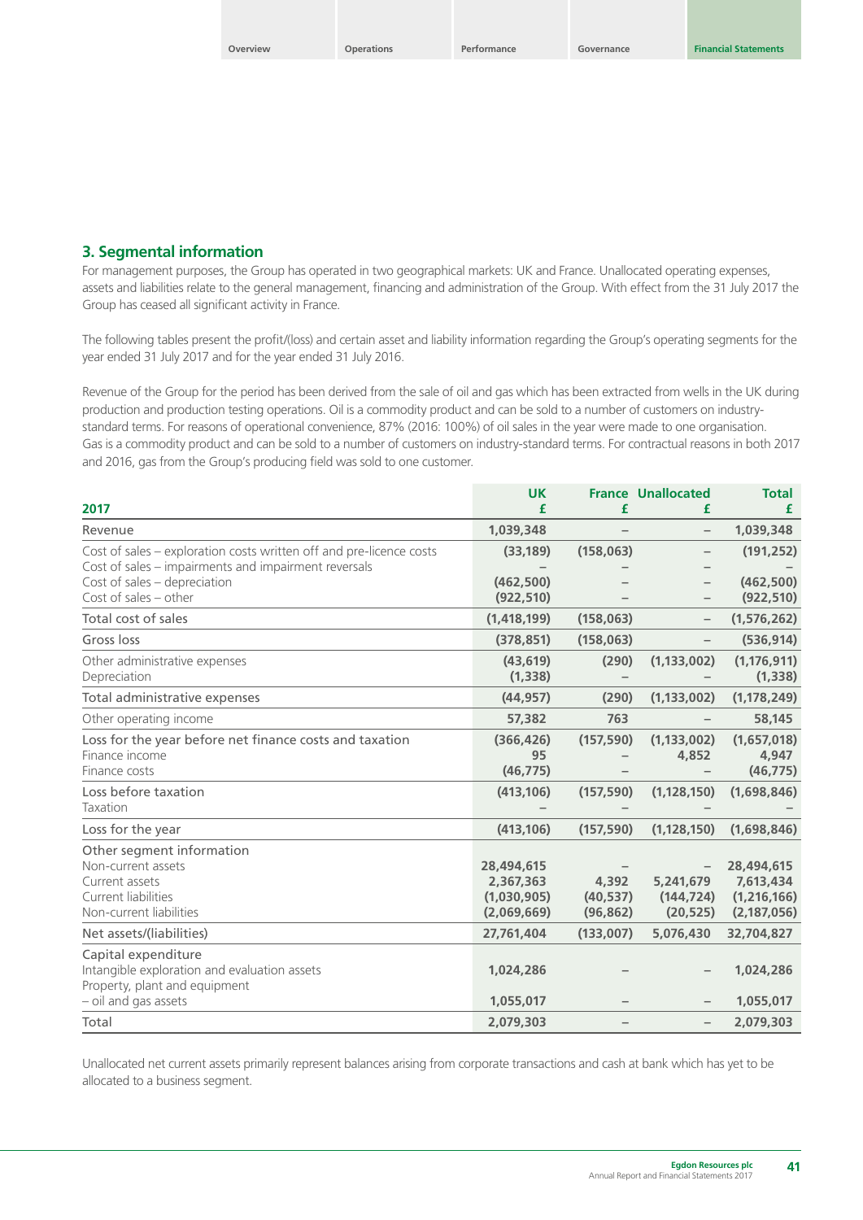## 3. Segmental information

For management purposes, the Group has operated in two geographical markets: UK and France. Unallocated operating expenses, assets and liabilities relate to the general management, financing and administration of the Group. With effect from the 31 July 2017 the Group has ceased all significant activity in France.

The following tables present the profit/(loss) and certain asset and liability information regarding the Group's operating segments for the year ended 31 July 2017 and for the year ended 31 July 2016.

Revenue of the Group for the period has been derived from the sale of oil and gas which has been extracted from wells in the UK during production and production testing operations. Oil is a commodity product and can be sold to a number of customers on industry-standard terms. For reasons of operational convenience, 87% (2016: 100%) of oil sales in the year were made to one organisation. Gas is a commodity product and can be sold to a number of customers on industry-standard terms. For contractual reasons in both 2017 and 2016, gas from the Group's producing field was sold to one customer.

| 2017 | UK £ | France £ | Unallocated £ | Total £ |
|---|---|---|---|---|
| Revenue | 1,039,348 | – | – | 1,039,348 |
| Cost of sales – exploration costs written off and pre-licence costs | (33,189) | (158,063) | – | (191,252) |
| Cost of sales – impairments and impairment reversals | – | – | – | – |
| Cost of sales – depreciation | (462,500) | – | – | (462,500) |
| Cost of sales – other | (922,510) | – | – | (922,510) |
| Total cost of sales | (1,418,199) | (158,063) | – | (1,576,262) |
| Gross loss | (378,851) | (158,063) | – | (536,914) |
| Other administrative expenses | (43,619) | (290) | (1,133,002) | (1,176,911) |
| Depreciation | (1,338) | – | – | (1,338) |
| Total administrative expenses | (44,957) | (290) | (1,133,002) | (1,178,249) |
| Other operating income | 57,382 | 763 | – | 58,145 |
| Loss for the year before net finance costs and taxation | (366,426) | (157,590) | (1,133,002) | (1,657,018) |
| Finance income | 95 | – | 4,852 | 4,947 |
| Finance costs | (46,775) | – | – | (46,775) |
| Loss before taxation | (413,106) | (157,590) | (1,128,150) | (1,698,846) |
| Taxation | – | – | – | – |
| Loss for the year | (413,106) | (157,590) | (1,128,150) | (1,698,846) |
| Other segment information | | | | |
| Non-current assets | 28,494,615 | – | – | 28,494,615 |
| Current assets | 2,367,363 | 4,392 | 5,241,679 | 7,613,434 |
| Current liabilities | (1,030,905) | (40,537) | (144,724) | (1,216,166) |
| Non-current liabilities | (2,069,669) | (96,862) | (20,525) | (2,187,056) |
| Net assets/(liabilities) | 27,761,404 | (133,007) | 5,076,430 | 32,704,827 |
| Capital expenditure | | | | |
| Intangible exploration and evaluation assets | 1,024,286 | – | – | 1,024,286 |
| Property, plant and equipment – oil and gas assets | 1,055,017 | – | – | 1,055,017 |
| Total | 2,079,303 | – | – | 2,079,303 |

Unallocated net current assets primarily represent balances arising from corporate transactions and cash at bank which has yet to be allocated to a business segment.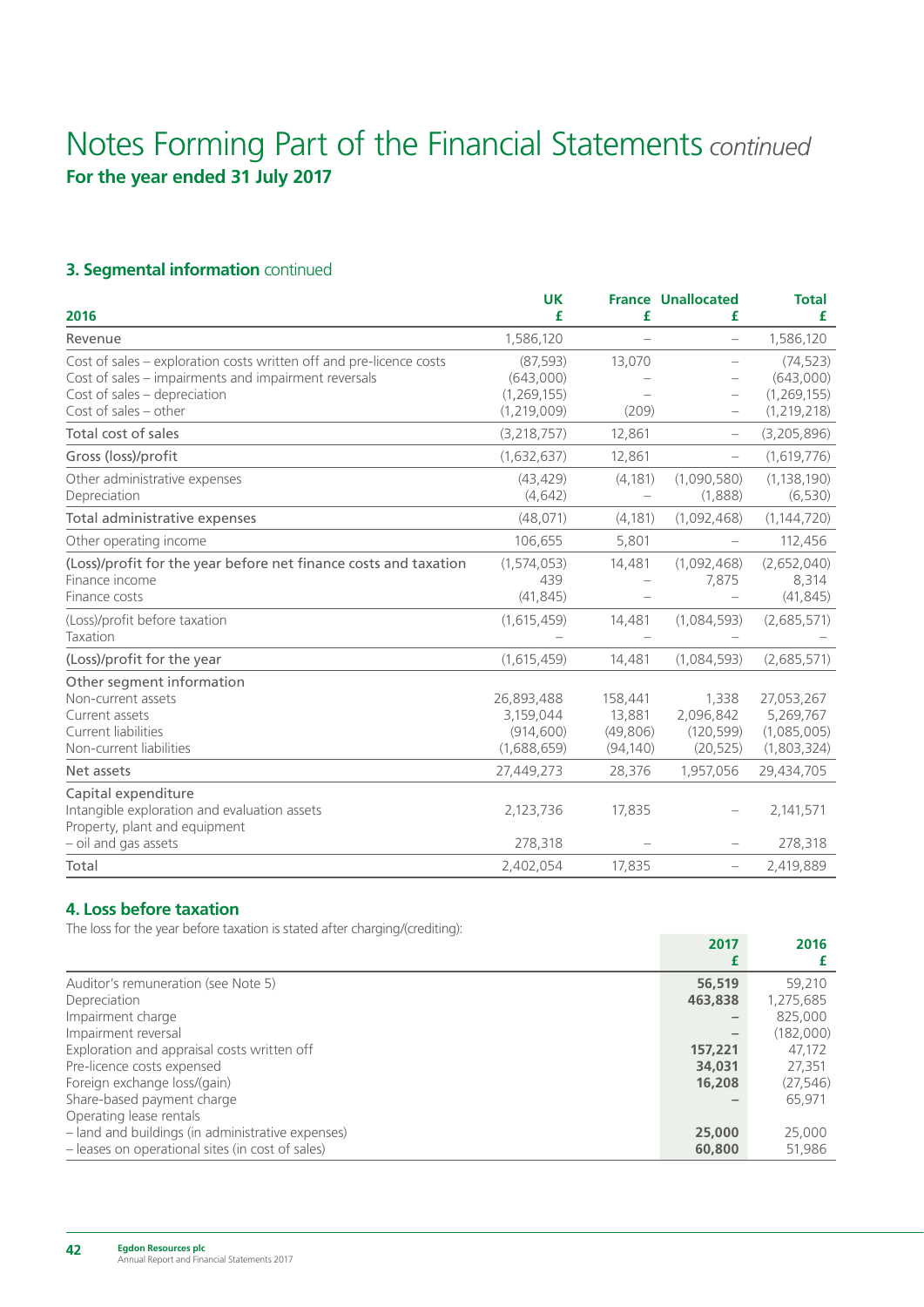# Notes Forming Part of the Financial Statements *continued*

**For the year ended 31 July 2017**

### 3. Segmental information continued

| 2016 | UK £ | France £ | Unallocated £ | Total £ |
|---|---|---|---|---|
| Revenue | 1,586,120 | – | – | 1,586,120 |
| Cost of sales – exploration costs written off and pre-licence costs | (87,593) | 13,070 | – | (74,523) |
| Cost of sales – impairments and impairment reversals | (643,000) | – | – | (643,000) |
| Cost of sales – depreciation | (1,269,155) | – | – | (1,269,155) |
| Cost of sales – other | (1,219,009) | (209) | – | (1,219,218) |
| Total cost of sales | (3,218,757) | 12,861 | – | (3,205,896) |
| Gross (loss)/profit | (1,632,637) | 12,861 | – | (1,619,776) |
| Other administrative expenses | (43,429) | (4,181) | (1,090,580) | (1,138,190) |
| Depreciation | (4,642) | – | (1,888) | (6,530) |
| Total administrative expenses | (48,071) | (4,181) | (1,092,468) | (1,144,720) |
| Other operating income | 106,655 | 5,801 | – | 112,456 |
| (Loss)/profit for the year before net finance costs and taxation | (1,574,053) | 14,481 | (1,092,468) | (2,652,040) |
| Finance income | 439 | – | 7,875 | 8,314 |
| Finance costs | (41,845) | – | – | (41,845) |
| (Loss)/profit before taxation | (1,615,459) | 14,481 | (1,084,593) | (2,685,571) |
| Taxation | – | – | – | – |
| (Loss)/profit for the year | (1,615,459) | 14,481 | (1,084,593) | (2,685,571) |
| Other segment information | | | | |
| Non-current assets | 26,893,488 | 158,441 | 1,338 | 27,053,267 |
| Current assets | 3,159,044 | 13,881 | 2,096,842 | 5,269,767 |
| Current liabilities | (914,600) | (49,806) | (120,599) | (1,085,005) |
| Non-current liabilities | (1,688,659) | (94,140) | (20,525) | (1,803,324) |
| Net assets | 27,449,273 | 28,376 | 1,957,056 | 29,434,705 |
| Capital expenditure | | | | |
| Intangible exploration and evaluation assets | 2,123,736 | 17,835 | – | 2,141,571 |
| Property, plant and equipment – oil and gas assets | 278,318 | – | – | 278,318 |
| Total | 2,402,054 | 17,835 | – | 2,419,889 |

### 4. Loss before taxation

The loss for the year before taxation is stated after charging/(crediting):

| | 2017 £ | 2016 £ |
|---|---|---|
| Auditor's remuneration (see Note 5) | **56,519** | 59,210 |
| Depreciation | **463,838** | 1,275,685 |
| Impairment charge | **–** | 825,000 |
| Impairment reversal | **–** | (182,000) |
| Exploration and appraisal costs written off | **157,221** | 47,172 |
| Pre-licence costs expensed | **34,031** | 27,351 |
| Foreign exchange loss/(gain) | **16,208** | (27,546) |
| Share-based payment charge | **–** | 65,971 |
| Operating lease rentals | | |
| – land and buildings (in administrative expenses) | **25,000** | 25,000 |
| – leases on operational sites (in cost of sales) | **60,800** | 51,986 |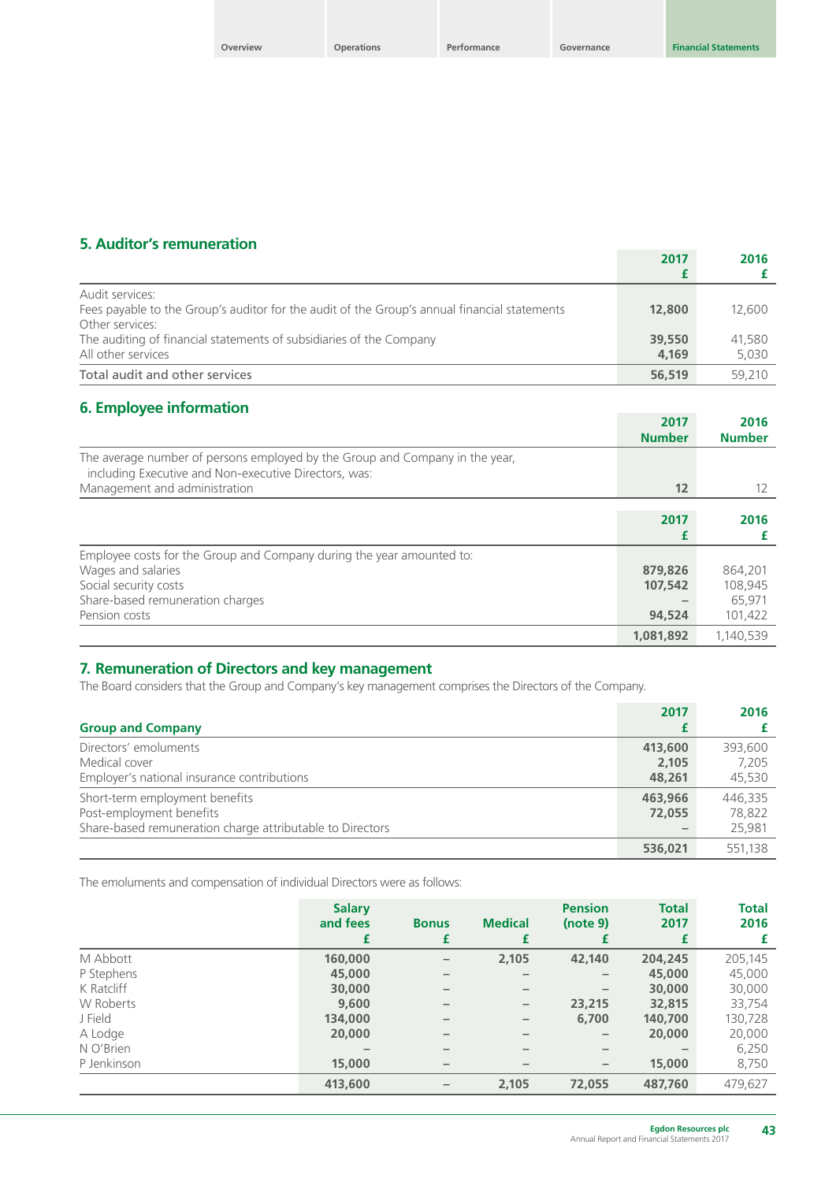## 5. Auditor's remuneration

| | 2017 £ | 2016 £ |
|---|---|---|
| Audit services: | | |
| Fees payable to the Group's auditor for the audit of the Group's annual financial statements | **12,800** | 12,600 |
| Other services: | | |
| The auditing of financial statements of subsidiaries of the Company | **39,550** | 41,580 |
| All other services | **4,169** | 5,030 |
| Total audit and other services | **56,519** | 59,210 |

## 6. Employee information

| | 2017 Number | 2016 Number |
|---|---|---|
| The average number of persons employed by the Group and Company in the year, including Executive and Non-executive Directors, was: | | |
| Management and administration | **12** | 12 |

| | 2017 £ | 2016 £ |
|---|---|---|
| Employee costs for the Group and Company during the year amounted to: | | |
| Wages and salaries | **879,826** | 864,201 |
| Social security costs | **107,542** | 108,945 |
| Share-based remuneration charges | **–** | 65,971 |
| Pension costs | **94,524** | 101,422 |
| | **1,081,892** | 1,140,539 |

## 7. Remuneration of Directors and key management

The Board considers that the Group and Company's key management comprises the Directors of the Company.

| Group and Company | 2017 £ | 2016 £ |
|---|---|---|
| Directors' emoluments | **413,600** | 393,600 |
| Medical cover | **2,105** | 7,205 |
| Employer's national insurance contributions | **48,261** | 45,530 |
| Short-term employment benefits | **463,966** | 446,335 |
| Post-employment benefits | **72,055** | 78,822 |
| Share-based remuneration charge attributable to Directors | **–** | 25,981 |
| | **536,021** | 551,138 |

The emoluments and compensation of individual Directors were as follows:

| | Salary and fees £ | Bonus £ | Medical £ | Pension (note 9) £ | Total 2017 £ | Total 2016 £ |
|---|---|---|---|---|---|---|
| M Abbott | **160,000** | – | **2,105** | **42,140** | **204,245** | 205,145 |
| P Stephens | **45,000** | – | – | – | **45,000** | 45,000 |
| K Ratcliff | **30,000** | – | – | – | **30,000** | 30,000 |
| W Roberts | **9,600** | – | – | **23,215** | **32,815** | 33,754 |
| J Field | **134,000** | – | – | **6,700** | **140,700** | 130,728 |
| A Lodge | **20,000** | – | – | – | **20,000** | 20,000 |
| N O'Brien | – | – | – | – | – | 6,250 |
| P Jenkinson | **15,000** | – | – | – | **15,000** | 8,750 |
| | **413,600** | – | **2,105** | **72,055** | **487,760** | 479,627 |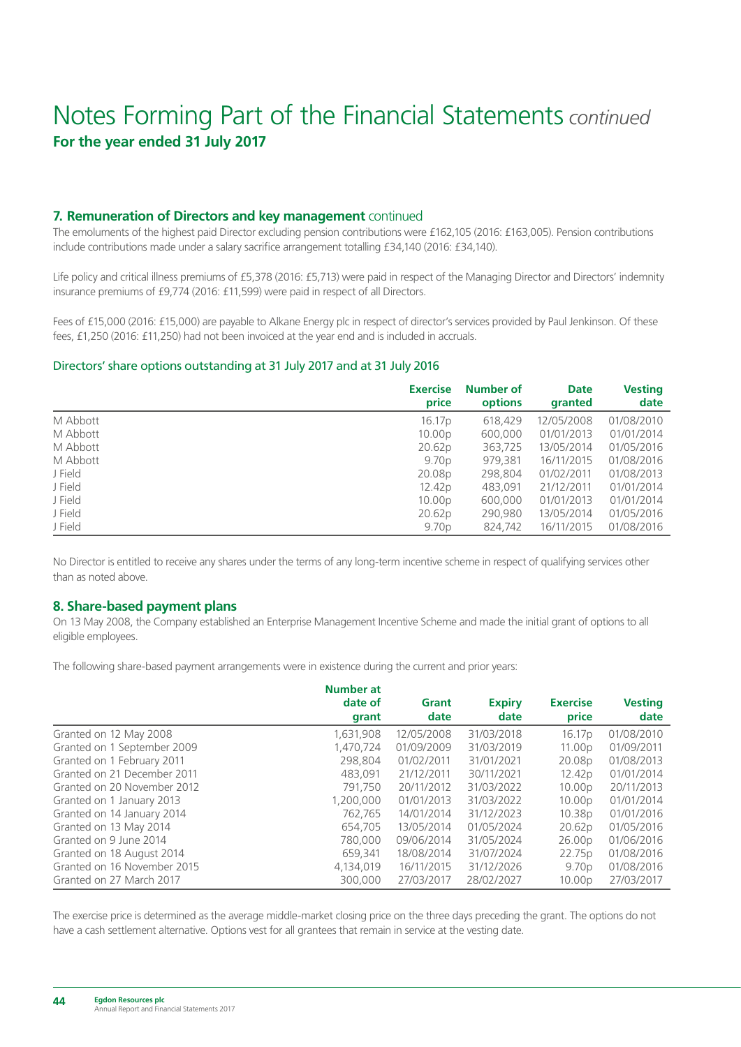# Notes Forming Part of the Financial Statements *continued*

**For the year ended 31 July 2017**

## 7. Remuneration of Directors and key management continued

The emoluments of the highest paid Director excluding pension contributions were £162,105 (2016: £163,005). Pension contributions include contributions made under a salary sacrifice arrangement totalling £34,140 (2016: £34,140).

Life policy and critical illness premiums of £5,378 (2016: £5,713) were paid in respect of the Managing Director and Directors' indemnity insurance premiums of £9,774 (2016: £11,599) were paid in respect of all Directors.

Fees of £15,000 (2016: £15,000) are payable to Alkane Energy plc in respect of director's services provided by Paul Jenkinson. Of these fees, £1,250 (2016: £11,250) had not been invoiced at the year end and is included in accruals.

### Directors' share options outstanding at 31 July 2017 and at 31 July 2016

| | Exercise price | Number of options | Date granted | Vesting date |
|---|---|---|---|---|
| M Abbott | 16.17p | 618,429 | 12/05/2008 | 01/08/2010 |
| M Abbott | 10.00p | 600,000 | 01/01/2013 | 01/01/2014 |
| M Abbott | 20.62p | 363,725 | 13/05/2014 | 01/05/2016 |
| M Abbott | 9.70p | 979,381 | 16/11/2015 | 01/08/2016 |
| J Field | 20.08p | 298,804 | 01/02/2011 | 01/08/2013 |
| J Field | 12.42p | 483,091 | 21/12/2011 | 01/01/2014 |
| J Field | 10.00p | 600,000 | 01/01/2013 | 01/01/2014 |
| J Field | 20.62p | 290,980 | 13/05/2014 | 01/05/2016 |
| J Field | 9.70p | 824,742 | 16/11/2015 | 01/08/2016 |

No Director is entitled to receive any shares under the terms of any long-term incentive scheme in respect of qualifying services other than as noted above.

## 8. Share-based payment plans

On 13 May 2008, the Company established an Enterprise Management Incentive Scheme and made the initial grant of options to all eligible employees.

The following share-based payment arrangements were in existence during the current and prior years:

| | Number at date of grant | Grant date | Expiry date | Exercise price | Vesting date |
|---|---|---|---|---|---|
| Granted on 12 May 2008 | 1,631,908 | 12/05/2008 | 31/03/2018 | 16.17p | 01/08/2010 |
| Granted on 1 September 2009 | 1,470,724 | 01/09/2009 | 31/03/2019 | 11.00p | 01/09/2011 |
| Granted on 1 February 2011 | 298,804 | 01/02/2011 | 31/01/2021 | 20.08p | 01/08/2013 |
| Granted on 21 December 2011 | 483,091 | 21/12/2011 | 30/11/2021 | 12.42p | 01/01/2014 |
| Granted on 20 November 2012 | 791,750 | 20/11/2012 | 31/03/2022 | 10.00p | 20/11/2013 |
| Granted on 1 January 2013 | 1,200,000 | 01/01/2013 | 31/03/2022 | 10.00p | 01/01/2014 |
| Granted on 14 January 2014 | 762,765 | 14/01/2014 | 31/12/2023 | 10.38p | 01/01/2016 |
| Granted on 13 May 2014 | 654,705 | 13/05/2014 | 01/05/2024 | 20.62p | 01/05/2016 |
| Granted on 9 June 2014 | 780,000 | 09/06/2014 | 31/05/2024 | 26.00p | 01/06/2016 |
| Granted on 18 August 2014 | 659,341 | 18/08/2014 | 31/07/2024 | 22.75p | 01/08/2016 |
| Granted on 16 November 2015 | 4,134,019 | 16/11/2015 | 31/12/2026 | 9.70p | 01/08/2016 |
| Granted on 27 March 2017 | 300,000 | 27/03/2017 | 28/02/2027 | 10.00p | 27/03/2017 |

The exercise price is determined as the average middle-market closing price on the three days preceding the grant. The options do not have a cash settlement alternative. Options vest for all grantees that remain in service at the vesting date.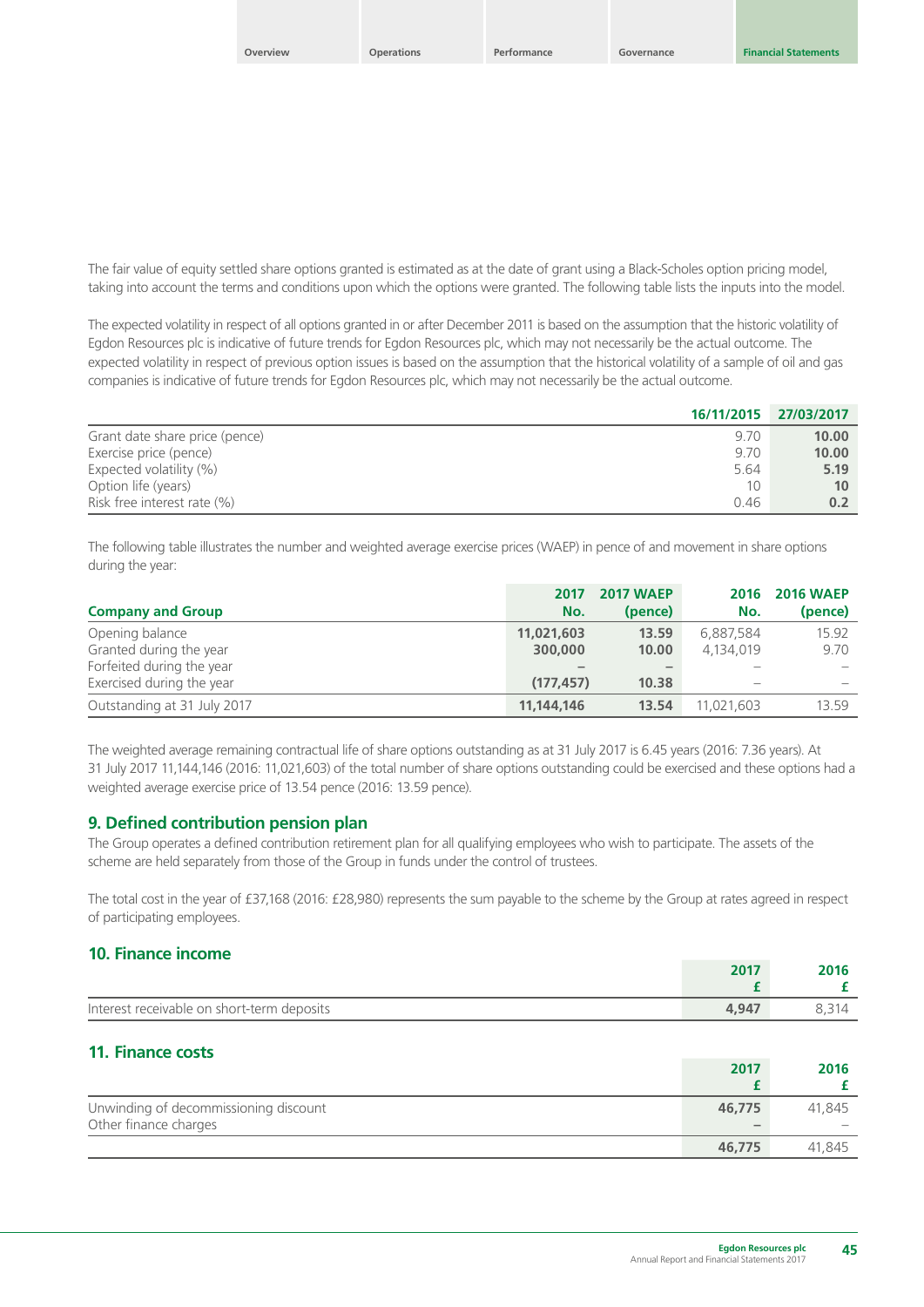The fair value of equity settled share options granted is estimated as at the date of grant using a Black-Scholes option pricing model, taking into account the terms and conditions upon which the options were granted. The following table lists the inputs into the model.

The expected volatility in respect of all options granted in or after December 2011 is based on the assumption that the historic volatility of Egdon Resources plc is indicative of future trends for Egdon Resources plc, which may not necessarily be the actual outcome. The expected volatility in respect of previous option issues is based on the assumption that the historical volatility of a sample of oil and gas companies is indicative of future trends for Egdon Resources plc, which may not necessarily be the actual outcome.

| | 16/11/2015 | 27/03/2017 |
|---|---|---|
| Grant date share price (pence) | 9.70 | **10.00** |
| Exercise price (pence) | 9.70 | **10.00** |
| Expected volatility (%) | 5.64 | **5.19** |
| Option life (years) | 10 | **10** |
| Risk free interest rate (%) | 0.46 | **0.2** |

The following table illustrates the number and weighted average exercise prices (WAEP) in pence of and movement in share options during the year:

| Company and Group | 2017 No. | 2017 WAEP (pence) | 2016 No. | 2016 WAEP (pence) |
|---|---|---|---|---|
| Opening balance | **11,021,603** | **13.59** | 6,887,584 | 15.92 |
| Granted during the year | **300,000** | **10.00** | 4,134,019 | 9.70 |
| Forfeited during the year | **–** | **–** | – | – |
| Exercised during the year | **(177,457)** | **10.38** | – | – |
| Outstanding at 31 July 2017 | **11,144,146** | **13.54** | 11,021,603 | 13.59 |

The weighted average remaining contractual life of share options outstanding as at 31 July 2017 is 6.45 years (2016: 7.36 years). At 31 July 2017 11,144,146 (2016: 11,021,603) of the total number of share options outstanding could be exercised and these options had a weighted average exercise price of 13.54 pence (2016: 13.59 pence).

## 9. Defined contribution pension plan

The Group operates a defined contribution retirement plan for all qualifying employees who wish to participate. The assets of the scheme are held separately from those of the Group in funds under the control of trustees.

The total cost in the year of £37,168 (2016: £28,980) represents the sum payable to the scheme by the Group at rates agreed in respect of participating employees.

## 10. Finance income

| | 2017 £ | 2016 £ |
|---|---|---|
| Interest receivable on short-term deposits | **4,947** | 8,314 |

## 11. Finance costs

| | 2017 £ | 2016 £ |
|---|---|---|
| Unwinding of decommissioning discount | **46,775** | 41,845 |
| Other finance charges | **–** | – |
| | **46,775** | 41,845 |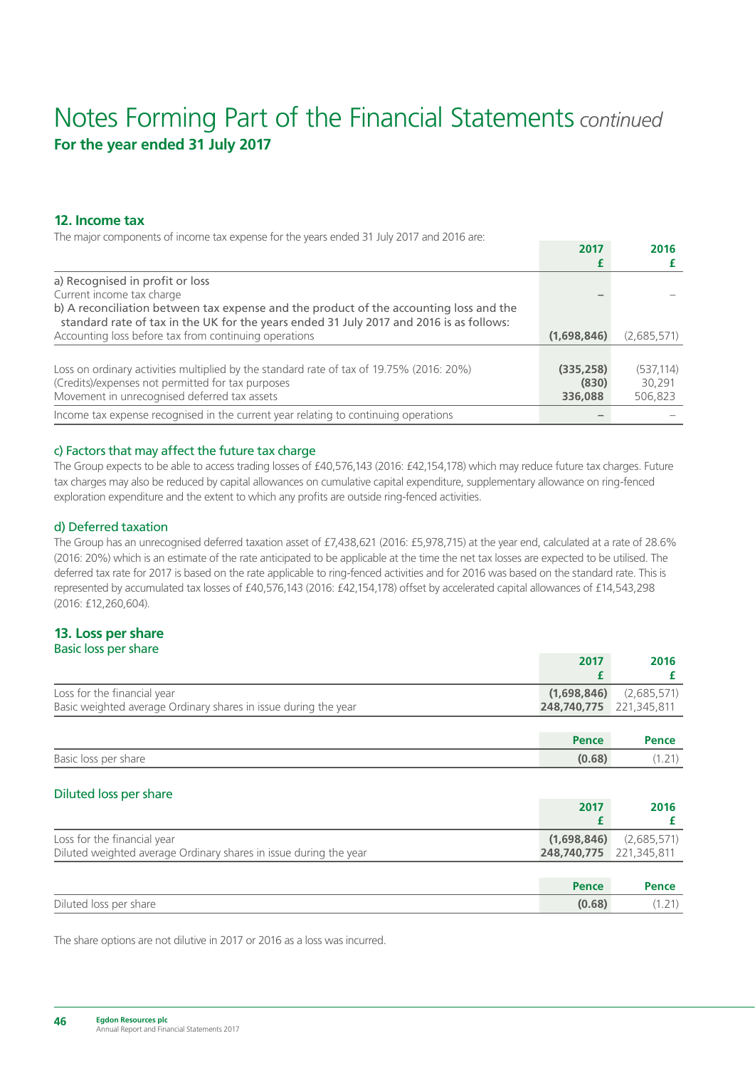# Notes Forming Part of the Financial Statements *continued*

**For the year ended 31 July 2017**

## 12. Income tax

The major components of income tax expense for the years ended 31 July 2017 and 2016 are:

| | 2017 £ | 2016 £ |
|---|---|---|
| a) Recognised in profit or loss | | |
| Current income tax charge | – | – |
| b) A reconciliation between tax expense and the product of the accounting loss and the standard rate of tax in the UK for the years ended 31 July 2017 and 2016 is as follows: | | |
| Accounting loss before tax from continuing operations | **(1,698,846)** | (2,685,571) |
| Loss on ordinary activities multiplied by the standard rate of tax of 19.75% (2016: 20%) | **(335,258)** | (537,114) |
| (Credits)/expenses not permitted for tax purposes | **(830)** | 30,291 |
| Movement in unrecognised deferred tax assets | **336,088** | 506,823 |
| Income tax expense recognised in the current year relating to continuing operations | – | – |

### c) Factors that may affect the future tax charge

The Group expects to be able to access trading losses of £40,576,143 (2016: £42,154,178) which may reduce future tax charges. Future tax charges may also be reduced by capital allowances on cumulative capital expenditure, supplementary allowance on ring-fenced exploration expenditure and the extent to which any profits are outside ring-fenced activities.

### d) Deferred taxation

The Group has an unrecognised deferred taxation asset of £7,438,621 (2016: £5,978,715) at the year end, calculated at a rate of 28.6% (2016: 20%) which is an estimate of the rate anticipated to be applicable at the time the net tax losses are expected to be utilised. The deferred tax rate for 2017 is based on the rate applicable to ring-fenced activities and for 2016 was based on the standard rate. This is represented by accumulated tax losses of £40,576,143 (2016: £42,154,178) offset by accelerated capital allowances of £14,543,298 (2016: £12,260,604).

## 13. Loss per share

### Basic loss per share

| | 2017 £ | 2016 £ |
|---|---|---|
| Loss for the financial year | **(1,698,846)** | (2,685,571) |
| Basic weighted average Ordinary shares in issue during the year | **248,740,775** | 221,345,811 |

| | Pence | Pence |
|---|---|---|
| Basic loss per share | **(0.68)** | (1.21) |

### Diluted loss per share

| | 2017 £ | 2016 £ |
|---|---|---|
| Loss for the financial year | **(1,698,846)** | (2,685,571) |
| Diluted weighted average Ordinary shares in issue during the year | **248,740,775** | 221,345,811 |

| | Pence | Pence |
|---|---|---|
| Diluted loss per share | **(0.68)** | (1.21) |

The share options are not dilutive in 2017 or 2016 as a loss was incurred.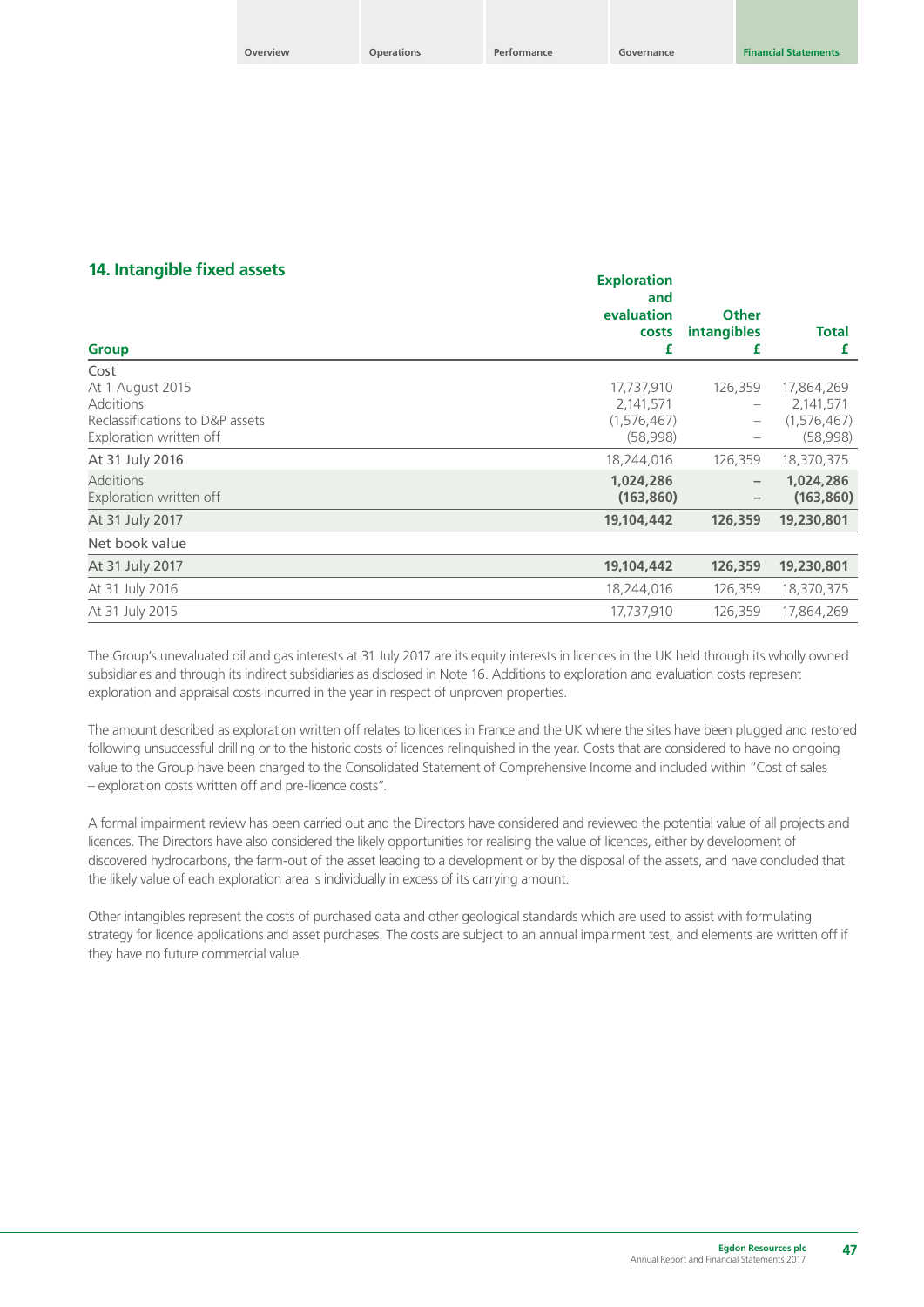## 14. Intangible fixed assets

| Group | Exploration and evaluation costs £ | Other intangibles £ | Total £ |
|---|---|---|---|
| Cost | | | |
| At 1 August 2015 | 17,737,910 | 126,359 | 17,864,269 |
| Additions | 2,141,571 | – | 2,141,571 |
| Reclassifications to D&P assets | (1,576,467) | – | (1,576,467) |
| Exploration written off | (58,998) | – | (58,998) |
| At 31 July 2016 | 18,244,016 | 126,359 | 18,370,375 |
| Additions | **1,024,286** | **–** | **1,024,286** |
| Exploration written off | **(163,860)** | **–** | **(163,860)** |
| At 31 July 2017 | **19,104,442** | **126,359** | **19,230,801** |
| Net book value | | | |
| At 31 July 2017 | **19,104,442** | **126,359** | **19,230,801** |
| At 31 July 2016 | 18,244,016 | 126,359 | 18,370,375 |
| At 31 July 2015 | 17,737,910 | 126,359 | 17,864,269 |

The Group's unevaluated oil and gas interests at 31 July 2017 are its equity interests in licences in the UK held through its wholly owned subsidiaries and through its indirect subsidiaries as disclosed in Note 16. Additions to exploration and evaluation costs represent exploration and appraisal costs incurred in the year in respect of unproven properties.

The amount described as exploration written off relates to licences in France and the UK where the sites have been plugged and restored following unsuccessful drilling or to the historic costs of licences relinquished in the year. Costs that are considered to have no ongoing value to the Group have been charged to the Consolidated Statement of Comprehensive Income and included within "Cost of sales – exploration costs written off and pre-licence costs".

A formal impairment review has been carried out and the Directors have considered and reviewed the potential value of all projects and licences. The Directors have also considered the likely opportunities for realising the value of licences, either by development of discovered hydrocarbons, the farm-out of the asset leading to a development or by the disposal of the assets, and have concluded that the likely value of each exploration area is individually in excess of its carrying amount.

Other intangibles represent the costs of purchased data and other geological standards which are used to assist with formulating strategy for licence applications and asset purchases. The costs are subject to an annual impairment test, and elements are written off if they have no future commercial value.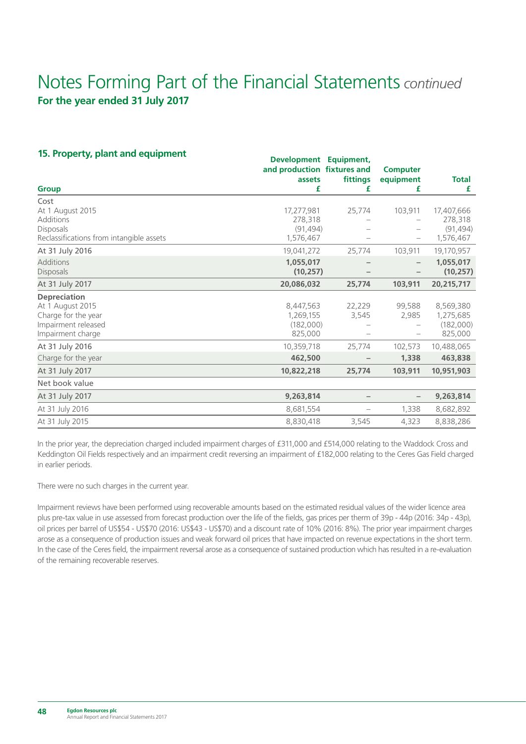# Notes Forming Part of the Financial Statements *continued*

**For the year ended 31 July 2017**

## 15. Property, plant and equipment

| Group | Development and production assets £ | Equipment, fixtures and fittings £ | Computer equipment £ | Total £ |
|---|---|---|---|---|
| **Cost** | | | | |
| At 1 August 2015 | 17,277,981 | 25,774 | 103,911 | 17,407,666 |
| Additions | 278,318 | – | – | 278,318 |
| Disposals | (91,494) | – | – | (91,494) |
| Reclassifications from intangible assets | 1,576,467 | – | – | 1,576,467 |
| At 31 July 2016 | 19,041,272 | 25,774 | 103,911 | 19,170,957 |
| Additions | **1,055,017** | **–** | **–** | **1,055,017** |
| Disposals | **(10,257)** | **–** | **–** | **(10,257)** |
| At 31 July 2017 | **20,086,032** | **25,774** | **103,911** | **20,215,717** |
| **Depreciation** | | | | |
| At 1 August 2015 | 8,447,563 | 22,229 | 99,588 | 8,569,380 |
| Charge for the year | 1,269,155 | 3,545 | 2,985 | 1,275,685 |
| Impairment released | (182,000) | – | – | (182,000) |
| Impairment charge | 825,000 | – | – | 825,000 |
| At 31 July 2016 | 10,359,718 | 25,774 | 102,573 | 10,488,065 |
| Charge for the year | **462,500** | **–** | **1,338** | **463,838** |
| At 31 July 2017 | **10,822,218** | **25,774** | **103,911** | **10,951,903** |
| **Net book value** | | | | |
| At 31 July 2017 | **9,263,814** | **–** | **–** | **9,263,814** |
| At 31 July 2016 | 8,681,554 | – | 1,338 | 8,682,892 |
| At 31 July 2015 | 8,830,418 | 3,545 | 4,323 | 8,838,286 |

In the prior year, the depreciation charged included impairment charges of £311,000 and £514,000 relating to the Waddock Cross and Keddington Oil Fields respectively and an impairment credit reversing an impairment of £182,000 relating to the Ceres Gas Field charged in earlier periods.

There were no such charges in the current year.

Impairment reviews have been performed using recoverable amounts based on the estimated residual values of the wider licence area plus pre-tax value in use assessed from forecast production over the life of the fields, gas prices per therm of 39p - 44p (2016: 34p - 43p), oil prices per barrel of US$54 - US$70 (2016: US$43 - US$70) and a discount rate of 10% (2016: 8%). The prior year impairment charges arose as a consequence of production issues and weak forward oil prices that have impacted on revenue expectations in the short term. In the case of the Ceres field, the impairment reversal arose as a consequence of sustained production which has resulted in a re-evaluation of the remaining recoverable reserves.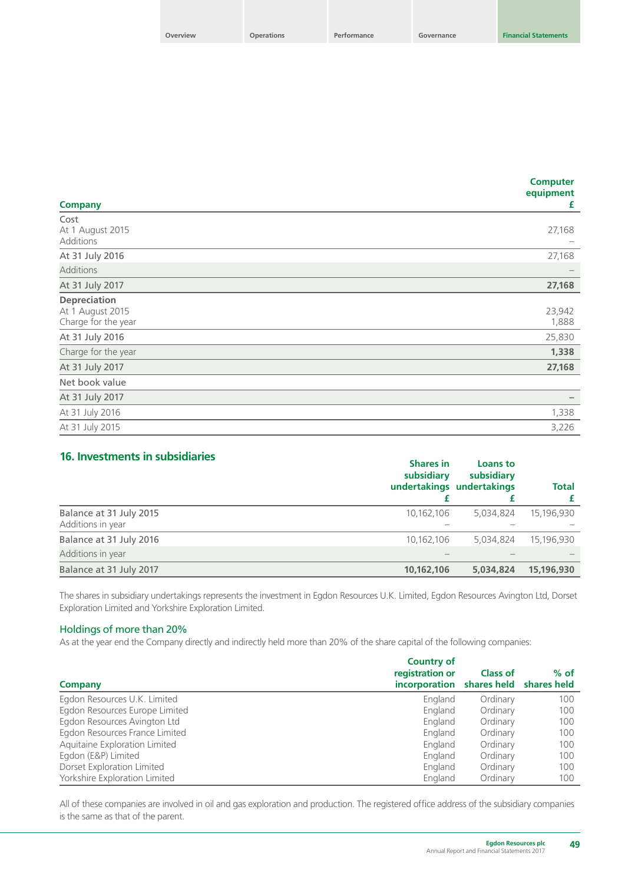| Company | Computer equipment £ |
|---|---|
| Cost | |
| At 1 August 2015 | 27,168 |
| Additions | – |
| At 31 July 2016 | 27,168 |
| Additions | – |
| At 31 July 2017 | **27,168** |
| **Depreciation** | |
| At 1 August 2015 | 23,942 |
| Charge for the year | 1,888 |
| At 31 July 2016 | 25,830 |
| Charge for the year | **1,338** |
| At 31 July 2017 | **27,168** |
| Net book value | |
| At 31 July 2017 | **–** |
| At 31 July 2016 | 1,338 |
| At 31 July 2015 | 3,226 |

## 16. Investments in subsidiaries

| | Shares in subsidiary undertakings £ | Loans to subsidiary undertakings £ | Total £ |
|---|---|---|---|
| Balance at 31 July 2015 | 10,162,106 | 5,034,824 | 15,196,930 |
| Additions in year | – | – | – |
| Balance at 31 July 2016 | 10,162,106 | 5,034,824 | 15,196,930 |
| Additions in year | – | – | – |
| Balance at 31 July 2017 | **10,162,106** | **5,034,824** | **15,196,930** |

The shares in subsidiary undertakings represents the investment in Egdon Resources U.K. Limited, Egdon Resources Avington Ltd, Dorset Exploration Limited and Yorkshire Exploration Limited.

### Holdings of more than 20%

As at the year end the Company directly and indirectly held more than 20% of the share capital of the following companies:

| Company | Country of registration or incorporation | Class of shares held | % of shares held |
|---|---|---|---|
| Egdon Resources U.K. Limited | England | Ordinary | 100 |
| Egdon Resources Europe Limited | England | Ordinary | 100 |
| Egdon Resources Avington Ltd | England | Ordinary | 100 |
| Egdon Resources France Limited | England | Ordinary | 100 |
| Aquitaine Exploration Limited | England | Ordinary | 100 |
| Egdon (E&P) Limited | England | Ordinary | 100 |
| Dorset Exploration Limited | England | Ordinary | 100 |
| Yorkshire Exploration Limited | England | Ordinary | 100 |

All of these companies are involved in oil and gas exploration and production. The registered office address of the subsidiary companies is the same as that of the parent.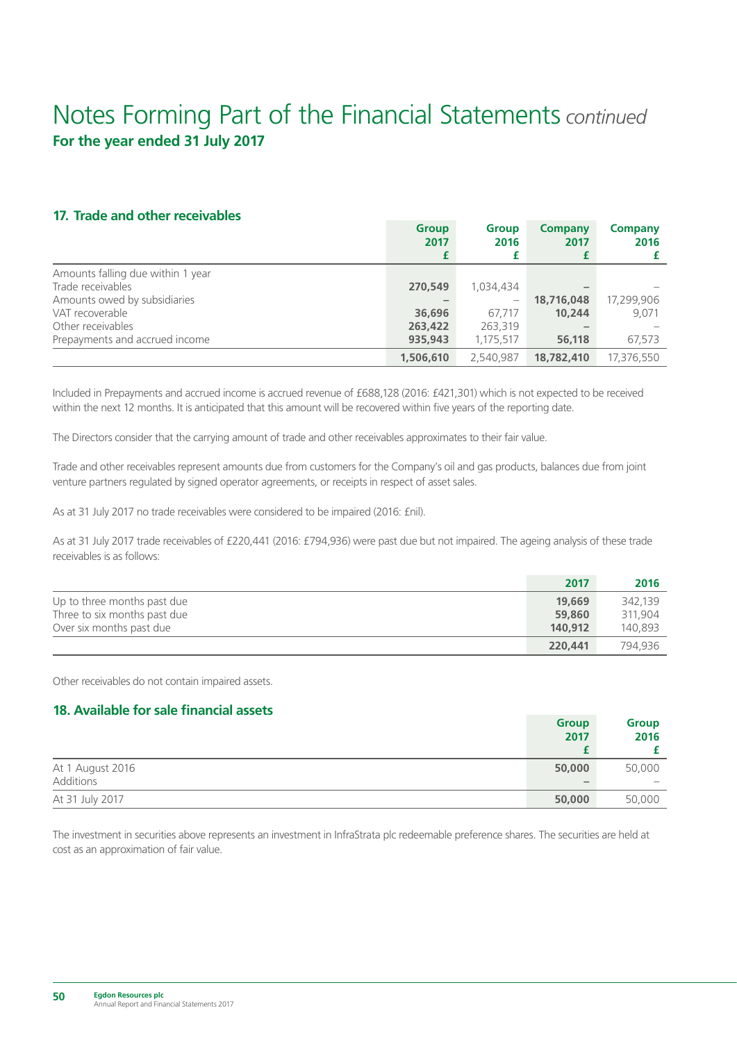# Notes Forming Part of the Financial Statements *continued*

**For the year ended 31 July 2017**

## 17. Trade and other receivables

| | Group 2017 £ | Group 2016 £ | Company 2017 £ | Company 2016 £ |
|---|---|---|---|---|
| Amounts falling due within 1 year | | | | |
| Trade receivables | **270,549** | 1,034,434 | **–** | – |
| Amounts owed by subsidiaries | **–** | – | **18,716,048** | 17,299,906 |
| VAT recoverable | **36,696** | 67,717 | **10,244** | 9,071 |
| Other receivables | **263,422** | 263,319 | **–** | – |
| Prepayments and accrued income | **935,943** | 1,175,517 | **56,118** | 67,573 |
| | **1,506,610** | 2,540,987 | **18,782,410** | 17,376,550 |

Included in Prepayments and accrued income is accrued revenue of £688,128 (2016: £421,301) which is not expected to be received within the next 12 months. It is anticipated that this amount will be recovered within five years of the reporting date.

The Directors consider that the carrying amount of trade and other receivables approximates to their fair value.

Trade and other receivables represent amounts due from customers for the Company's oil and gas products, balances due from joint venture partners regulated by signed operator agreements, or receipts in respect of asset sales.

As at 31 July 2017 no trade receivables were considered to be impaired (2016: £nil).

As at 31 July 2017 trade receivables of £220,441 (2016: £794,936) were past due but not impaired. The ageing analysis of these trade receivables is as follows:

| | 2017 | 2016 |
|---|---|---|
| Up to three months past due | **19,669** | 342,139 |
| Three to six months past due | **59,860** | 311,904 |
| Over six months past due | **140,912** | 140,893 |
| | **220,441** | 794,936 |

Other receivables do not contain impaired assets.

## 18. Available for sale financial assets

| | Group 2017 £ | Group 2016 £ |
|---|---|---|
| At 1 August 2016 | **50,000** | 50,000 |
| Additions | **–** | – |
| At 31 July 2017 | **50,000** | 50,000 |

The investment in securities above represents an investment in InfraStrata plc redeemable preference shares. The securities are held at cost as an approximation of fair value.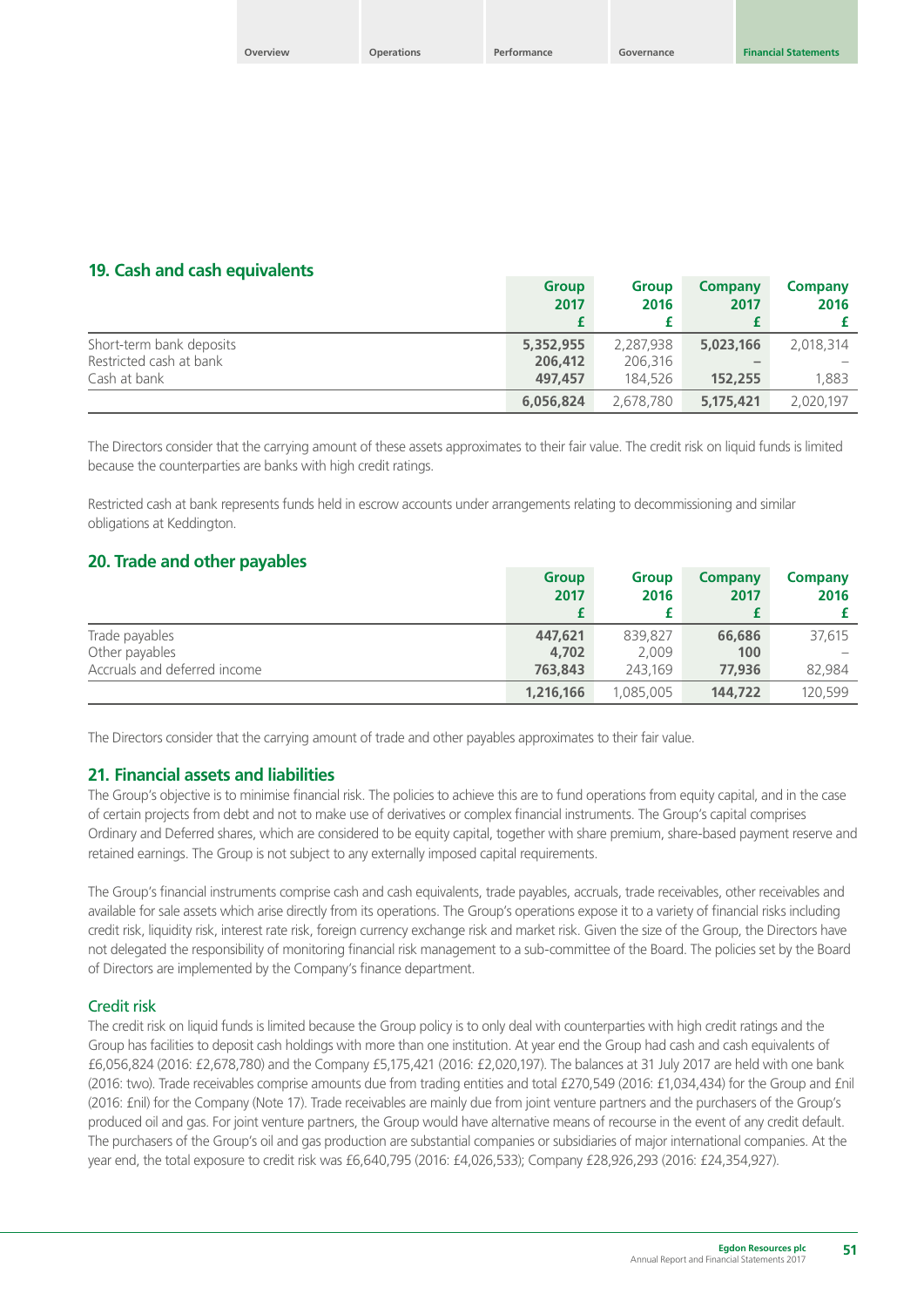## 19. Cash and cash equivalents

| | Group 2017 £ | Group 2016 £ | Company 2017 £ | Company 2016 £ |
|---|---|---|---|---|
| Short-term bank deposits | **5,352,955** | 2,287,938 | **5,023,166** | 2,018,314 |
| Restricted cash at bank | **206,412** | 206,316 | **–** | – |
| Cash at bank | **497,457** | 184,526 | **152,255** | 1,883 |
| | **6,056,824** | 2,678,780 | **5,175,421** | 2,020,197 |

The Directors consider that the carrying amount of these assets approximates to their fair value. The credit risk on liquid funds is limited because the counterparties are banks with high credit ratings.

Restricted cash at bank represents funds held in escrow accounts under arrangements relating to decommissioning and similar obligations at Keddington.

## 20. Trade and other payables

| | Group 2017 £ | Group 2016 £ | Company 2017 £ | Company 2016 £ |
|---|---|---|---|---|
| Trade payables | **447,621** | 839,827 | **66,686** | 37,615 |
| Other payables | **4,702** | 2,009 | **100** | – |
| Accruals and deferred income | **763,843** | 243,169 | **77,936** | 82,984 |
| | **1,216,166** | 1,085,005 | **144,722** | 120,599 |

The Directors consider that the carrying amount of trade and other payables approximates to their fair value.

## 21. Financial assets and liabilities

The Group's objective is to minimise financial risk. The policies to achieve this are to fund operations from equity capital, and in the case of certain projects from debt and not to make use of derivatives or complex financial instruments. The Group's capital comprises Ordinary and Deferred shares, which are considered to be equity capital, together with share premium, share-based payment reserve and retained earnings. The Group is not subject to any externally imposed capital requirements.

The Group's financial instruments comprise cash and cash equivalents, trade payables, accruals, trade receivables, other receivables and available for sale assets which arise directly from its operations. The Group's operations expose it to a variety of financial risks including credit risk, liquidity risk, interest rate risk, foreign currency exchange risk and market risk. Given the size of the Group, the Directors have not delegated the responsibility of monitoring financial risk management to a sub-committee of the Board. The policies set by the Board of Directors are implemented by the Company's finance department.

### Credit risk

The credit risk on liquid funds is limited because the Group policy is to only deal with counterparties with high credit ratings and the Group has facilities to deposit cash holdings with more than one institution. At year end the Group had cash and cash equivalents of £6,056,824 (2016: £2,678,780) and the Company £5,175,421 (2016: £2,020,197). The balances at 31 July 2017 are held with one bank (2016: two). Trade receivables comprise amounts due from trading entities and total £270,549 (2016: £1,034,434) for the Group and £nil (2016: £nil) for the Company (Note 17). Trade receivables are mainly due from joint venture partners and the purchasers of the Group's produced oil and gas. For joint venture partners, the Group would have alternative means of recourse in the event of any credit default. The purchasers of the Group's oil and gas production are substantial companies or subsidiaries of major international companies. At the year end, the total exposure to credit risk was £6,640,795 (2016: £4,026,533); Company £28,926,293 (2016: £24,354,927).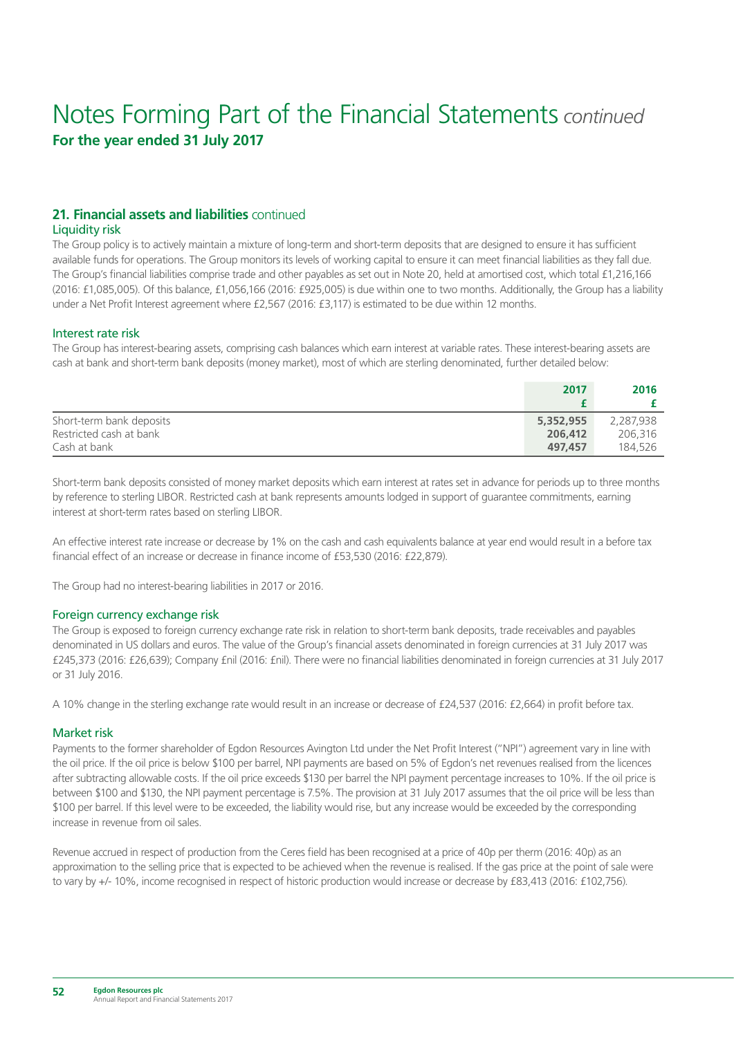# Notes Forming Part of the Financial Statements *continued*

**For the year ended 31 July 2017**

## 21. Financial assets and liabilities continued

### Liquidity risk

The Group policy is to actively maintain a mixture of long-term and short-term deposits that are designed to ensure it has sufficient available funds for operations. The Group monitors its levels of working capital to ensure it can meet financial liabilities as they fall due. The Group's financial liabilities comprise trade and other payables as set out in Note 20, held at amortised cost, which total £1,216,166 (2016: £1,085,005). Of this balance, £1,056,166 (2016: £925,005) is due within one to two months. Additionally, the Group has a liability under a Net Profit Interest agreement where £2,567 (2016: £3,117) is estimated to be due within 12 months.

### Interest rate risk

The Group has interest-bearing assets, comprising cash balances which earn interest at variable rates. These interest-bearing assets are cash at bank and short-term bank deposits (money market), most of which are sterling denominated, further detailed below:

| | 2017<br>£ | 2016<br>£ |
|---|---|---|
| Short-term bank deposits | **5,352,955** | 2,287,938 |
| Restricted cash at bank | **206,412** | 206,316 |
| Cash at bank | **497,457** | 184,526 |

Short-term bank deposits consisted of money market deposits which earn interest at rates set in advance for periods up to three months by reference to sterling LIBOR. Restricted cash at bank represents amounts lodged in support of guarantee commitments, earning interest at short-term rates based on sterling LIBOR.

An effective interest rate increase or decrease by 1% on the cash and cash equivalents balance at year end would result in a before tax financial effect of an increase or decrease in finance income of £53,530 (2016: £22,879).

The Group had no interest-bearing liabilities in 2017 or 2016.

### Foreign currency exchange risk

The Group is exposed to foreign currency exchange rate risk in relation to short-term bank deposits, trade receivables and payables denominated in US dollars and euros. The value of the Group's financial assets denominated in foreign currencies at 31 July 2017 was £245,373 (2016: £26,639); Company £nil (2016: £nil). There were no financial liabilities denominated in foreign currencies at 31 July 2017 or 31 July 2016.

A 10% change in the sterling exchange rate would result in an increase or decrease of £24,537 (2016: £2,664) in profit before tax.

### Market risk

Payments to the former shareholder of Egdon Resources Avington Ltd under the Net Profit Interest ("NPI") agreement vary in line with the oil price. If the oil price is below $100 per barrel, NPI payments are based on 5% of Egdon's net revenues realised from the licences after subtracting allowable costs. If the oil price exceeds $130 per barrel the NPI payment percentage increases to 10%. If the oil price is between $100 and $130, the NPI payment percentage is 7.5%. The provision at 31 July 2017 assumes that the oil price will be less than $100 per barrel. If this level were to be exceeded, the liability would rise, but any increase would be exceeded by the corresponding increase in revenue from oil sales.

Revenue accrued in respect of production from the Ceres field has been recognised at a price of 40p per therm (2016: 40p) as an approximation to the selling price that is expected to be achieved when the revenue is realised. If the gas price at the point of sale were to vary by +/- 10%, income recognised in respect of historic production would increase or decrease by £83,413 (2016: £102,756).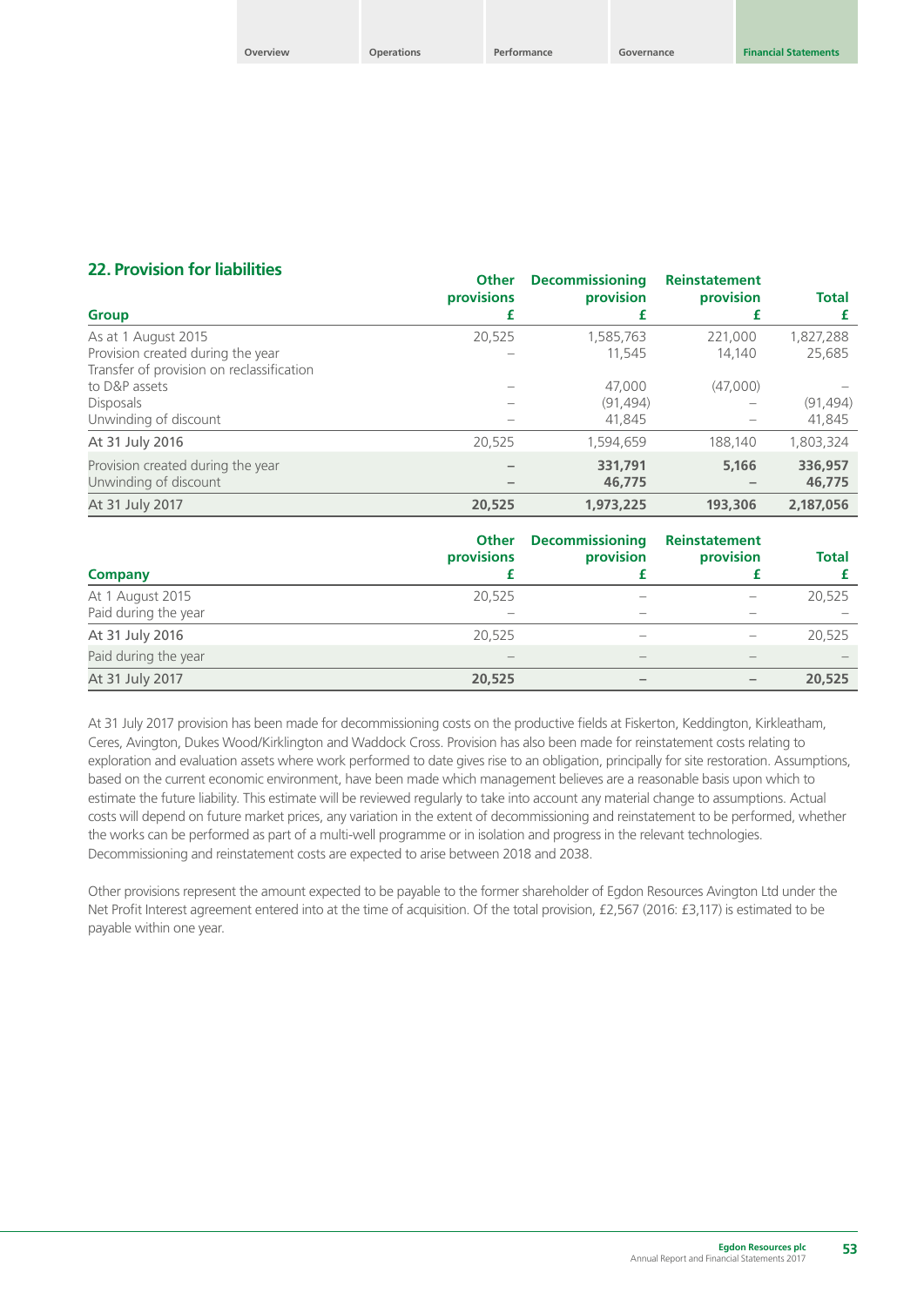## 22. Provision for liabilities

| Group | Other provisions £ | Decommissioning provision £ | Reinstatement provision £ | Total £ |
|---|---|---|---|---|
| As at 1 August 2015 | 20,525 | 1,585,763 | 221,000 | 1,827,288 |
| Provision created during the year | – | 11,545 | 14,140 | 25,685 |
| Transfer of provision on reclassification to D&P assets | – | 47,000 | (47,000) | – |
| Disposals | – | (91,494) | – | (91,494) |
| Unwinding of discount | – | 41,845 | – | 41,845 |
| At 31 July 2016 | 20,525 | 1,594,659 | 188,140 | 1,803,324 |
| Provision created during the year | – | **331,791** | **5,166** | **336,957** |
| Unwinding of discount | – | **46,775** | – | **46,775** |
| At 31 July 2017 | **20,525** | **1,973,225** | **193,306** | **2,187,056** |

| Company | Other provisions £ | Decommissioning provision £ | Reinstatement provision £ | Total £ |
|---|---|---|---|---|
| At 1 August 2015 | 20,525 | – | – | 20,525 |
| Paid during the year | – | – | – | – |
| At 31 July 2016 | 20,525 | – | – | 20,525 |
| Paid during the year | – | – | – | – |
| At 31 July 2017 | **20,525** | – | – | **20,525** |

At 31 July 2017 provision has been made for decommissioning costs on the productive fields at Fiskerton, Keddington, Kirkleatham, Ceres, Avington, Dukes Wood/Kirklington and Waddock Cross. Provision has also been made for reinstatement costs relating to exploration and evaluation assets where work performed to date gives rise to an obligation, principally for site restoration. Assumptions, based on the current economic environment, have been made which management believes are a reasonable basis upon which to estimate the future liability. This estimate will be reviewed regularly to take into account any material change to assumptions. Actual costs will depend on future market prices, any variation in the extent of decommissioning and reinstatement to be performed, whether the works can be performed as part of a multi-well programme or in isolation and progress in the relevant technologies. Decommissioning and reinstatement costs are expected to arise between 2018 and 2038.

Other provisions represent the amount expected to be payable to the former shareholder of Egdon Resources Avington Ltd under the Net Profit Interest agreement entered into at the time of acquisition. Of the total provision, £2,567 (2016: £3,117) is estimated to be payable within one year.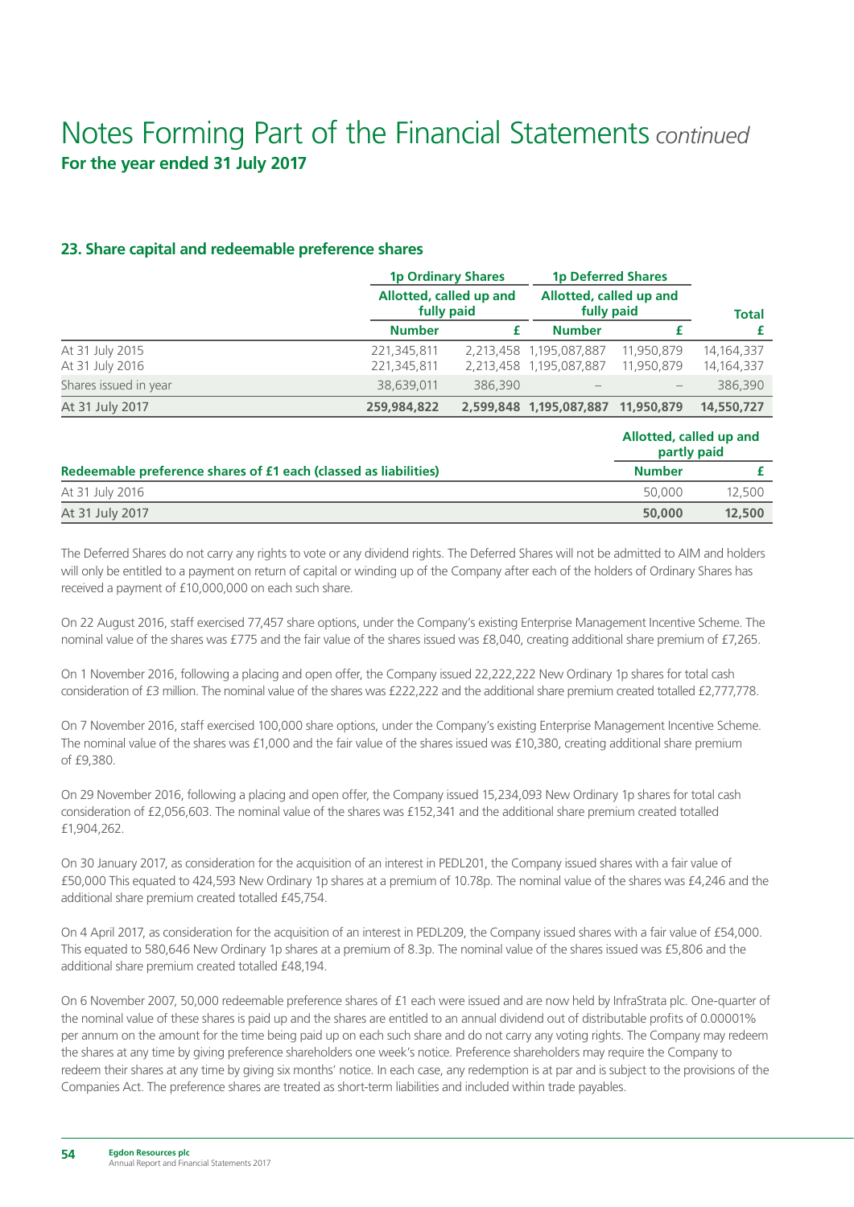# Notes Forming Part of the Financial Statements *continued*

**For the year ended 31 July 2017**

## 23. Share capital and redeemable preference shares

| | 1p Ordinary Shares | | 1p Deferred Shares | | |
|---|---|---|---|---|---|
| | Allotted, called up and fully paid | | Allotted, called up and fully paid | | Total |
| | Number | £ | Number | £ | £ |
| At 31 July 2015 | 221,345,811 | 2,213,458 | 1,195,087,887 | 11,950,879 | 14,164,337 |
| At 31 July 2016 | 221,345,811 | 2,213,458 | 1,195,087,887 | 11,950,879 | 14,164,337 |
| Shares issued in year | 38,639,011 | 386,390 | – | – | 386,390 |
| **At 31 July 2017** | **259,984,822** | **2,599,848** | **1,195,087,887** | **11,950,879** | **14,550,727** |

| | Allotted, called up and partly paid | |
|---|---|---|
| **Redeemable preference shares of £1 each (classed as liabilities)** | **Number** | **£** |
| At 31 July 2016 | 50,000 | 12,500 |
| **At 31 July 2017** | **50,000** | **12,500** |

The Deferred Shares do not carry any rights to vote or any dividend rights. The Deferred Shares will not be admitted to AIM and holders will only be entitled to a payment on return of capital or winding up of the Company after each of the holders of Ordinary Shares has received a payment of £10,000,000 on each such share.

On 22 August 2016, staff exercised 77,457 share options, under the Company's existing Enterprise Management Incentive Scheme. The nominal value of the shares was £775 and the fair value of the shares issued was £8,040, creating additional share premium of £7,265.

On 1 November 2016, following a placing and open offer, the Company issued 22,222,222 New Ordinary 1p shares for total cash consideration of £3 million. The nominal value of the shares was £222,222 and the additional share premium created totalled £2,777,778.

On 7 November 2016, staff exercised 100,000 share options, under the Company's existing Enterprise Management Incentive Scheme. The nominal value of the shares was £1,000 and the fair value of the shares issued was £10,380, creating additional share premium of £9,380.

On 29 November 2016, following a placing and open offer, the Company issued 15,234,093 New Ordinary 1p shares for total cash consideration of £2,056,603. The nominal value of the shares was £152,341 and the additional share premium created totalled £1,904,262.

On 30 January 2017, as consideration for the acquisition of an interest in PEDL201, the Company issued shares with a fair value of £50,000 This equated to 424,593 New Ordinary 1p shares at a premium of 10.78p. The nominal value of the shares was £4,246 and the additional share premium created totalled £45,754.

On 4 April 2017, as consideration for the acquisition of an interest in PEDL209, the Company issued shares with a fair value of £54,000. This equated to 580,646 New Ordinary 1p shares at a premium of 8.3p. The nominal value of the shares issued was £5,806 and the additional share premium created totalled £48,194.

On 6 November 2007, 50,000 redeemable preference shares of £1 each were issued and are now held by InfraStrata plc. One-quarter of the nominal value of these shares is paid up and the shares are entitled to an annual dividend out of distributable profits of 0.00001% per annum on the amount for the time being paid up on each such share and do not carry any voting rights. The Company may redeem the shares at any time by giving preference shareholders one week's notice. Preference shareholders may require the Company to redeem their shares at any time by giving six months' notice. In each case, any redemption is at par and is subject to the provisions of the Companies Act. The preference shares are treated as short-term liabilities and included within trade payables.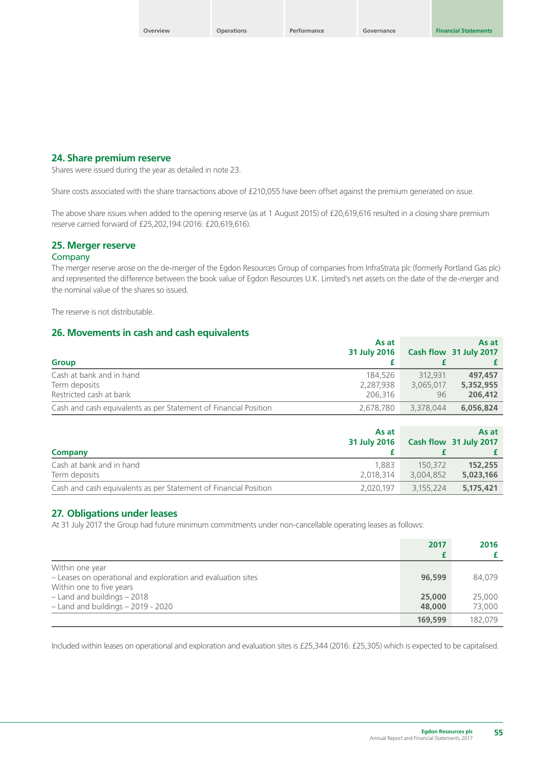## 24. Share premium reserve

Shares were issued during the year as detailed in note 23.

Share costs associated with the share transactions above of £210,055 have been offset against the premium generated on issue.

The above share issues when added to the opening reserve (as at 1 August 2015) of £20,619,616 resulted in a closing share premium reserve carried forward of £25,202,194 (2016: £20,619,616).

## 25. Merger reserve

### Company

The merger reserve arose on the de-merger of the Egdon Resources Group of companies from InfraStrata plc (formerly Portland Gas plc) and represented the difference between the book value of Egdon Resources U.K. Limited's net assets on the date of the de-merger and the nominal value of the shares so issued.

The reserve is not distributable.

## 26. Movements in cash and cash equivalents

| Group | As at 31 July 2016 £ | Cash flow £ | As at 31 July 2017 £ |
|---|---|---|---|
| Cash at bank and in hand | 184,526 | 312,931 | **497,457** |
| Term deposits | 2,287,938 | 3,065,017 | **5,352,955** |
| Restricted cash at bank | 206,316 | 96 | **206,412** |
| Cash and cash equivalents as per Statement of Financial Position | 2,678,780 | 3,378,044 | **6,056,824** |

| Company | As at 31 July 2016 £ | Cash flow £ | As at 31 July 2017 £ |
|---|---|---|---|
| Cash at bank and in hand | 1,883 | 150,372 | **152,255** |
| Term deposits | 2,018,314 | 3,004,852 | **5,023,166** |
| Cash and cash equivalents as per Statement of Financial Position | 2,020,197 | 3,155,224 | **5,175,421** |

## 27. Obligations under leases

At 31 July 2017 the Group had future minimum commitments under non-cancellable operating leases as follows:

| | 2017 £ | 2016 £ |
|---|---|---|
| Within one year | | |
| – Leases on operational and exploration and evaluation sites | **96,599** | 84,079 |
| Within one to five years | | |
| – Land and buildings – 2018 | **25,000** | 25,000 |
| – Land and buildings – 2019 - 2020 | **48,000** | 73,000 |
| | **169,599** | 182,079 |

Included within leases on operational and exploration and evaluation sites is £25,344 (2016: £25,305) which is expected to be capitalised.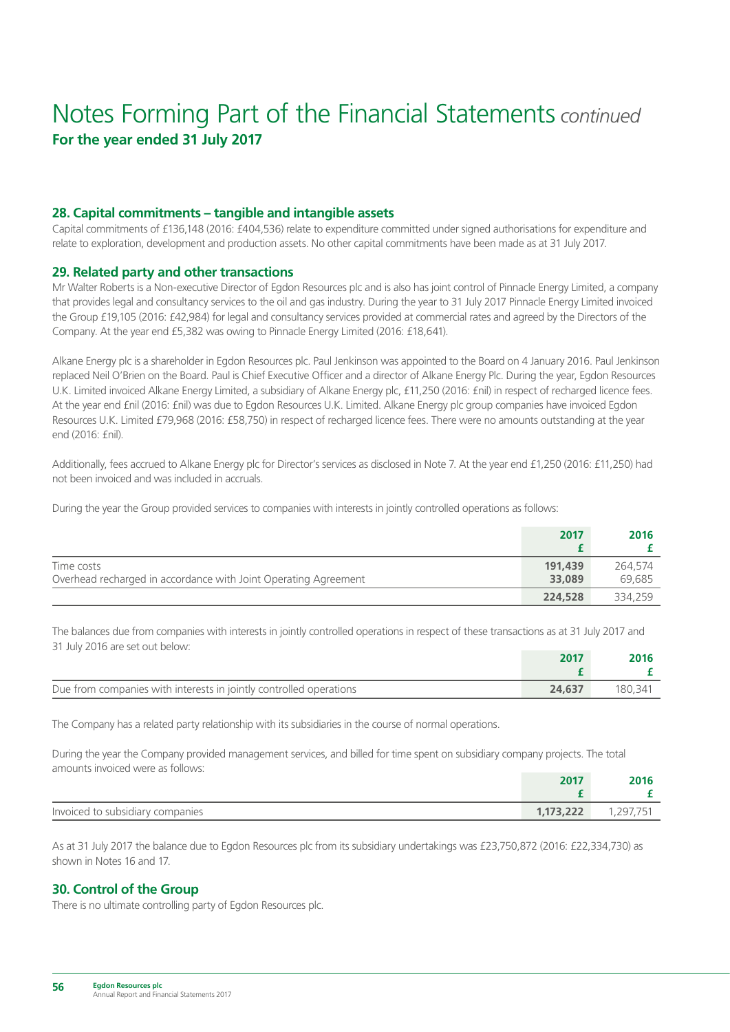# Notes Forming Part of the Financial Statements *continued*

**For the year ended 31 July 2017**

## 28. Capital commitments – tangible and intangible assets

Capital commitments of £136,148 (2016: £404,536) relate to expenditure committed under signed authorisations for expenditure and relate to exploration, development and production assets. No other capital commitments have been made as at 31 July 2017.

## 29. Related party and other transactions

Mr Walter Roberts is a Non-executive Director of Egdon Resources plc and is also has joint control of Pinnacle Energy Limited, a company that provides legal and consultancy services to the oil and gas industry. During the year to 31 July 2017 Pinnacle Energy Limited invoiced the Group £19,105 (2016: £42,984) for legal and consultancy services provided at commercial rates and agreed by the Directors of the Company. At the year end £5,382 was owing to Pinnacle Energy Limited (2016: £18,641).

Alkane Energy plc is a shareholder in Egdon Resources plc. Paul Jenkinson was appointed to the Board on 4 January 2016. Paul Jenkinson replaced Neil O'Brien on the Board. Paul is Chief Executive Officer and a director of Alkane Energy Plc. During the year, Egdon Resources U.K. Limited invoiced Alkane Energy Limited, a subsidiary of Alkane Energy plc, £11,250 (2016: £nil) in respect of recharged licence fees. At the year end £nil (2016: £nil) was due to Egdon Resources U.K. Limited. Alkane Energy plc group companies have invoiced Egdon Resources U.K. Limited £79,968 (2016: £58,750) in respect of recharged licence fees. There were no amounts outstanding at the year end (2016: £nil).

Additionally, fees accrued to Alkane Energy plc for Director's services as disclosed in Note 7. At the year end £1,250 (2016: £11,250) had not been invoiced and was included in accruals.

During the year the Group provided services to companies with interests in jointly controlled operations as follows:

| | 2017<br>£ | 2016<br>£ |
|---|---|---|
| Time costs | **191,439** | 264,574 |
| Overhead recharged in accordance with Joint Operating Agreement | **33,089** | 69,685 |
| | **224,528** | 334,259 |

The balances due from companies with interests in jointly controlled operations in respect of these transactions as at 31 July 2017 and 31 July 2016 are set out below:

| | 2017<br>£ | 2016<br>£ |
|---|---|---|
| Due from companies with interests in jointly controlled operations | **24,637** | 180,341 |

The Company has a related party relationship with its subsidiaries in the course of normal operations.

During the year the Company provided management services, and billed for time spent on subsidiary company projects. The total amounts invoiced were as follows:

| | 2017<br>£ | 2016<br>£ |
|---|---|---|
| Invoiced to subsidiary companies | **1,173,222** | 1,297,751 |

As at 31 July 2017 the balance due to Egdon Resources plc from its subsidiary undertakings was £23,750,872 (2016: £22,334,730) as shown in Notes 16 and 17.

## 30. Control of the Group

There is no ultimate controlling party of Egdon Resources plc.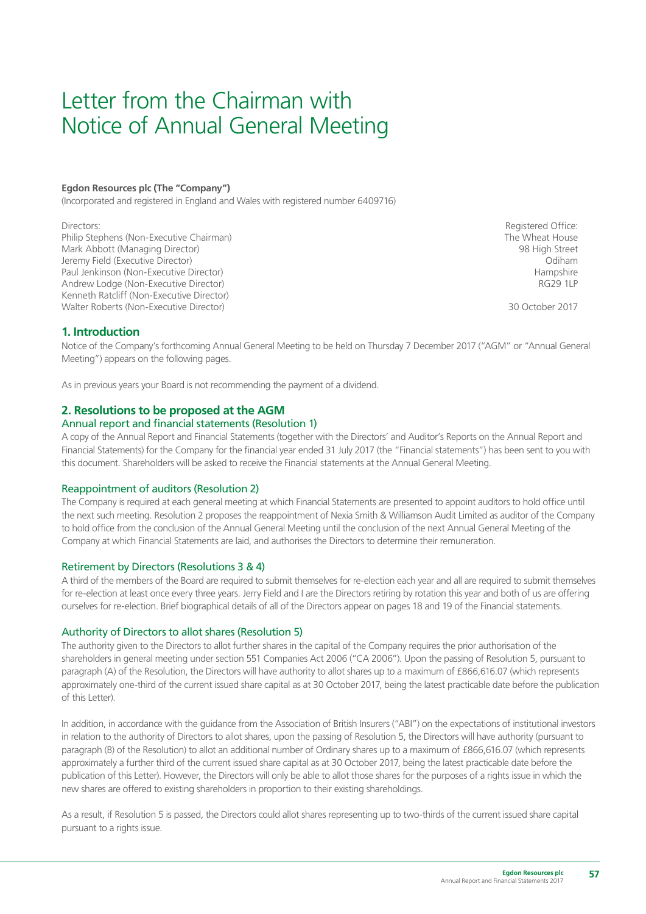# Letter from the Chairman with Notice of Annual General Meeting

**Egdon Resources plc (The "Company")**

(Incorporated and registered in England and Wales with registered number 6409716)

Directors:
Philip Stephens (Non-Executive Chairman)
Mark Abbott (Managing Director)
Jeremy Field (Executive Director)
Paul Jenkinson (Non-Executive Director)
Andrew Lodge (Non-Executive Director)
Kenneth Ratcliff (Non-Executive Director)
Walter Roberts (Non-Executive Director)

Registered Office:
The Wheat House
98 High Street
Odiham
Hampshire
RG29 1LP

30 October 2017

## 1. Introduction

Notice of the Company's forthcoming Annual General Meeting to be held on Thursday 7 December 2017 ("AGM" or "Annual General Meeting") appears on the following pages.

As in previous years your Board is not recommending the payment of a dividend.

## 2. Resolutions to be proposed at the AGM

### Annual report and financial statements (Resolution 1)

A copy of the Annual Report and Financial Statements (together with the Directors' and Auditor's Reports on the Annual Report and Financial Statements) for the Company for the financial year ended 31 July 2017 (the "Financial statements") has been sent to you with this document. Shareholders will be asked to receive the Financial statements at the Annual General Meeting.

### Reappointment of auditors (Resolution 2)

The Company is required at each general meeting at which Financial Statements are presented to appoint auditors to hold office until the next such meeting. Resolution 2 proposes the reappointment of Nexia Smith & Williamson Audit Limited as auditor of the Company to hold office from the conclusion of the Annual General Meeting until the conclusion of the next Annual General Meeting of the Company at which Financial Statements are laid, and authorises the Directors to determine their remuneration.

### Retirement by Directors (Resolutions 3 & 4)

A third of the members of the Board are required to submit themselves for re-election each year and all are required to submit themselves for re-election at least once every three years. Jerry Field and I are the Directors retiring by rotation this year and both of us are offering ourselves for re-election. Brief biographical details of all of the Directors appear on pages 18 and 19 of the Financial statements.

### Authority of Directors to allot shares (Resolution 5)

The authority given to the Directors to allot further shares in the capital of the Company requires the prior authorisation of the shareholders in general meeting under section 551 Companies Act 2006 ("CA 2006"). Upon the passing of Resolution 5, pursuant to paragraph (A) of the Resolution, the Directors will have authority to allot shares up to a maximum of £866,616.07 (which represents approximately one-third of the current issued share capital as at 30 October 2017, being the latest practicable date before the publication of this Letter).

In addition, in accordance with the guidance from the Association of British Insurers ("ABI") on the expectations of institutional investors in relation to the authority of Directors to allot shares, upon the passing of Resolution 5, the Directors will have authority (pursuant to paragraph (B) of the Resolution) to allot an additional number of Ordinary shares up to a maximum of £866,616.07 (which represents approximately a further third of the current issued share capital as at 30 October 2017, being the latest practicable date before the publication of this Letter). However, the Directors will only be able to allot those shares for the purposes of a rights issue in which the new shares are offered to existing shareholders in proportion to their existing shareholdings.

As a result, if Resolution 5 is passed, the Directors could allot shares representing up to two-thirds of the current issued share capital pursuant to a rights issue.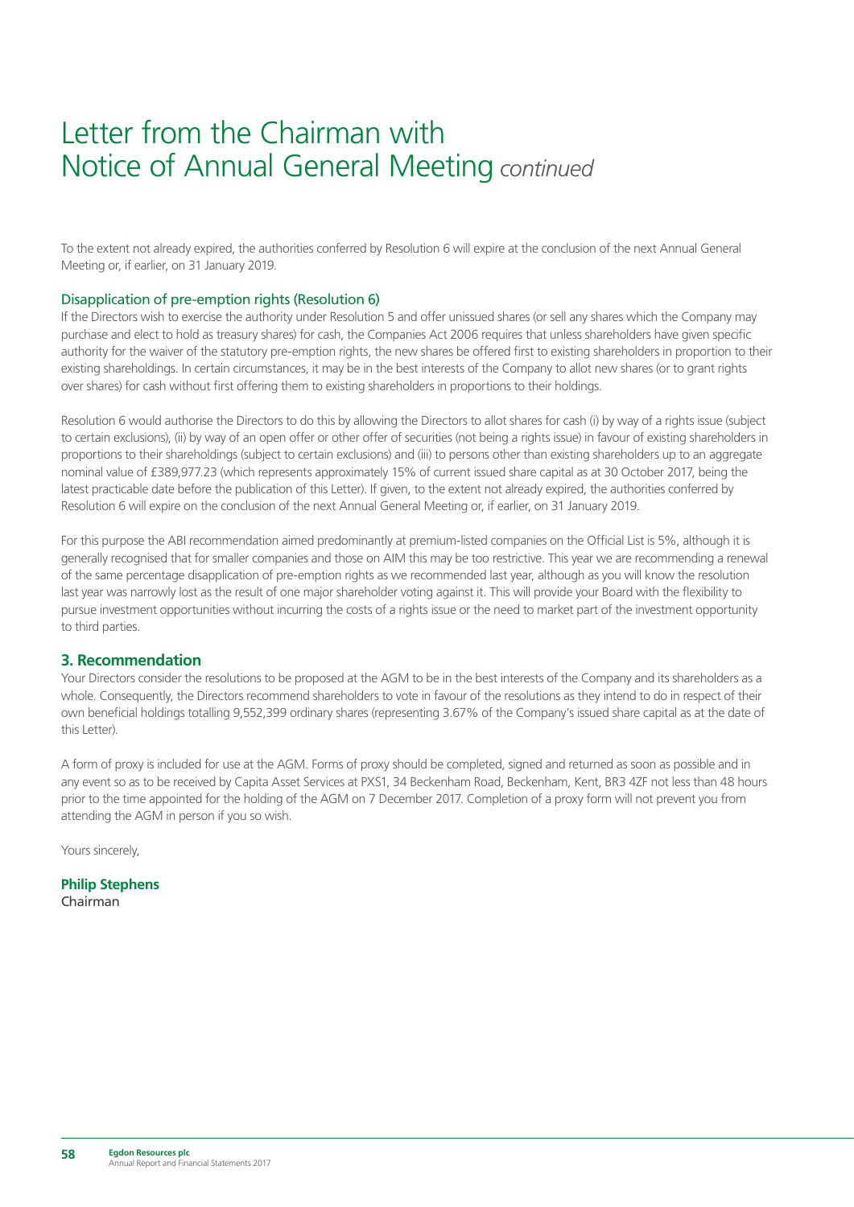# Letter from the Chairman with Notice of Annual General Meeting *continued*

To the extent not already expired, the authorities conferred by Resolution 6 will expire at the conclusion of the next Annual General Meeting or, if earlier, on 31 January 2019.

### Disapplication of pre-emption rights (Resolution 6)

If the Directors wish to exercise the authority under Resolution 5 and offer unissued shares (or sell any shares which the Company may purchase and elect to hold as treasury shares) for cash, the Companies Act 2006 requires that unless shareholders have given specific authority for the waiver of the statutory pre-emption rights, the new shares be offered first to existing shareholders in proportion to their existing shareholdings. In certain circumstances, it may be in the best interests of the Company to allot new shares (or to grant rights over shares) for cash without first offering them to existing shareholders in proportions to their holdings.

Resolution 6 would authorise the Directors to do this by allowing the Directors to allot shares for cash (i) by way of a rights issue (subject to certain exclusions), (ii) by way of an open offer or other offer of securities (not being a rights issue) in favour of existing shareholders in proportions to their shareholdings (subject to certain exclusions) and (iii) to persons other than existing shareholders up to an aggregate nominal value of £389,977.23 (which represents approximately 15% of current issued share capital as at 30 October 2017, being the latest practicable date before the publication of this Letter). If given, to the extent not already expired, the authorities conferred by Resolution 6 will expire on the conclusion of the next Annual General Meeting or, if earlier, on 31 January 2019.

For this purpose the ABI recommendation aimed predominantly at premium-listed companies on the Official List is 5%, although it is generally recognised that for smaller companies and those on AIM this may be too restrictive. This year we are recommending a renewal of the same percentage disapplication of pre-emption rights as we recommended last year, although as you will know the resolution last year was narrowly lost as the result of one major shareholder voting against it. This will provide your Board with the flexibility to pursue investment opportunities without incurring the costs of a rights issue or the need to market part of the investment opportunity to third parties.

## 3. Recommendation

Your Directors consider the resolutions to be proposed at the AGM to be in the best interests of the Company and its shareholders as a whole. Consequently, the Directors recommend shareholders to vote in favour of the resolutions as they intend to do in respect of their own beneficial holdings totalling 9,552,399 ordinary shares (representing 3.67% of the Company's issued share capital as at the date of this Letter).

A form of proxy is included for use at the AGM. Forms of proxy should be completed, signed and returned as soon as possible and in any event so as to be received by Capita Asset Services at PXS1, 34 Beckenham Road, Beckenham, Kent, BR3 4ZF not less than 48 hours prior to the time appointed for the holding of the AGM on 7 December 2017. Completion of a proxy form will not prevent you from attending the AGM in person if you so wish.

Yours sincerely,

**Philip Stephens**
Chairman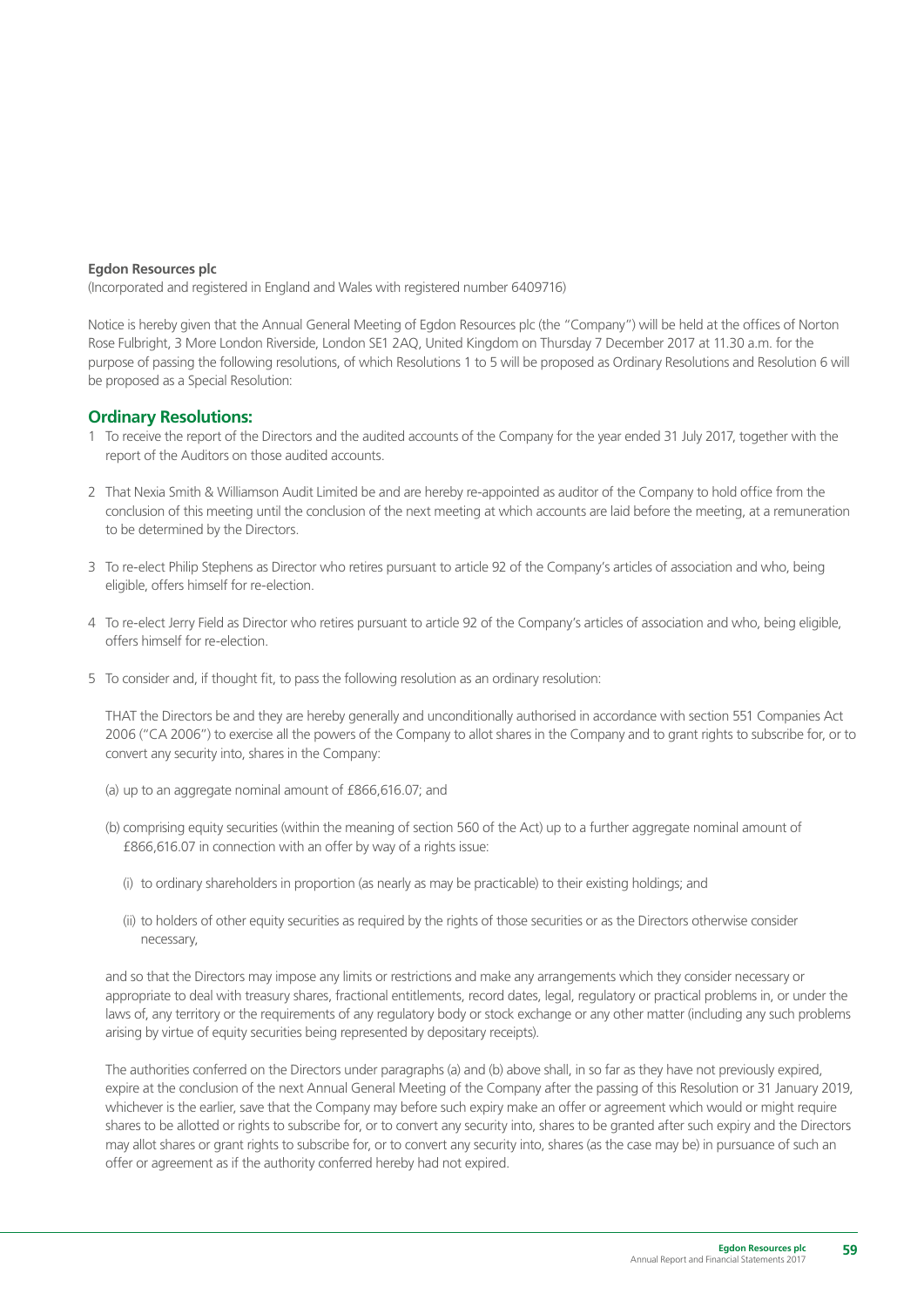**Egdon Resources plc**

(Incorporated and registered in England and Wales with registered number 6409716)

Notice is hereby given that the Annual General Meeting of Egdon Resources plc (the "Company") will be held at the offices of Norton Rose Fulbright, 3 More London Riverside, London SE1 2AQ, United Kingdom on Thursday 7 December 2017 at 11.30 a.m. for the purpose of passing the following resolutions, of which Resolutions 1 to 5 will be proposed as Ordinary Resolutions and Resolution 6 will be proposed as a Special Resolution:

## Ordinary Resolutions:

1 To receive the report of the Directors and the audited accounts of the Company for the year ended 31 July 2017, together with the report of the Auditors on those audited accounts.

2 That Nexia Smith & Williamson Audit Limited be and are hereby re-appointed as auditor of the Company to hold office from the conclusion of this meeting until the conclusion of the next meeting at which accounts are laid before the meeting, at a remuneration to be determined by the Directors.

3 To re-elect Philip Stephens as Director who retires pursuant to article 92 of the Company's articles of association and who, being eligible, offers himself for re-election.

4 To re-elect Jerry Field as Director who retires pursuant to article 92 of the Company's articles of association and who, being eligible, offers himself for re-election.

5 To consider and, if thought fit, to pass the following resolution as an ordinary resolution:

THAT the Directors be and they are hereby generally and unconditionally authorised in accordance with section 551 Companies Act 2006 ("CA 2006") to exercise all the powers of the Company to allot shares in the Company and to grant rights to subscribe for, or to convert any security into, shares in the Company:

(a) up to an aggregate nominal amount of £866,616.07; and

(b) comprising equity securities (within the meaning of section 560 of the Act) up to a further aggregate nominal amount of £866,616.07 in connection with an offer by way of a rights issue:

(i) to ordinary shareholders in proportion (as nearly as may be practicable) to their existing holdings; and

(ii) to holders of other equity securities as required by the rights of those securities or as the Directors otherwise consider necessary,

and so that the Directors may impose any limits or restrictions and make any arrangements which they consider necessary or appropriate to deal with treasury shares, fractional entitlements, record dates, legal, regulatory or practical problems in, or under the laws of, any territory or the requirements of any regulatory body or stock exchange or any other matter (including any such problems arising by virtue of equity securities being represented by depositary receipts).

The authorities conferred on the Directors under paragraphs (a) and (b) above shall, in so far as they have not previously expired, expire at the conclusion of the next Annual General Meeting of the Company after the passing of this Resolution or 31 January 2019, whichever is the earlier, save that the Company may before such expiry make an offer or agreement which would or might require shares to be allotted or rights to subscribe for, or to convert any security into, shares to be granted after such expiry and the Directors may allot shares or grant rights to subscribe for, or to convert any security into, shares (as the case may be) in pursuance of such an offer or agreement as if the authority conferred hereby had not expired.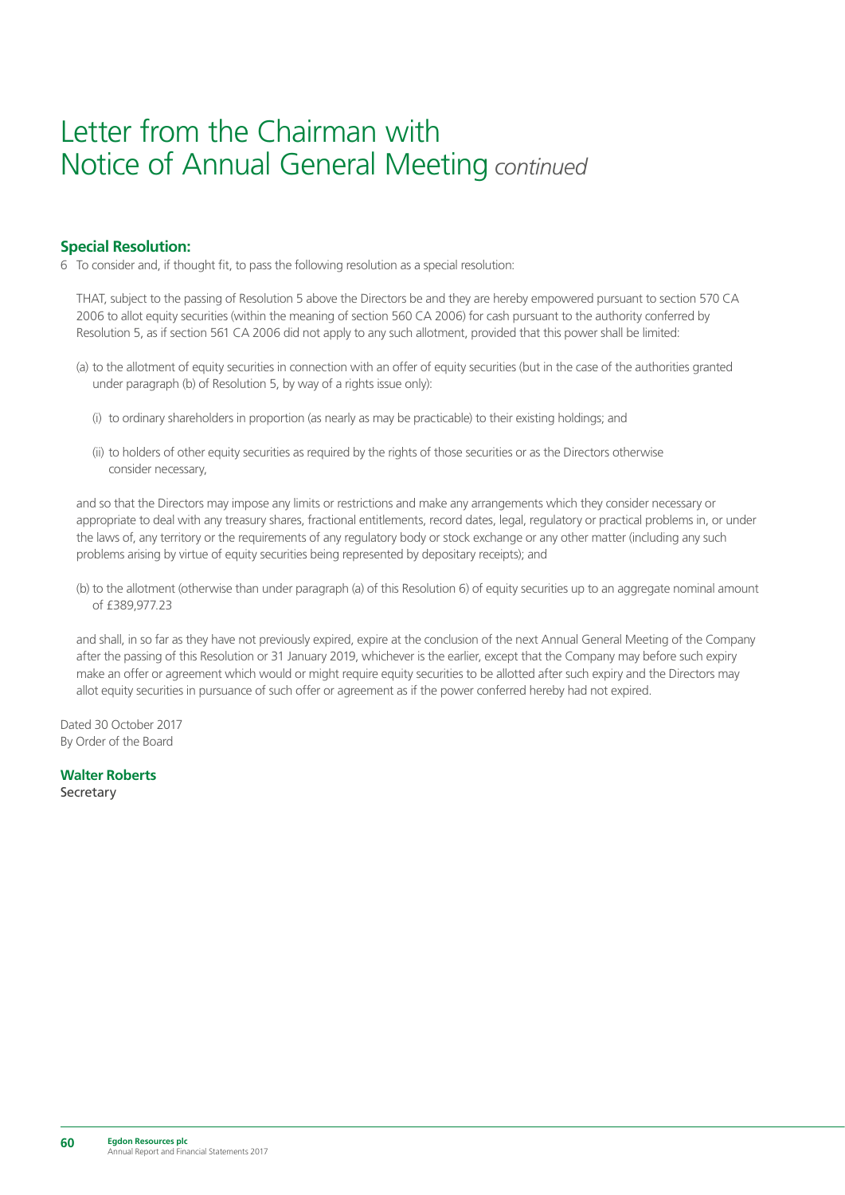# Letter from the Chairman with Notice of Annual General Meeting *continued*

### Special Resolution:

6 To consider and, if thought fit, to pass the following resolution as a special resolution:

THAT, subject to the passing of Resolution 5 above the Directors be and they are hereby empowered pursuant to section 570 CA 2006 to allot equity securities (within the meaning of section 560 CA 2006) for cash pursuant to the authority conferred by Resolution 5, as if section 561 CA 2006 did not apply to any such allotment, provided that this power shall be limited:

(a) to the allotment of equity securities in connection with an offer of equity securities (but in the case of the authorities granted under paragraph (b) of Resolution 5, by way of a rights issue only):

(i) to ordinary shareholders in proportion (as nearly as may be practicable) to their existing holdings; and

(ii) to holders of other equity securities as required by the rights of those securities or as the Directors otherwise consider necessary,

and so that the Directors may impose any limits or restrictions and make any arrangements which they consider necessary or appropriate to deal with any treasury shares, fractional entitlements, record dates, legal, regulatory or practical problems in, or under the laws of, any territory or the requirements of any regulatory body or stock exchange or any other matter (including any such problems arising by virtue of equity securities being represented by depositary receipts); and

(b) to the allotment (otherwise than under paragraph (a) of this Resolution 6) of equity securities up to an aggregate nominal amount of £389,977.23

and shall, in so far as they have not previously expired, expire at the conclusion of the next Annual General Meeting of the Company after the passing of this Resolution or 31 January 2019, whichever is the earlier, except that the Company may before such expiry make an offer or agreement which would or might require equity securities to be allotted after such expiry and the Directors may allot equity securities in pursuance of such offer or agreement as if the power conferred hereby had not expired.

Dated 30 October 2017
By Order of the Board

**Walter Roberts**
Secretary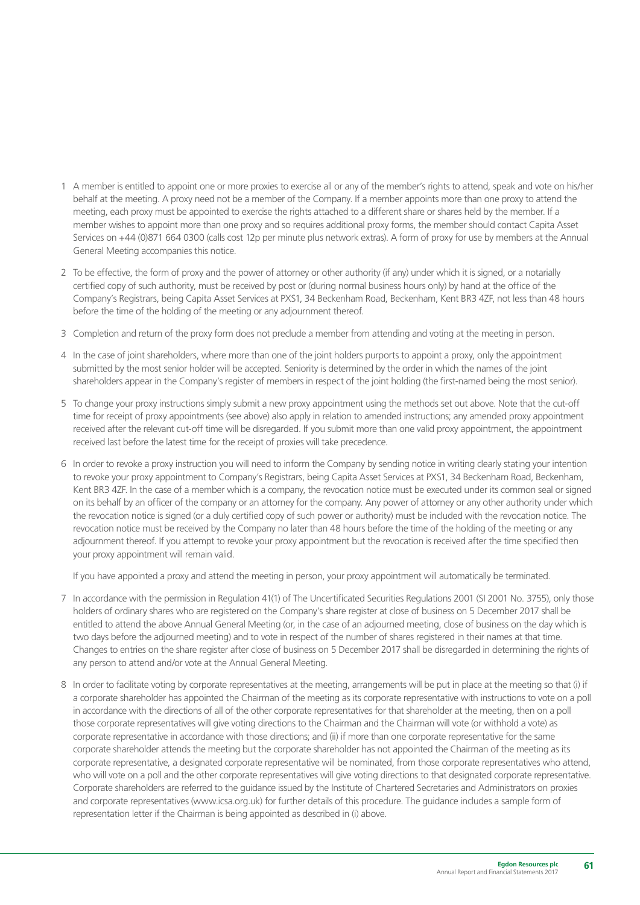1. A member is entitled to appoint one or more proxies to exercise all or any of the member's rights to attend, speak and vote on his/her behalf at the meeting. A proxy need not be a member of the Company. If a member appoints more than one proxy to attend the meeting, each proxy must be appointed to exercise the rights attached to a different share or shares held by the member. If a member wishes to appoint more than one proxy and so requires additional proxy forms, the member should contact Capita Asset Services on +44 (0)871 664 0300 (calls cost 12p per minute plus network extras). A form of proxy for use by members at the Annual General Meeting accompanies this notice.

2. To be effective, the form of proxy and the power of attorney or other authority (if any) under which it is signed, or a notarially certified copy of such authority, must be received by post or (during normal business hours only) by hand at the office of the Company's Registrars, being Capita Asset Services at PXS1, 34 Beckenham Road, Beckenham, Kent BR3 4ZF, not less than 48 hours before the time of the holding of the meeting or any adjournment thereof.

3. Completion and return of the proxy form does not preclude a member from attending and voting at the meeting in person.

4. In the case of joint shareholders, where more than one of the joint holders purports to appoint a proxy, only the appointment submitted by the most senior holder will be accepted. Seniority is determined by the order in which the names of the joint shareholders appear in the Company's register of members in respect of the joint holding (the first-named being the most senior).

5. To change your proxy instructions simply submit a new proxy appointment using the methods set out above. Note that the cut-off time for receipt of proxy appointments (see above) also apply in relation to amended instructions; any amended proxy appointment received after the relevant cut-off time will be disregarded. If you submit more than one valid proxy appointment, the appointment received last before the latest time for the receipt of proxies will take precedence.

6. In order to revoke a proxy instruction you will need to inform the Company by sending notice in writing clearly stating your intention to revoke your proxy appointment to Company's Registrars, being Capita Asset Services at PXS1, 34 Beckenham Road, Beckenham, Kent BR3 4ZF. In the case of a member which is a company, the revocation notice must be executed under its common seal or signed on its behalf by an officer of the company or an attorney for the company. Any power of attorney or any other authority under which the revocation notice is signed (or a duly certified copy of such power or authority) must be included with the revocation notice. The revocation notice must be received by the Company no later than 48 hours before the time of the holding of the meeting or any adjournment thereof. If you attempt to revoke your proxy appointment but the revocation is received after the time specified then your proxy appointment will remain valid.

   If you have appointed a proxy and attend the meeting in person, your proxy appointment will automatically be terminated.

7. In accordance with the permission in Regulation 41(1) of The Uncertificated Securities Regulations 2001 (SI 2001 No. 3755), only those holders of ordinary shares who are registered on the Company's share register at close of business on 5 December 2017 shall be entitled to attend the above Annual General Meeting (or, in the case of an adjourned meeting, close of business on the day which is two days before the adjourned meeting) and to vote in respect of the number of shares registered in their names at that time. Changes to entries on the share register after close of business on 5 December 2017 shall be disregarded in determining the rights of any person to attend and/or vote at the Annual General Meeting.

8. In order to facilitate voting by corporate representatives at the meeting, arrangements will be put in place at the meeting so that (i) if a corporate shareholder has appointed the Chairman of the meeting as its corporate representative with instructions to vote on a poll in accordance with the directions of all of the other corporate representatives for that shareholder at the meeting, then on a poll those corporate representatives will give voting directions to the Chairman and the Chairman will vote (or withhold a vote) as corporate representative in accordance with those directions; and (ii) if more than one corporate representative for the same corporate shareholder attends the meeting but the corporate shareholder has not appointed the Chairman of the meeting as its corporate representative, a designated corporate representative will be nominated, from those corporate representatives who attend, who will vote on a poll and the other corporate representatives will give voting directions to that designated corporate representative. Corporate shareholders are referred to the guidance issued by the Institute of Chartered Secretaries and Administrators on proxies and corporate representatives (www.icsa.org.uk) for further details of this procedure. The guidance includes a sample form of representation letter if the Chairman is being appointed as described in (i) above.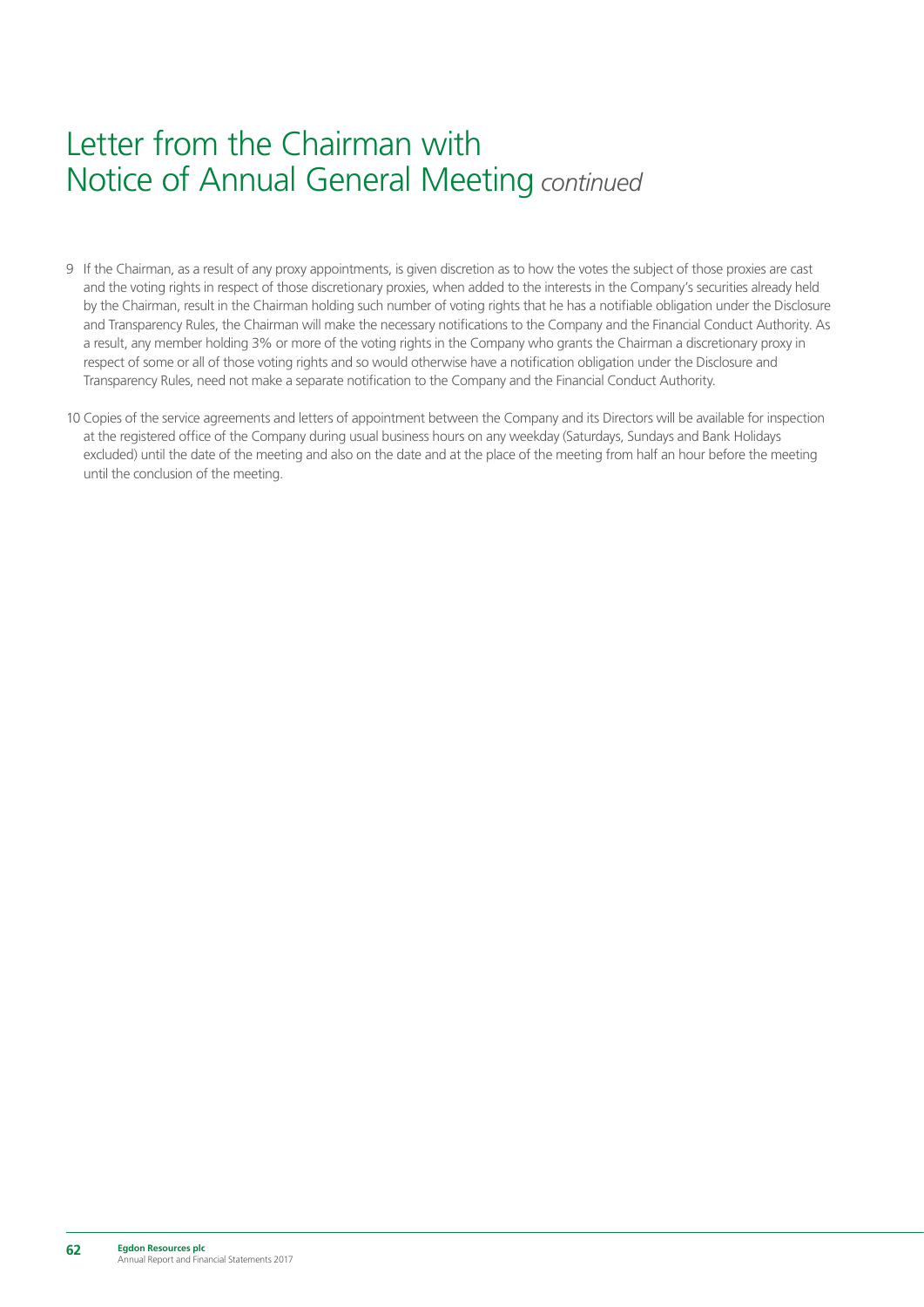# Letter from the Chairman with Notice of Annual General Meeting *continued*

9 If the Chairman, as a result of any proxy appointments, is given discretion as to how the votes the subject of those proxies are cast and the voting rights in respect of those discretionary proxies, when added to the interests in the Company's securities already held by the Chairman, result in the Chairman holding such number of voting rights that he has a notifiable obligation under the Disclosure and Transparency Rules, the Chairman will make the necessary notifications to the Company and the Financial Conduct Authority. As a result, any member holding 3% or more of the voting rights in the Company who grants the Chairman a discretionary proxy in respect of some or all of those voting rights and so would otherwise have a notification obligation under the Disclosure and Transparency Rules, need not make a separate notification to the Company and the Financial Conduct Authority.

10 Copies of the service agreements and letters of appointment between the Company and its Directors will be available for inspection at the registered office of the Company during usual business hours on any weekday (Saturdays, Sundays and Bank Holidays excluded) until the date of the meeting and also on the date and at the place of the meeting from half an hour before the meeting until the conclusion of the meeting.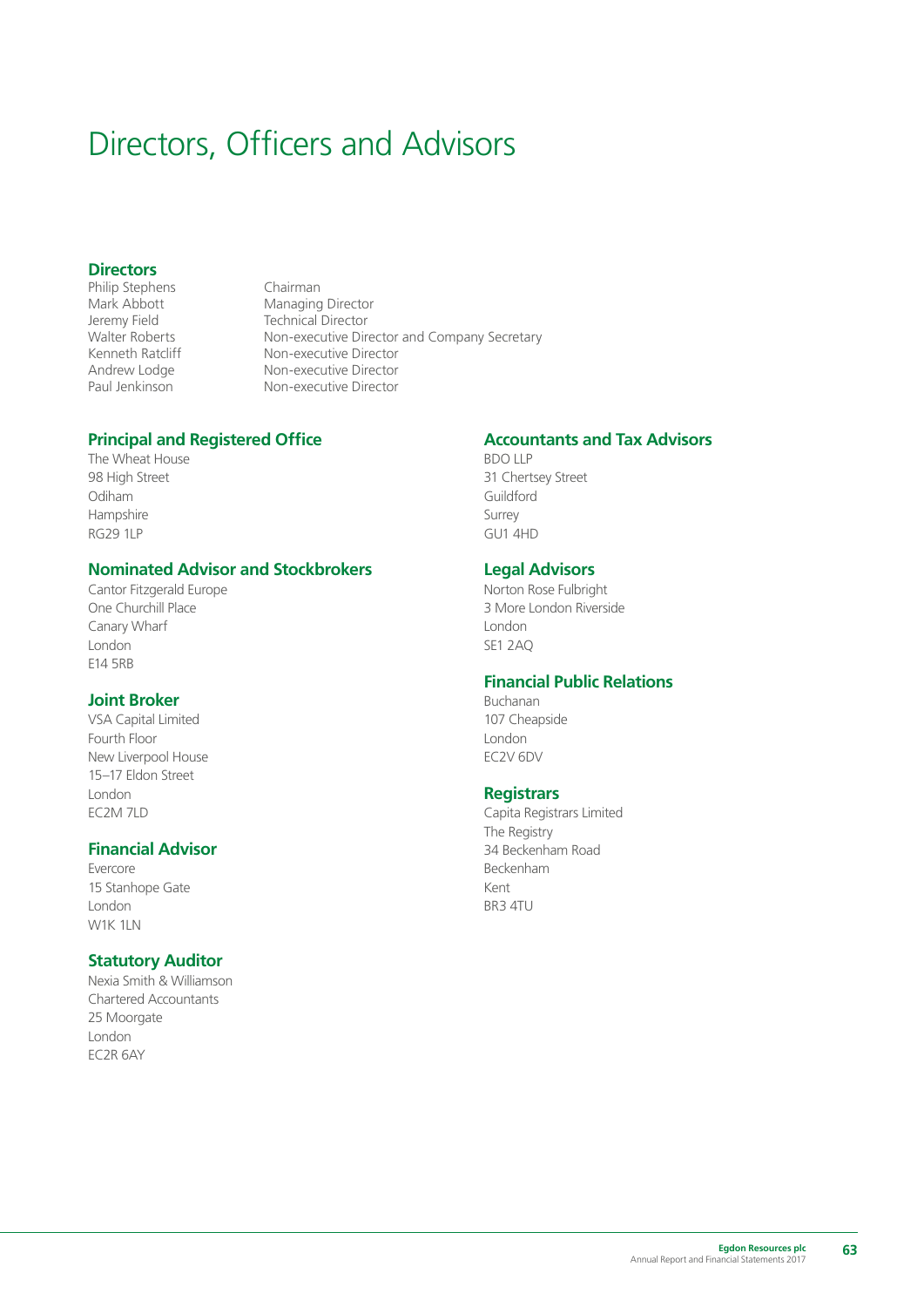# Directors, Officers and Advisors

## Directors

| | |
|---|---|
| Philip Stephens | Chairman |
| Mark Abbott | Managing Director |
| Jeremy Field | Technical Director |
| Walter Roberts | Non-executive Director and Company Secretary |
| Kenneth Ratcliff | Non-executive Director |
| Andrew Lodge | Non-executive Director |
| Paul Jenkinson | Non-executive Director |

## Principal and Registered Office

The Wheat House
98 High Street
Odiham
Hampshire
RG29 1LP

## Nominated Advisor and Stockbrokers

Cantor Fitzgerald Europe
One Churchill Place
Canary Wharf
London
E14 5RB

## Joint Broker

VSA Capital Limited
Fourth Floor
New Liverpool House
15–17 Eldon Street
London
EC2M 7LD

## Financial Advisor

Evercore
15 Stanhope Gate
London
W1K 1LN

## Statutory Auditor

Nexia Smith & Williamson
Chartered Accountants
25 Moorgate
London
EC2R 6AY

## Accountants and Tax Advisors

BDO LLP
31 Chertsey Street
Guildford
Surrey
GU1 4HD

## Legal Advisors

Norton Rose Fulbright
3 More London Riverside
London
SE1 2AQ

## Financial Public Relations

Buchanan
107 Cheapside
London
EC2V 6DV

## Registrars

Capita Registrars Limited
The Registry
34 Beckenham Road
Beckenham
Kent
BR3 4TU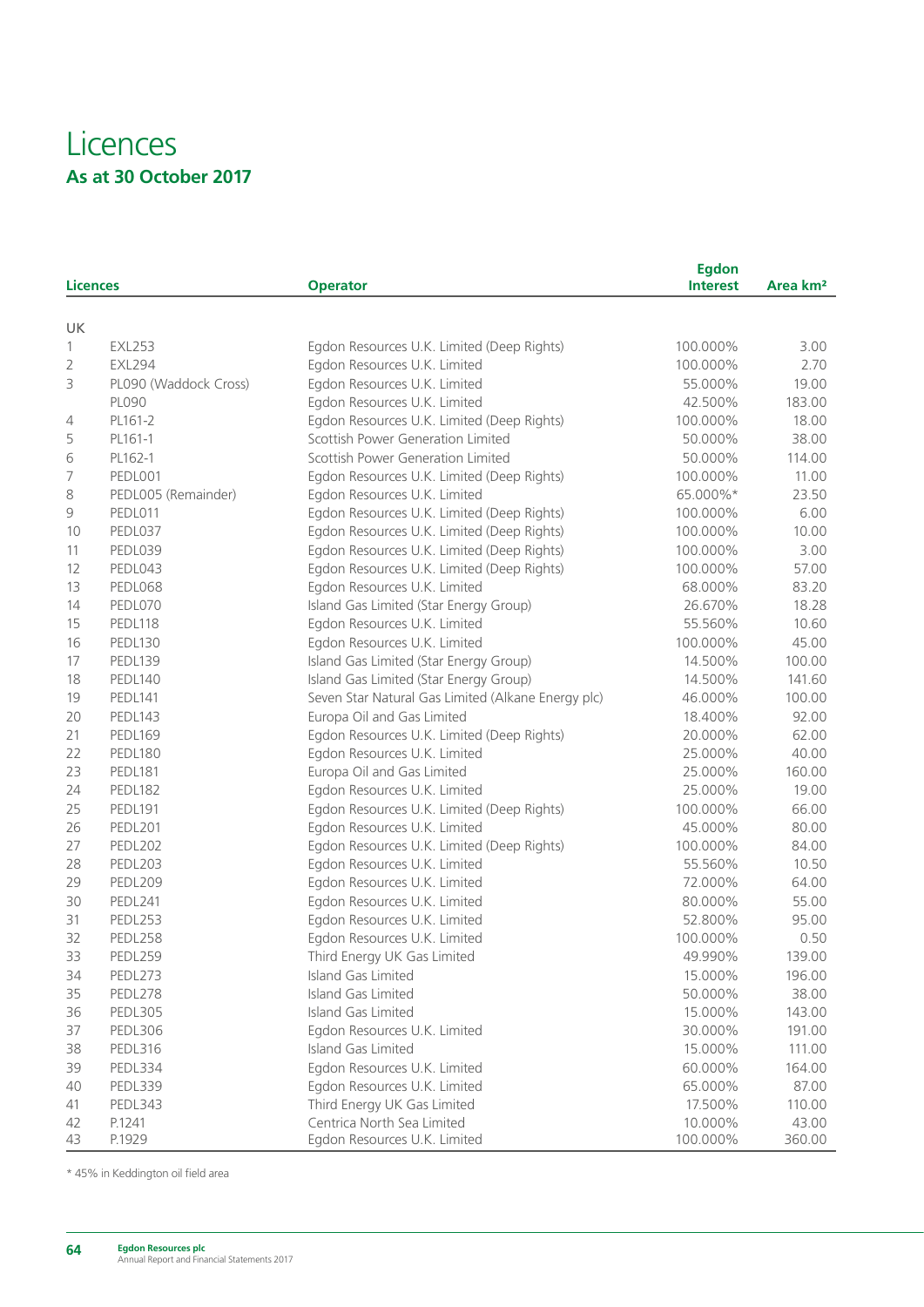# Licences

## As at 30 October 2017

| | Licences | Operator | Egdon Interest | Area km² |
|---|---|---|---|---|
| UK | | | | |
| 1 | EXL253 | Egdon Resources U.K. Limited (Deep Rights) | 100.000% | 3.00 |
| 2 | EXL294 | Egdon Resources U.K. Limited | 100.000% | 2.70 |
| 3 | PL090 (Waddock Cross) | Egdon Resources U.K. Limited | 55.000% | 19.00 |
| | PL090 | Egdon Resources U.K. Limited | 42.500% | 183.00 |
| 4 | PL161-2 | Egdon Resources U.K. Limited (Deep Rights) | 100.000% | 18.00 |
| 5 | PL161-1 | Scottish Power Generation Limited | 50.000% | 38.00 |
| 6 | PL162-1 | Scottish Power Generation Limited | 50.000% | 114.00 |
| 7 | PEDL001 | Egdon Resources U.K. Limited (Deep Rights) | 100.000% | 11.00 |
| 8 | PEDL005 (Remainder) | Egdon Resources U.K. Limited | 65.000%* | 23.50 |
| 9 | PEDL011 | Egdon Resources U.K. Limited (Deep Rights) | 100.000% | 6.00 |
| 10 | PEDL037 | Egdon Resources U.K. Limited (Deep Rights) | 100.000% | 10.00 |
| 11 | PEDL039 | Egdon Resources U.K. Limited (Deep Rights) | 100.000% | 3.00 |
| 12 | PEDL043 | Egdon Resources U.K. Limited (Deep Rights) | 100.000% | 57.00 |
| 13 | PEDL068 | Egdon Resources U.K. Limited | 68.000% | 83.20 |
| 14 | PEDL070 | Island Gas Limited (Star Energy Group) | 26.670% | 18.28 |
| 15 | PEDL118 | Egdon Resources U.K. Limited | 55.560% | 10.60 |
| 16 | PEDL130 | Egdon Resources U.K. Limited | 100.000% | 45.00 |
| 17 | PEDL139 | Island Gas Limited (Star Energy Group) | 14.500% | 100.00 |
| 18 | PEDL140 | Island Gas Limited (Star Energy Group) | 14.500% | 141.60 |
| 19 | PEDL141 | Seven Star Natural Gas Limited (Alkane Energy plc) | 46.000% | 100.00 |
| 20 | PEDL143 | Europa Oil and Gas Limited | 18.400% | 92.00 |
| 21 | PEDL169 | Egdon Resources U.K. Limited (Deep Rights) | 20.000% | 62.00 |
| 22 | PEDL180 | Egdon Resources U.K. Limited | 25.000% | 40.00 |
| 23 | PEDL181 | Europa Oil and Gas Limited | 25.000% | 160.00 |
| 24 | PEDL182 | Egdon Resources U.K. Limited | 25.000% | 19.00 |
| 25 | PEDL191 | Egdon Resources U.K. Limited (Deep Rights) | 100.000% | 66.00 |
| 26 | PEDL201 | Egdon Resources U.K. Limited | 45.000% | 80.00 |
| 27 | PEDL202 | Egdon Resources U.K. Limited (Deep Rights) | 100.000% | 84.00 |
| 28 | PEDL203 | Egdon Resources U.K. Limited | 55.560% | 10.50 |
| 29 | PEDL209 | Egdon Resources U.K. Limited | 72.000% | 64.00 |
| 30 | PEDL241 | Egdon Resources U.K. Limited | 80.000% | 55.00 |
| 31 | PEDL253 | Egdon Resources U.K. Limited | 52.800% | 95.00 |
| 32 | PEDL258 | Egdon Resources U.K. Limited | 100.000% | 0.50 |
| 33 | PEDL259 | Third Energy UK Gas Limited | 49.990% | 139.00 |
| 34 | PEDL273 | Island Gas Limited | 15.000% | 196.00 |
| 35 | PEDL278 | Island Gas Limited | 50.000% | 38.00 |
| 36 | PEDL305 | Island Gas Limited | 15.000% | 143.00 |
| 37 | PEDL306 | Egdon Resources U.K. Limited | 30.000% | 191.00 |
| 38 | PEDL316 | Island Gas Limited | 15.000% | 111.00 |
| 39 | PEDL334 | Egdon Resources U.K. Limited | 60.000% | 164.00 |
| 40 | PEDL339 | Egdon Resources U.K. Limited | 65.000% | 87.00 |
| 41 | PEDL343 | Third Energy UK Gas Limited | 17.500% | 110.00 |
| 42 | P.1241 | Centrica North Sea Limited | 10.000% | 43.00 |
| 43 | P.1929 | Egdon Resources U.K. Limited | 100.000% | 360.00 |

* 45% in Keddington oil field area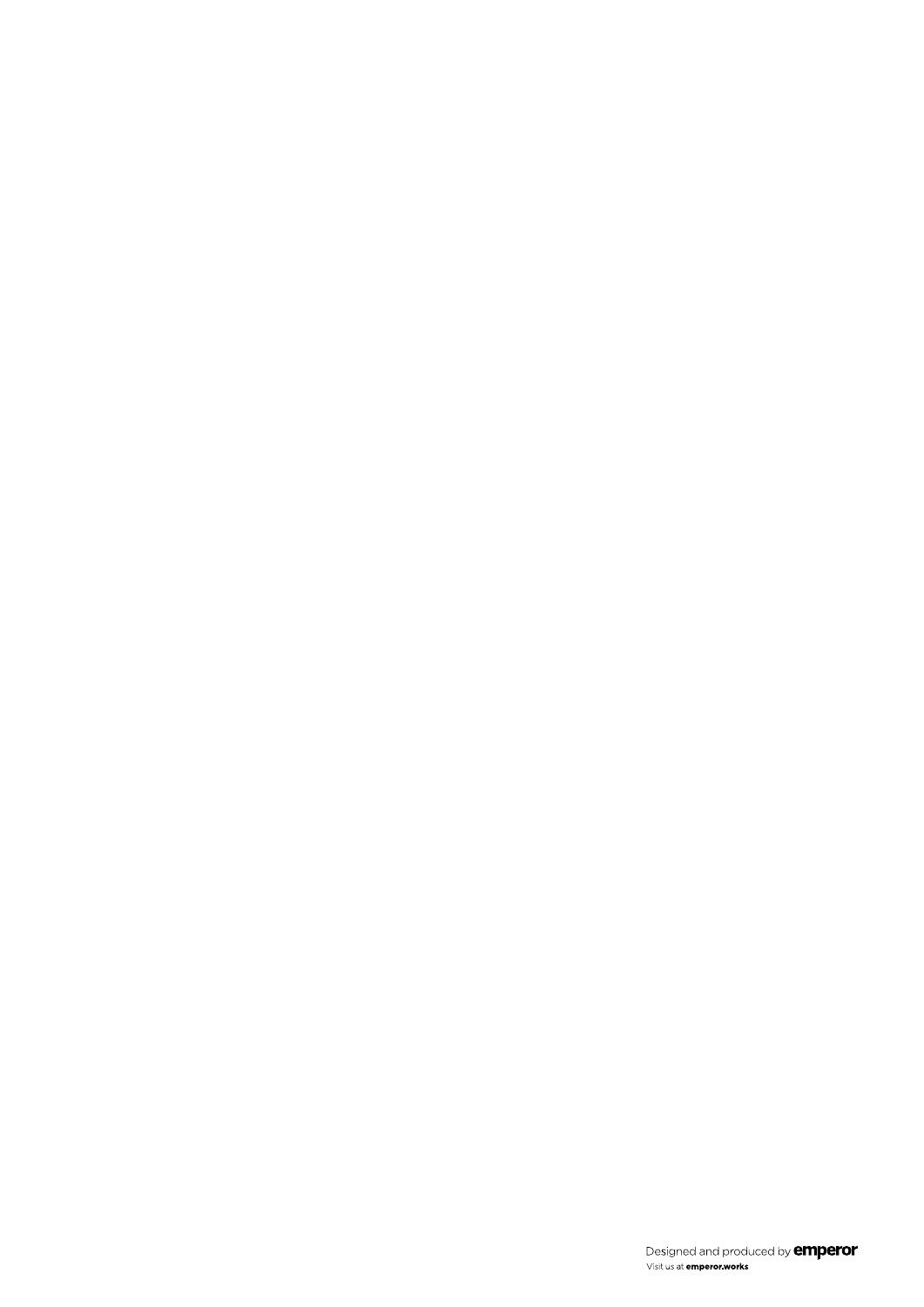Designed and produced by **emperor**

Visit us at **emperor.works**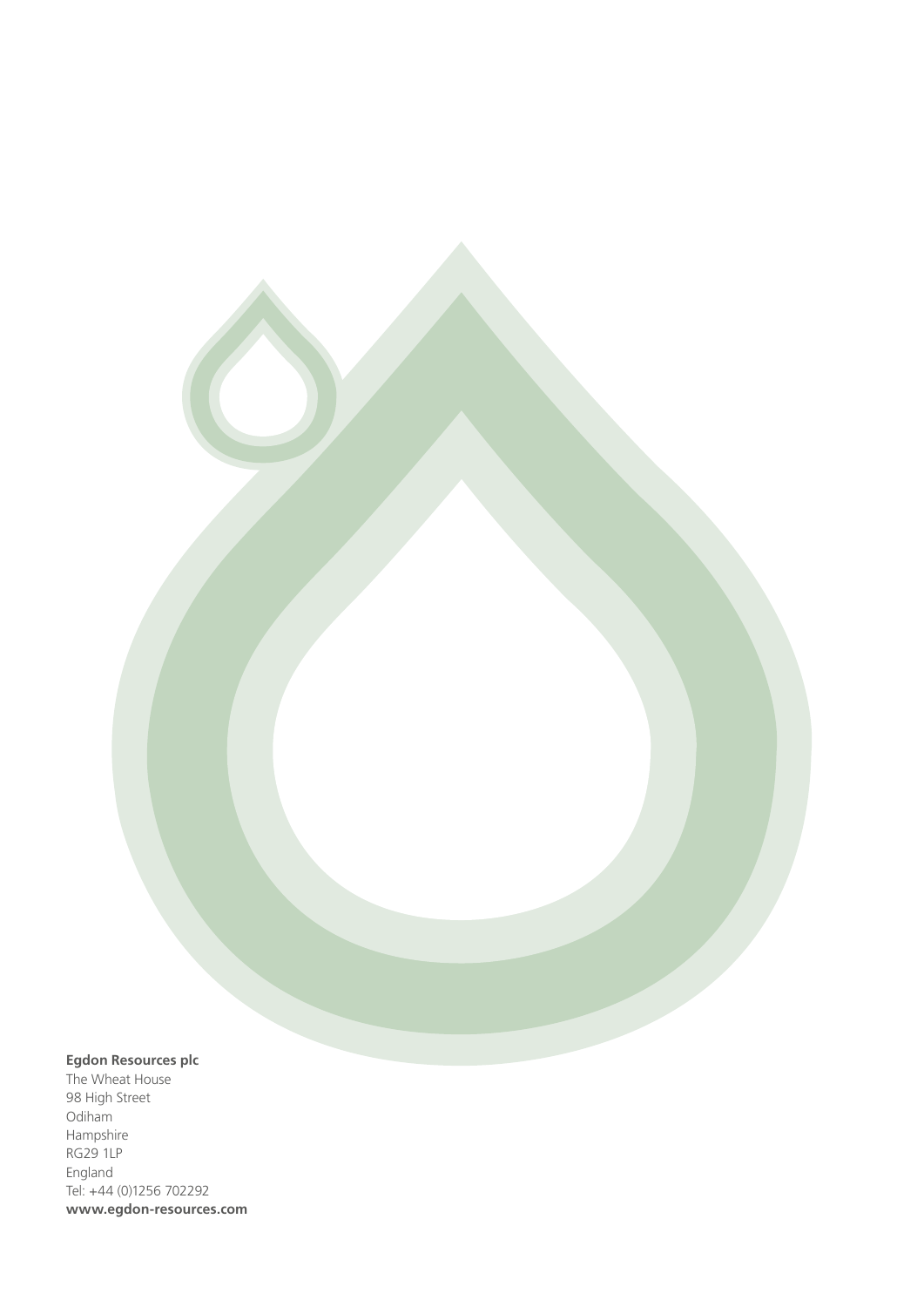**Egdon Resources plc**
The Wheat House
98 High Street
Odiham
Hampshire
RG29 1LP
England
Tel: +44 (0)1256 702292
**www.egdon-resources.com**